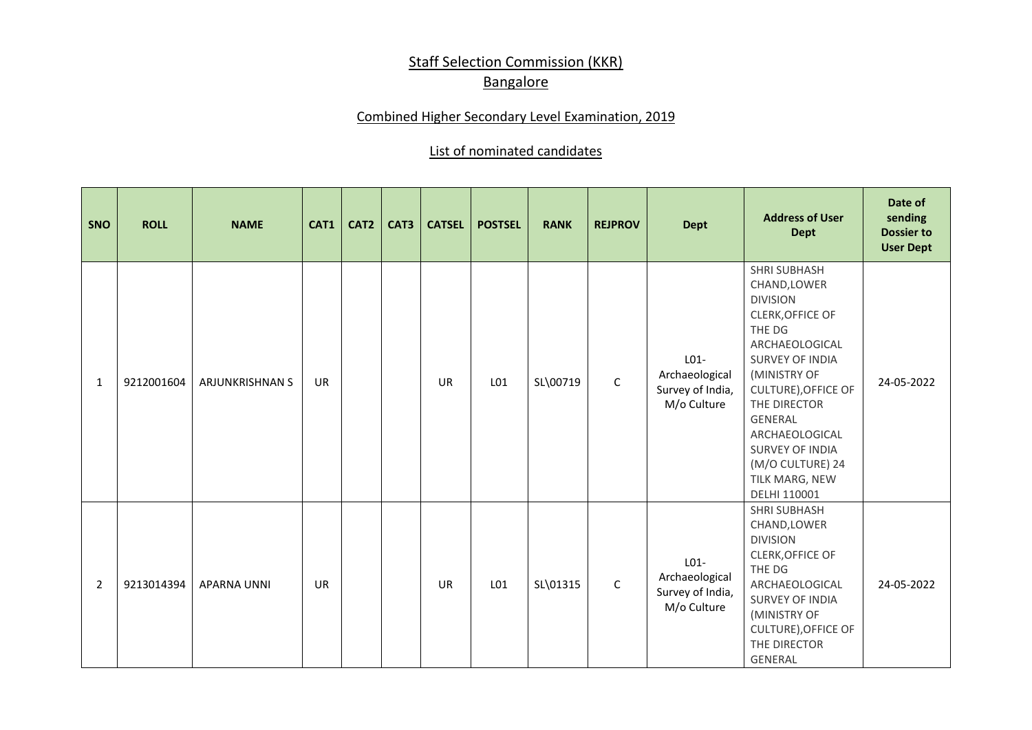# Staff Selection Commission (KKR)
## Bangalore

### Combined Higher Secondary Level Examination, 2019

### List of nominated candidates

| SNO | ROLL | NAME | CAT1 | CAT2 | CAT3 | CATSEL | POSTSEL | RANK | REJPROV | Dept | Address of User Dept | Date of sending Dossier to User Dept |
|---|---|---|---|---|---|---|---|---|---|---|---|---|
| 1 | 9212001604 | ARJUNKRISHNAN S | UR | | | UR | L01 | SL\00719 | C | L01-Archaeological Survey of India, M/o Culture | SHRI SUBHASH CHAND,LOWER DIVISION CLERK,OFFICE OF THE DG ARCHAEOLOGICAL SURVEY OF INDIA (MINISTRY OF CULTURE),OFFICE OF THE DIRECTOR GENERAL ARCHAEOLOGICAL SURVEY OF INDIA (M/O CULTURE) 24 TILK MARG, NEW DELHI 110001 | 24-05-2022 |
| 2 | 9213014394 | APARNA UNNI | UR | | | UR | L01 | SL\01315 | C | L01-Archaeological Survey of India, M/o Culture | SHRI SUBHASH CHAND,LOWER DIVISION CLERK,OFFICE OF THE DG ARCHAEOLOGICAL SURVEY OF INDIA (MINISTRY OF CULTURE),OFFICE OF THE DIRECTOR GENERAL | 24-05-2022 |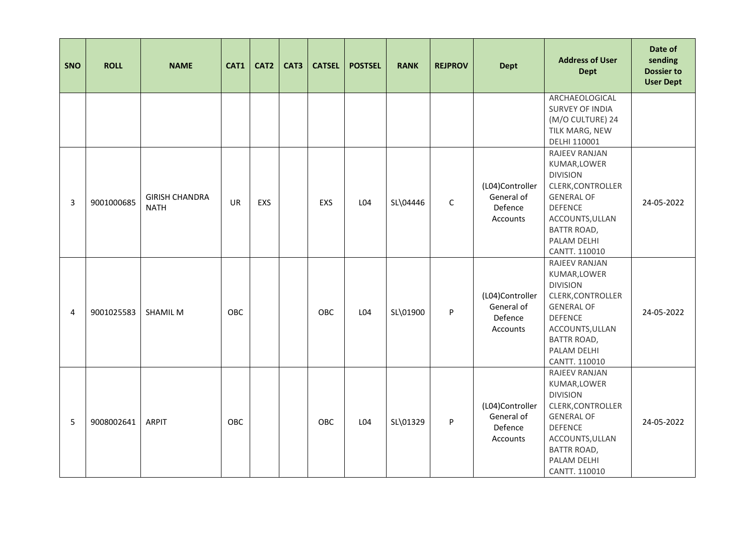| SNO | ROLL | NAME | CAT1 | CAT2 | CAT3 | CATSEL | POSTSEL | RANK | REJPROV | Dept | Address of User Dept | Date of sending Dossier to User Dept |
|---|---|---|---|---|---|---|---|---|---|---|---|---|
| | | | | | | | | | | | ARCHAEOLOGICAL SURVEY OF INDIA (M/O CULTURE) 24 TILK MARG, NEW DELHI 110001 | |
| 3 | 9001000685 | GIRISH CHANDRA NATH | UR | EXS | | EXS | L04 | SL\04446 | C | (L04)Controller General of Defence Accounts | RAJEEV RANJAN KUMAR,LOWER DIVISION CLERK,CONTROLLER GENERAL OF DEFENCE ACCOUNTS,ULLAN BATTR ROAD, PALAM DELHI CANTT. 110010 | 24-05-2022 |
| 4 | 9001025583 | SHAMIL M | OBC | | | OBC | L04 | SL\01900 | P | (L04)Controller General of Defence Accounts | RAJEEV RANJAN KUMAR,LOWER DIVISION CLERK,CONTROLLER GENERAL OF DEFENCE ACCOUNTS,ULLAN BATTR ROAD, PALAM DELHI CANTT. 110010 | 24-05-2022 |
| 5 | 9008002641 | ARPIT | OBC | | | OBC | L04 | SL\01329 | P | (L04)Controller General of Defence Accounts | RAJEEV RANJAN KUMAR,LOWER DIVISION CLERK,CONTROLLER GENERAL OF DEFENCE ACCOUNTS,ULLAN BATTR ROAD, PALAM DELHI CANTT. 110010 | 24-05-2022 |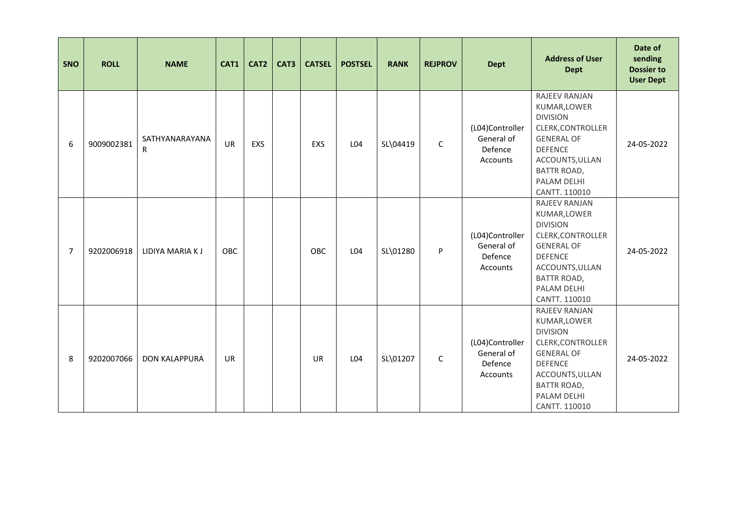| SNO | ROLL | NAME | CAT1 | CAT2 | CAT3 | CATSEL | POSTSEL | RANK | REJPROV | Dept | Address of User Dept | Date of sending Dossier to User Dept |
|---|---|---|---|---|---|---|---|---|---|---|---|---|
| 6 | 9009002381 | SATHYANARAYANA R | UR | EXS | | EXS | L04 | SL\04419 | C | (L04)Controller General of Defence Accounts | RAJEEV RANJAN KUMAR,LOWER DIVISION CLERK,CONTROLLER GENERAL OF DEFENCE ACCOUNTS,ULLAN BATTR ROAD, PALAM DELHI CANTT. 110010 | 24-05-2022 |
| 7 | 9202006918 | LIDIYA MARIA K J | OBC | | | OBC | L04 | SL\01280 | P | (L04)Controller General of Defence Accounts | RAJEEV RANJAN KUMAR,LOWER DIVISION CLERK,CONTROLLER GENERAL OF DEFENCE ACCOUNTS,ULLAN BATTR ROAD, PALAM DELHI CANTT. 110010 | 24-05-2022 |
| 8 | 9202007066 | DON KALAPPURA | UR | | | UR | L04 | SL\01207 | C | (L04)Controller General of Defence Accounts | RAJEEV RANJAN KUMAR,LOWER DIVISION CLERK,CONTROLLER GENERAL OF DEFENCE ACCOUNTS,ULLAN BATTR ROAD, PALAM DELHI CANTT. 110010 | 24-05-2022 |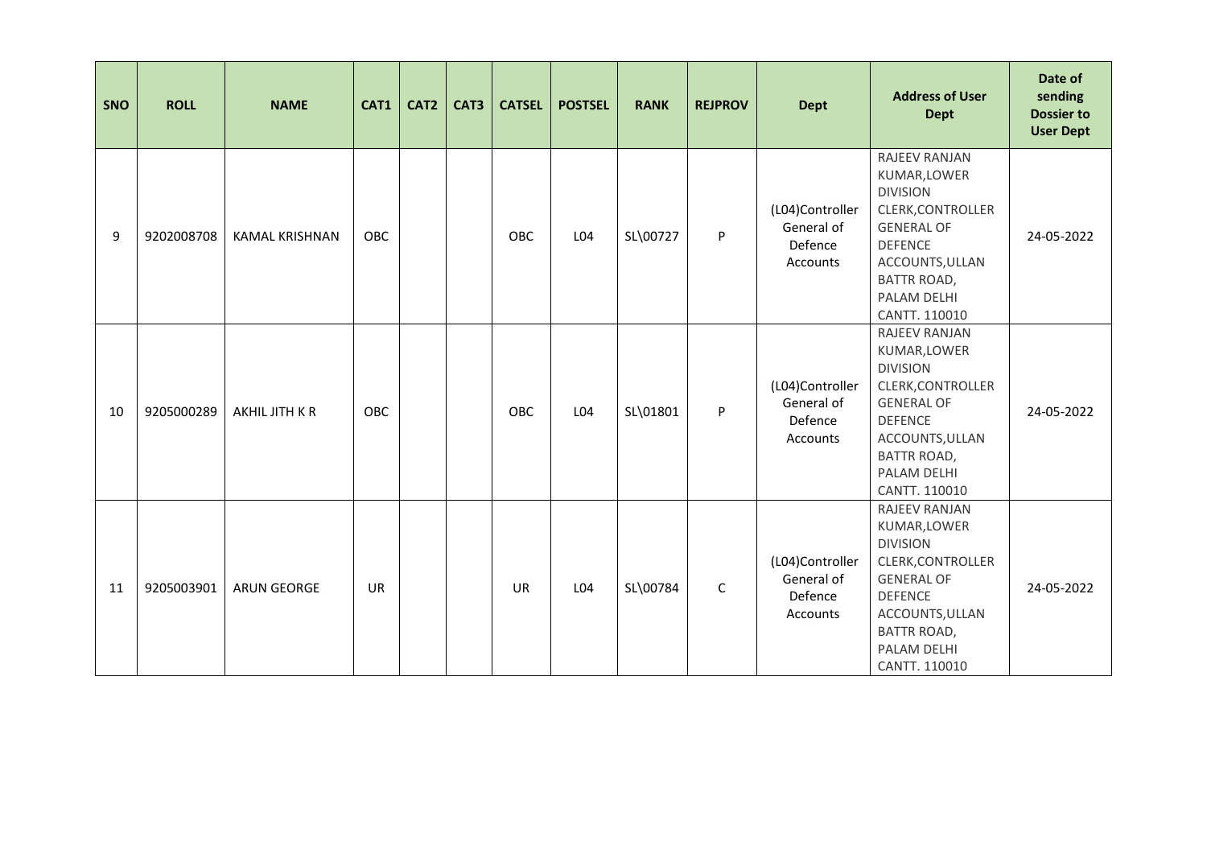| SNO | ROLL | NAME | CAT1 | CAT2 | CAT3 | CATSEL | POSTSEL | RANK | REJPROV | Dept | Address of User Dept | Date of sending Dossier to User Dept |
|---|---|---|---|---|---|---|---|---|---|---|---|---|
| 9 | 9202008708 | KAMAL KRISHNAN | OBC | | | OBC | L04 | SL\00727 | P | (L04)Controller General of Defence Accounts | RAJEEV RANJAN KUMAR,LOWER DIVISION CLERK,CONTROLLER GENERAL OF DEFENCE ACCOUNTS,ULLAN BATTR ROAD, PALAM DELHI CANTT. 110010 | 24-05-2022 |
| 10 | 9205000289 | AKHIL JITH K R | OBC | | | OBC | L04 | SL\01801 | P | (L04)Controller General of Defence Accounts | RAJEEV RANJAN KUMAR,LOWER DIVISION CLERK,CONTROLLER GENERAL OF DEFENCE ACCOUNTS,ULLAN BATTR ROAD, PALAM DELHI CANTT. 110010 | 24-05-2022 |
| 11 | 9205003901 | ARUN GEORGE | UR | | | UR | L04 | SL\00784 | C | (L04)Controller General of Defence Accounts | RAJEEV RANJAN KUMAR,LOWER DIVISION CLERK,CONTROLLER GENERAL OF DEFENCE ACCOUNTS,ULLAN BATTR ROAD, PALAM DELHI CANTT. 110010 | 24-05-2022 |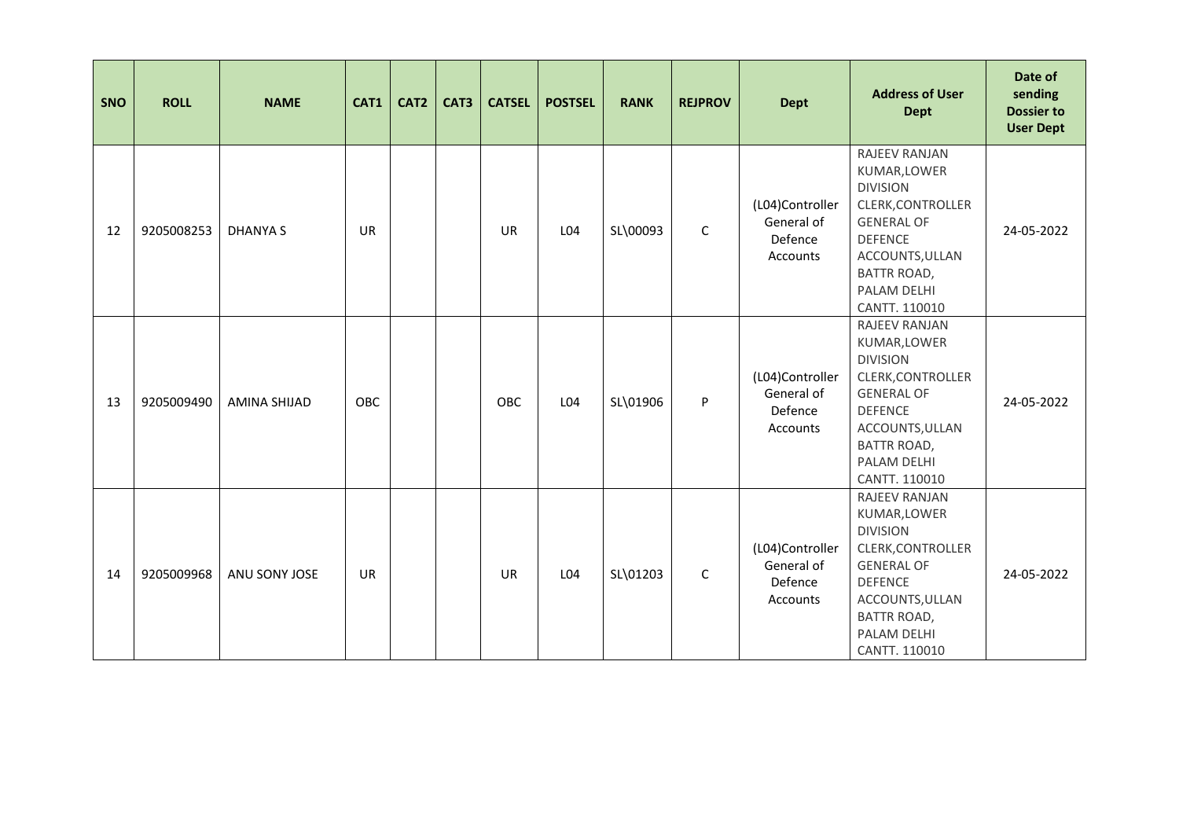| SNO | ROLL | NAME | CAT1 | CAT2 | CAT3 | CATSEL | POSTSEL | RANK | REJPROV | Dept | Address of User Dept | Date of sending Dossier to User Dept |
|---|---|---|---|---|---|---|---|---|---|---|---|---|
| 12 | 9205008253 | DHANYA S | UR | | | UR | L04 | SL\00093 | C | (L04)Controller General of Defence Accounts | RAJEEV RANJAN KUMAR,LOWER DIVISION CLERK,CONTROLLER GENERAL OF DEFENCE ACCOUNTS,ULLAN BATTR ROAD, PALAM DELHI CANTT. 110010 | 24-05-2022 |
| 13 | 9205009490 | AMINA SHIJAD | OBC | | | OBC | L04 | SL\01906 | P | (L04)Controller General of Defence Accounts | RAJEEV RANJAN KUMAR,LOWER DIVISION CLERK,CONTROLLER GENERAL OF DEFENCE ACCOUNTS,ULLAN BATTR ROAD, PALAM DELHI CANTT. 110010 | 24-05-2022 |
| 14 | 9205009968 | ANU SONY JOSE | UR | | | UR | L04 | SL\01203 | C | (L04)Controller General of Defence Accounts | RAJEEV RANJAN KUMAR,LOWER DIVISION CLERK,CONTROLLER GENERAL OF DEFENCE ACCOUNTS,ULLAN BATTR ROAD, PALAM DELHI CANTT. 110010 | 24-05-2022 |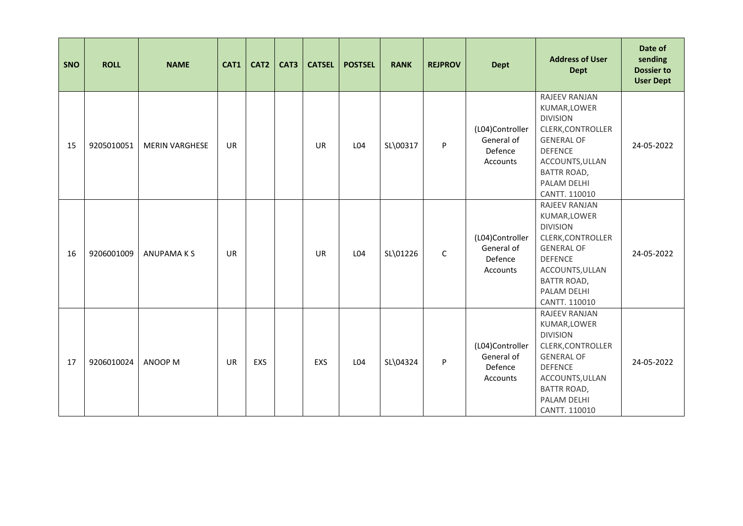| SNO | ROLL | NAME | CAT1 | CAT2 | CAT3 | CATSEL | POSTSEL | RANK | REJPROV | Dept | Address of User Dept | Date of sending Dossier to User Dept |
|---|---|---|---|---|---|---|---|---|---|---|---|---|
| 15 | 9205010051 | MERIN VARGHESE | UR | | | UR | L04 | SL\00317 | P | (L04)Controller General of Defence Accounts | RAJEEV RANJAN KUMAR,LOWER DIVISION CLERK,CONTROLLER GENERAL OF DEFENCE ACCOUNTS,ULLAN BATTR ROAD, PALAM DELHI CANTT. 110010 | 24-05-2022 |
| 16 | 9206001009 | ANUPAMA K S | UR | | | UR | L04 | SL\01226 | C | (L04)Controller General of Defence Accounts | RAJEEV RANJAN KUMAR,LOWER DIVISION CLERK,CONTROLLER GENERAL OF DEFENCE ACCOUNTS,ULLAN BATTR ROAD, PALAM DELHI CANTT. 110010 | 24-05-2022 |
| 17 | 9206010024 | ANOOP M | UR | EXS | | EXS | L04 | SL\04324 | P | (L04)Controller General of Defence Accounts | RAJEEV RANJAN KUMAR,LOWER DIVISION CLERK,CONTROLLER GENERAL OF DEFENCE ACCOUNTS,ULLAN BATTR ROAD, PALAM DELHI CANTT. 110010 | 24-05-2022 |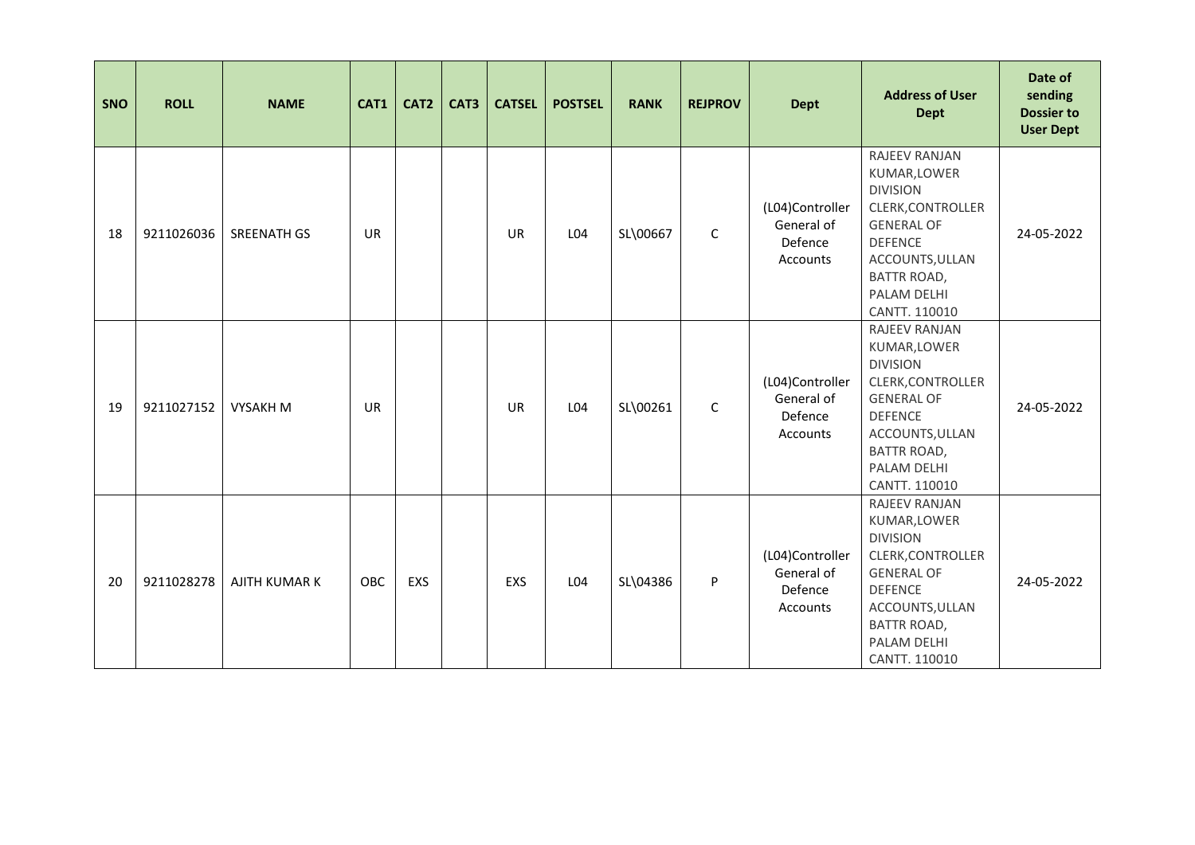| SNO | ROLL | NAME | CAT1 | CAT2 | CAT3 | CATSEL | POSTSEL | RANK | REJPROV | Dept | Address of User Dept | Date of sending Dossier to User Dept |
|---|---|---|---|---|---|---|---|---|---|---|---|---|
| 18 | 9211026036 | SREENATH GS | UR | | | UR | L04 | SL\00667 | C | (L04)Controller General of Defence Accounts | RAJEEV RANJAN KUMAR,LOWER DIVISION CLERK,CONTROLLER GENERAL OF DEFENCE ACCOUNTS,ULLAN BATTR ROAD, PALAM DELHI CANTT. 110010 | 24-05-2022 |
| 19 | 9211027152 | VYSAKH M | UR | | | UR | L04 | SL\00261 | C | (L04)Controller General of Defence Accounts | RAJEEV RANJAN KUMAR,LOWER DIVISION CLERK,CONTROLLER GENERAL OF DEFENCE ACCOUNTS,ULLAN BATTR ROAD, PALAM DELHI CANTT. 110010 | 24-05-2022 |
| 20 | 9211028278 | AJITH KUMAR K | OBC | EXS | | EXS | L04 | SL\04386 | P | (L04)Controller General of Defence Accounts | RAJEEV RANJAN KUMAR,LOWER DIVISION CLERK,CONTROLLER GENERAL OF DEFENCE ACCOUNTS,ULLAN BATTR ROAD, PALAM DELHI CANTT. 110010 | 24-05-2022 |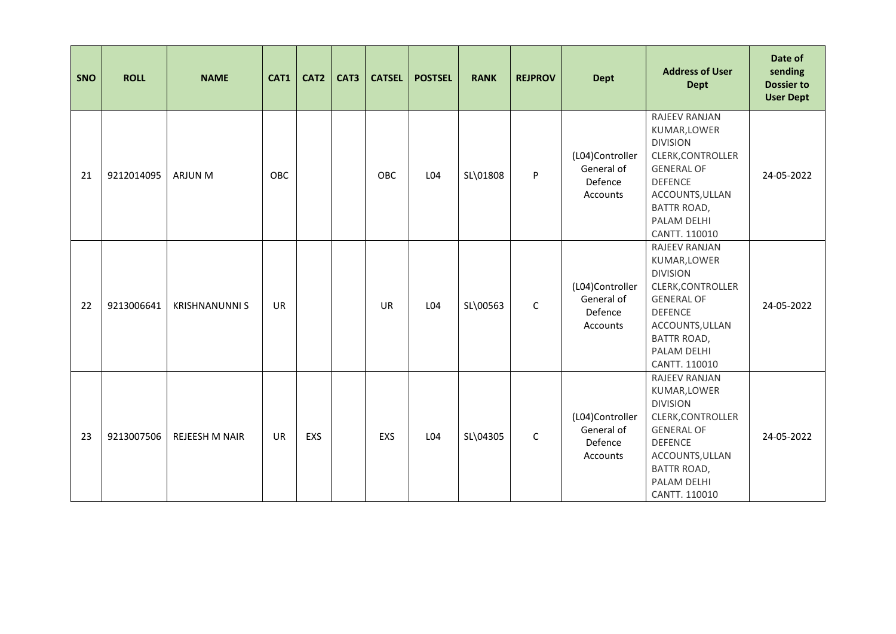| SNO | ROLL | NAME | CAT1 | CAT2 | CAT3 | CATSEL | POSTSEL | RANK | REJPROV | Dept | Address of User Dept | Date of sending Dossier to User Dept |
|---|---|---|---|---|---|---|---|---|---|---|---|---|
| 21 | 9212014095 | ARJUN M | OBC | | | OBC | L04 | SL\01808 | P | (L04)Controller General of Defence Accounts | RAJEEV RANJAN KUMAR,LOWER DIVISION CLERK,CONTROLLER GENERAL OF DEFENCE ACCOUNTS,ULLAN BATTR ROAD, PALAM DELHI CANTT. 110010 | 24-05-2022 |
| 22 | 9213006641 | KRISHNANUNNI S | UR | | | UR | L04 | SL\00563 | C | (L04)Controller General of Defence Accounts | RAJEEV RANJAN KUMAR,LOWER DIVISION CLERK,CONTROLLER GENERAL OF DEFENCE ACCOUNTS,ULLAN BATTR ROAD, PALAM DELHI CANTT. 110010 | 24-05-2022 |
| 23 | 9213007506 | REJEESH M NAIR | UR | EXS | | EXS | L04 | SL\04305 | C | (L04)Controller General of Defence Accounts | RAJEEV RANJAN KUMAR,LOWER DIVISION CLERK,CONTROLLER GENERAL OF DEFENCE ACCOUNTS,ULLAN BATTR ROAD, PALAM DELHI CANTT. 110010 | 24-05-2022 |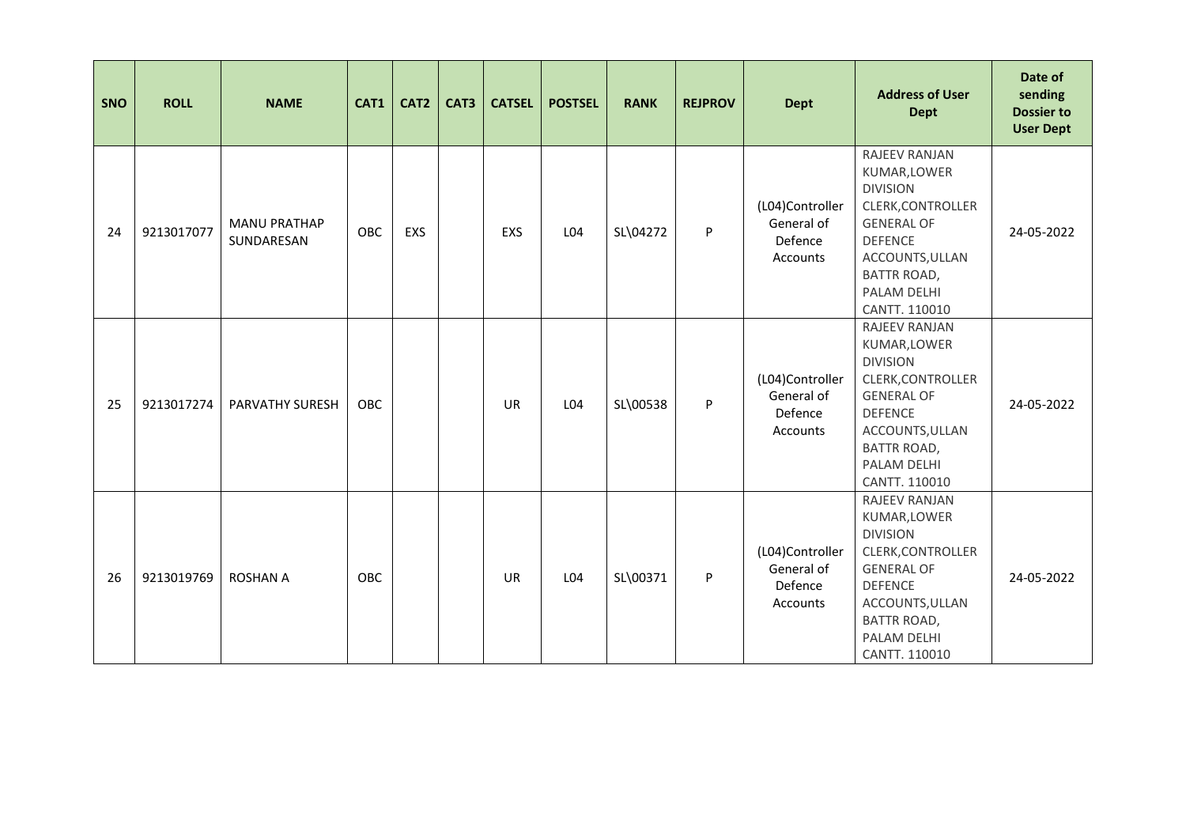| SNO | ROLL | NAME | CAT1 | CAT2 | CAT3 | CATSEL | POSTSEL | RANK | REJPROV | Dept | Address of User Dept | Date of sending Dossier to User Dept |
|---|---|---|---|---|---|---|---|---|---|---|---|---|
| 24 | 9213017077 | MANU PRATHAP SUNDARESAN | OBC | EXS | | EXS | L04 | SL\04272 | P | (L04)Controller General of Defence Accounts | RAJEEV RANJAN KUMAR,LOWER DIVISION CLERK,CONTROLLER GENERAL OF DEFENCE ACCOUNTS,ULLAN BATTR ROAD, PALAM DELHI CANTT. 110010 | 24-05-2022 |
| 25 | 9213017274 | PARVATHY SURESH | OBC | | | UR | L04 | SL\00538 | P | (L04)Controller General of Defence Accounts | RAJEEV RANJAN KUMAR,LOWER DIVISION CLERK,CONTROLLER GENERAL OF DEFENCE ACCOUNTS,ULLAN BATTR ROAD, PALAM DELHI CANTT. 110010 | 24-05-2022 |
| 26 | 9213019769 | ROSHAN A | OBC | | | UR | L04 | SL\00371 | P | (L04)Controller General of Defence Accounts | RAJEEV RANJAN KUMAR,LOWER DIVISION CLERK,CONTROLLER GENERAL OF DEFENCE ACCOUNTS,ULLAN BATTR ROAD, PALAM DELHI CANTT. 110010 | 24-05-2022 |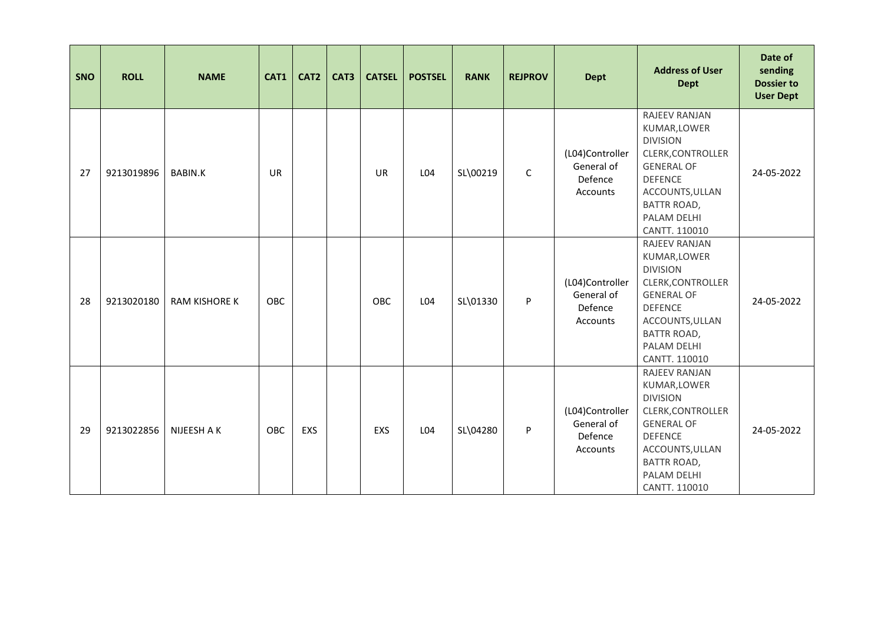| SNO | ROLL | NAME | CAT1 | CAT2 | CAT3 | CATSEL | POSTSEL | RANK | REJPROV | Dept | Address of User Dept | Date of sending Dossier to User Dept |
|---|---|---|---|---|---|---|---|---|---|---|---|---|
| 27 | 9213019896 | BABIN.K | UR | | | UR | L04 | SL\00219 | C | (L04)Controller General of Defence Accounts | RAJEEV RANJAN KUMAR,LOWER DIVISION CLERK,CONTROLLER GENERAL OF DEFENCE ACCOUNTS,ULLAN BATTR ROAD, PALAM DELHI CANTT. 110010 | 24-05-2022 |
| 28 | 9213020180 | RAM KISHORE K | OBC | | | OBC | L04 | SL\01330 | P | (L04)Controller General of Defence Accounts | RAJEEV RANJAN KUMAR,LOWER DIVISION CLERK,CONTROLLER GENERAL OF DEFENCE ACCOUNTS,ULLAN BATTR ROAD, PALAM DELHI CANTT. 110010 | 24-05-2022 |
| 29 | 9213022856 | NIJEESH A K | OBC | EXS | | EXS | L04 | SL\04280 | P | (L04)Controller General of Defence Accounts | RAJEEV RANJAN KUMAR,LOWER DIVISION CLERK,CONTROLLER GENERAL OF DEFENCE ACCOUNTS,ULLAN BATTR ROAD, PALAM DELHI CANTT. 110010 | 24-05-2022 |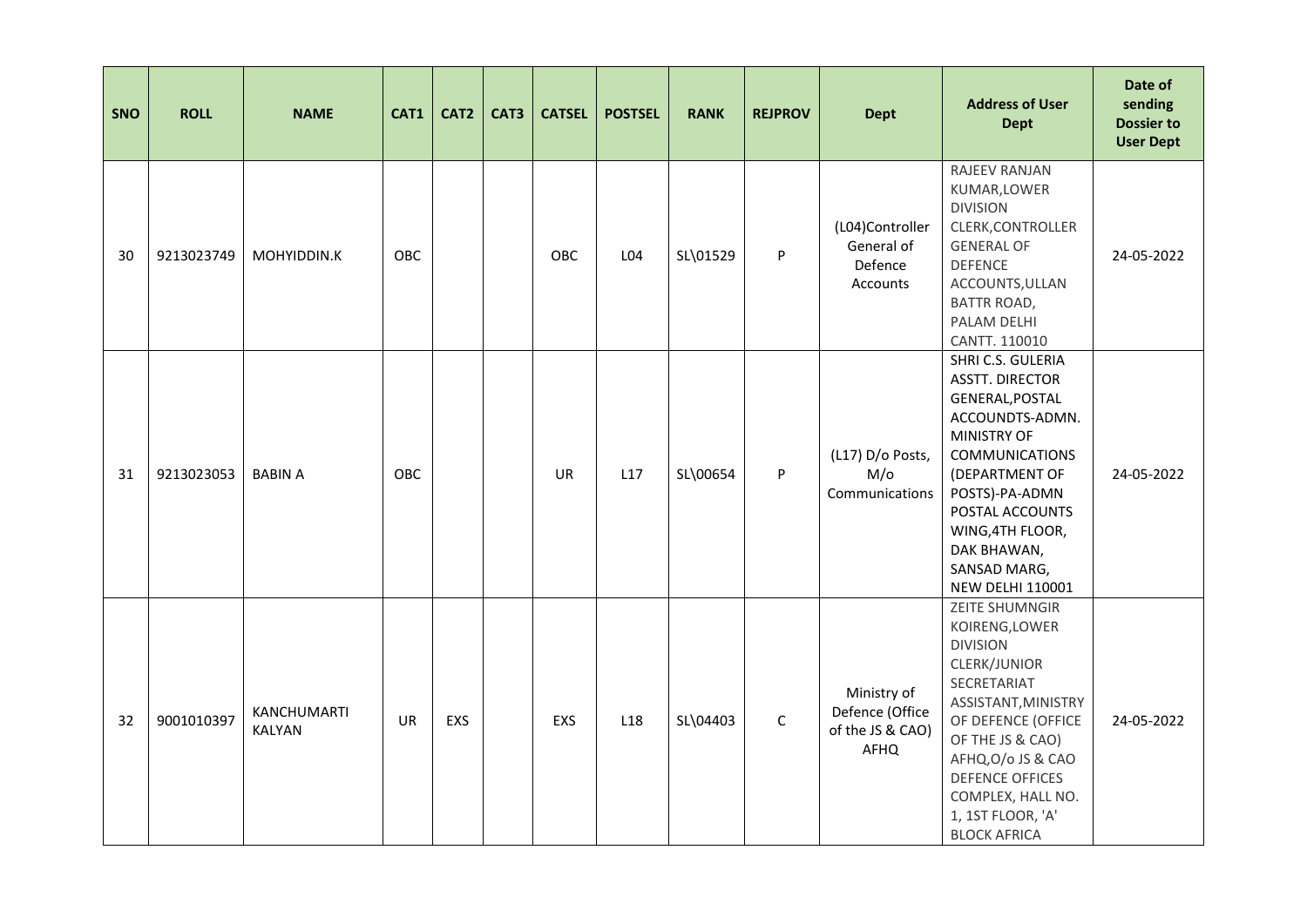| SNO | ROLL | NAME | CAT1 | CAT2 | CAT3 | CATSEL | POSTSEL | RANK | REJPROV | Dept | Address of User Dept | Date of sending Dossier to User Dept |
|---|---|---|---|---|---|---|---|---|---|---|---|---|
| 30 | 9213023749 | MOHYIDDIN.K | OBC | | | OBC | L04 | SL\01529 | P | (L04)Controller General of Defence Accounts | RAJEEV RANJAN KUMAR,LOWER DIVISION CLERK,CONTROLLER GENERAL OF DEFENCE ACCOUNTS,ULLAN BATTR ROAD, PALAM DELHI CANTT. 110010 | 24-05-2022 |
| 31 | 9213023053 | BABIN A | OBC | | | UR | L17 | SL\00654 | P | (L17) D/o Posts, M/o Communications | SHRI C.S. GULERIA ASSTT. DIRECTOR GENERAL,POSTAL ACCOUNDTS-ADMN. MINISTRY OF COMMUNICATIONS (DEPARTMENT OF POSTS)-PA-ADMN POSTAL ACCOUNTS WING,4TH FLOOR, DAK BHAWAN, SANSAD MARG, NEW DELHI 110001 | 24-05-2022 |
| 32 | 9001010397 | KANCHUMARTI KALYAN | UR | EXS | | EXS | L18 | SL\04403 | C | Ministry of Defence (Office of the JS & CAO) AFHQ | ZEITE SHUMNGIR KOIRENG,LOWER DIVISION CLERK/JUNIOR SECRETARIAT ASSISTANT,MINISTRY OF DEFENCE (OFFICE OF THE JS & CAO) AFHQ,O/o JS & CAO DEFENCE OFFICES COMPLEX, HALL NO. 1, 1ST FLOOR, 'A' BLOCK AFRICA | 24-05-2022 |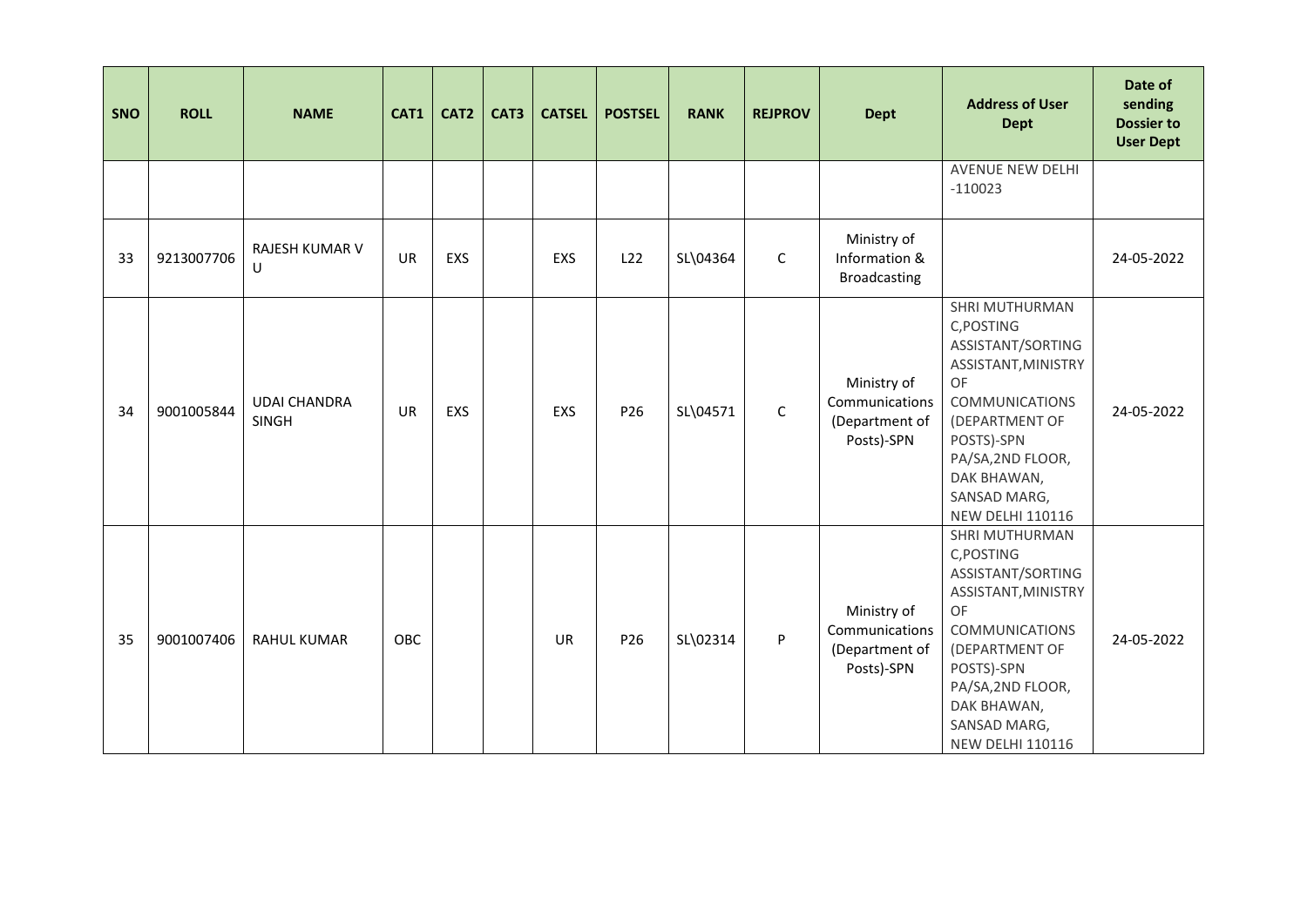| SNO | ROLL | NAME | CAT1 | CAT2 | CAT3 | CATSEL | POSTSEL | RANK | REJPROV | Dept | Address of User Dept | Date of sending Dossier to User Dept |
|---|---|---|---|---|---|---|---|---|---|---|---|---|
| | | | | | | | | | | | AVENUE NEW DELHI -110023 | |
| 33 | 9213007706 | RAJESH KUMAR V U | UR | EXS | | EXS | L22 | SL\04364 | C | Ministry of Information & Broadcasting | | 24-05-2022 |
| 34 | 9001005844 | UDAI CHANDRA SINGH | UR | EXS | | EXS | P26 | SL\04571 | C | Ministry of Communications (Department of Posts)-SPN | SHRI MUTHURMAN C,POSTING ASSISTANT/SORTING ASSISTANT,MINISTRY OF COMMUNICATIONS (DEPARTMENT OF POSTS)-SPN PA/SA,2ND FLOOR, DAK BHAWAN, SANSAD MARG, NEW DELHI 110116 | 24-05-2022 |
| 35 | 9001007406 | RAHUL KUMAR | OBC | | | UR | P26 | SL\02314 | P | Ministry of Communications (Department of Posts)-SPN | SHRI MUTHURMAN C,POSTING ASSISTANT/SORTING ASSISTANT,MINISTRY OF COMMUNICATIONS (DEPARTMENT OF POSTS)-SPN PA/SA,2ND FLOOR, DAK BHAWAN, SANSAD MARG, NEW DELHI 110116 | 24-05-2022 |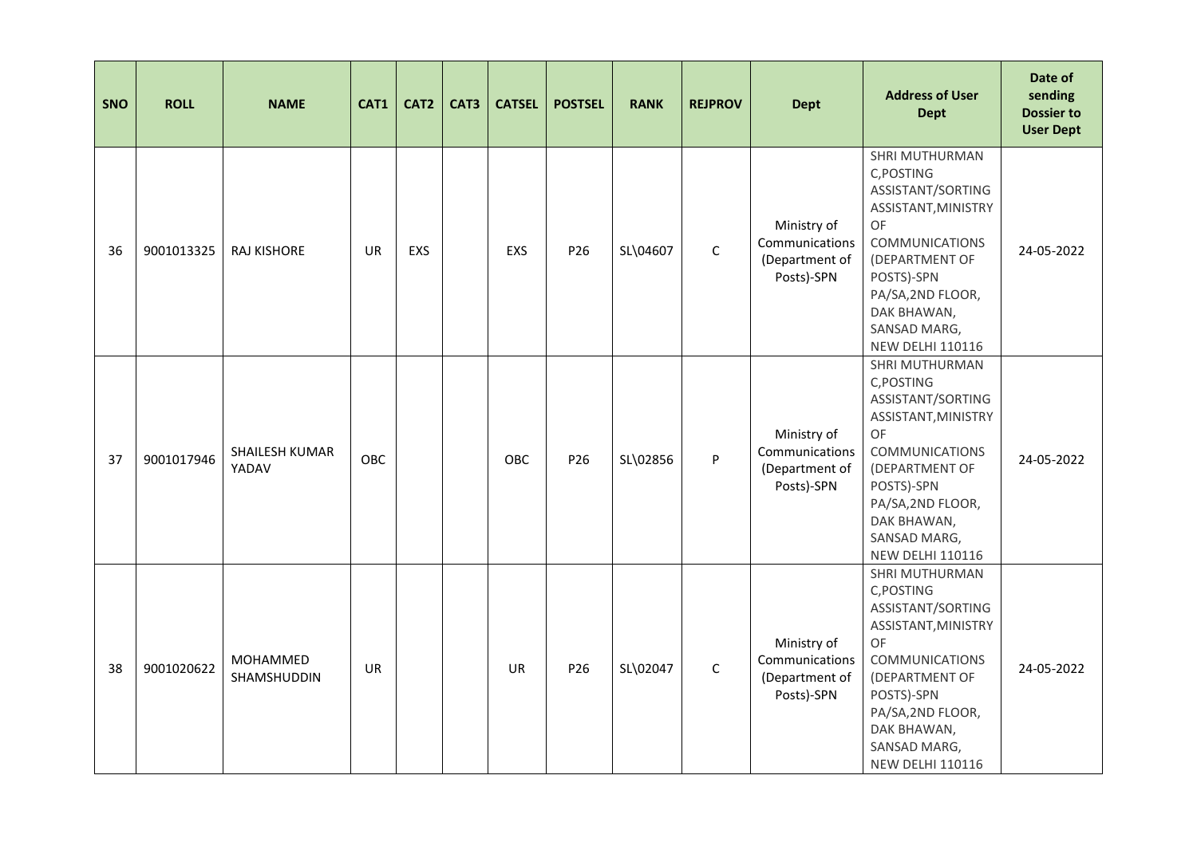| SNO | ROLL | NAME | CAT1 | CAT2 | CAT3 | CATSEL | POSTSEL | RANK | REJPROV | Dept | Address of User Dept | Date of sending Dossier to User Dept |
|---|---|---|---|---|---|---|---|---|---|---|---|---|
| 36 | 9001013325 | RAJ KISHORE | UR | EXS | | EXS | P26 | SL\04607 | C | Ministry of Communications (Department of Posts)-SPN | SHRI MUTHURMAN C,POSTING ASSISTANT/SORTING ASSISTANT,MINISTRY OF COMMUNICATIONS (DEPARTMENT OF POSTS)-SPN PA/SA,2ND FLOOR, DAK BHAWAN, SANSAD MARG, NEW DELHI 110116 | 24-05-2022 |
| 37 | 9001017946 | SHAILESH KUMAR YADAV | OBC | | | OBC | P26 | SL\02856 | P | Ministry of Communications (Department of Posts)-SPN | SHRI MUTHURMAN C,POSTING ASSISTANT/SORTING ASSISTANT,MINISTRY OF COMMUNICATIONS (DEPARTMENT OF POSTS)-SPN PA/SA,2ND FLOOR, DAK BHAWAN, SANSAD MARG, NEW DELHI 110116 | 24-05-2022 |
| 38 | 9001020622 | MOHAMMED SHAMSHUDDIN | UR | | | UR | P26 | SL\02047 | C | Ministry of Communications (Department of Posts)-SPN | SHRI MUTHURMAN C,POSTING ASSISTANT/SORTING ASSISTANT,MINISTRY OF COMMUNICATIONS (DEPARTMENT OF POSTS)-SPN PA/SA,2ND FLOOR, DAK BHAWAN, SANSAD MARG, NEW DELHI 110116 | 24-05-2022 |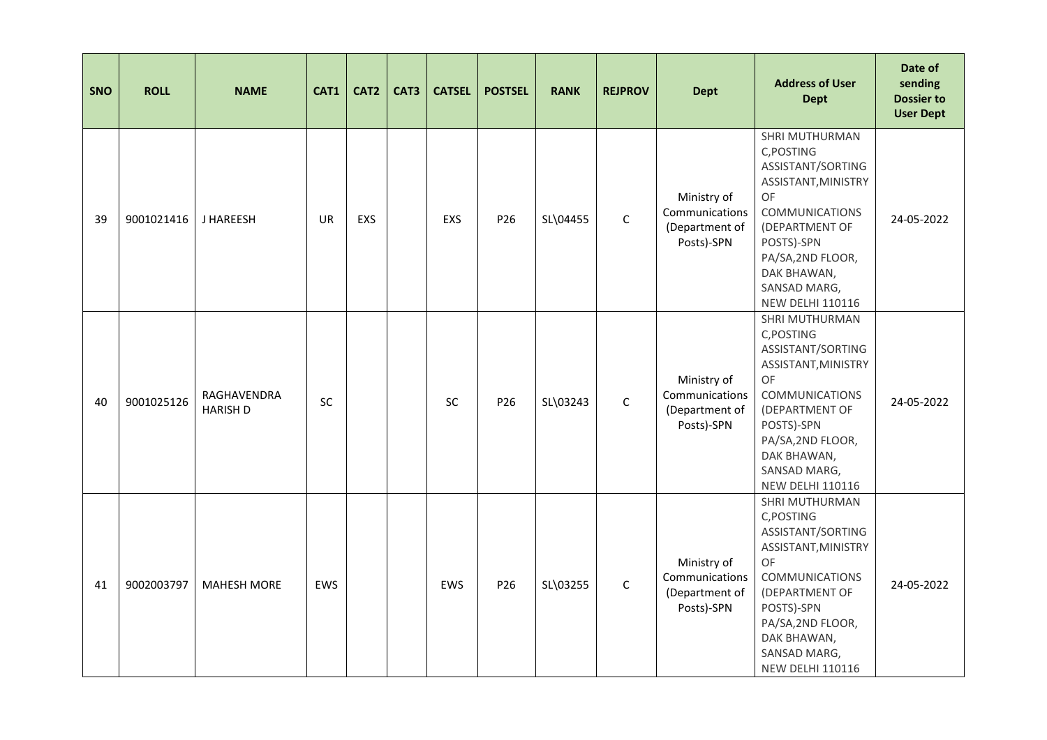| SNO | ROLL | NAME | CAT1 | CAT2 | CAT3 | CATSEL | POSTSEL | RANK | REJPROV | Dept | Address of User Dept | Date of sending Dossier to User Dept |
|---|---|---|---|---|---|---|---|---|---|---|---|---|
| 39 | 9001021416 | J HAREESH | UR | EXS | | EXS | P26 | SL\04455 | C | Ministry of Communications (Department of Posts)-SPN | SHRI MUTHURMAN C,POSTING ASSISTANT/SORTING ASSISTANT,MINISTRY OF COMMUNICATIONS (DEPARTMENT OF POSTS)-SPN PA/SA,2ND FLOOR, DAK BHAWAN, SANSAD MARG, NEW DELHI 110116 | 24-05-2022 |
| 40 | 9001025126 | RAGHAVENDRA HARISH D | SC | | | SC | P26 | SL\03243 | C | Ministry of Communications (Department of Posts)-SPN | SHRI MUTHURMAN C,POSTING ASSISTANT/SORTING ASSISTANT,MINISTRY OF COMMUNICATIONS (DEPARTMENT OF POSTS)-SPN PA/SA,2ND FLOOR, DAK BHAWAN, SANSAD MARG, NEW DELHI 110116 | 24-05-2022 |
| 41 | 9002003797 | MAHESH MORE | EWS | | | EWS | P26 | SL\03255 | C | Ministry of Communications (Department of Posts)-SPN | SHRI MUTHURMAN C,POSTING ASSISTANT/SORTING ASSISTANT,MINISTRY OF COMMUNICATIONS (DEPARTMENT OF POSTS)-SPN PA/SA,2ND FLOOR, DAK BHAWAN, SANSAD MARG, NEW DELHI 110116 | 24-05-2022 |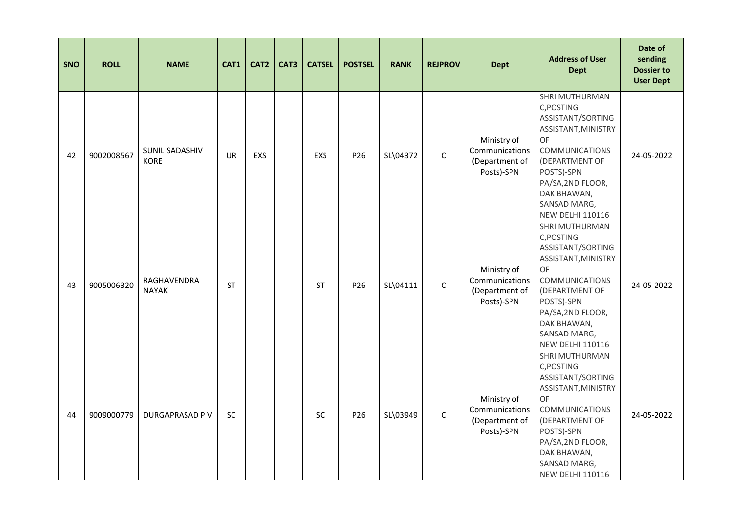| SNO | ROLL | NAME | CAT1 | CAT2 | CAT3 | CATSEL | POSTSEL | RANK | REJPROV | Dept | Address of User Dept | Date of sending Dossier to User Dept |
|---|---|---|---|---|---|---|---|---|---|---|---|---|
| 42 | 9002008567 | SUNIL SADASHIV KORE | UR | EXS | | EXS | P26 | SL\04372 | C | Ministry of Communications (Department of Posts)-SPN | SHRI MUTHURMAN C,POSTING ASSISTANT/SORTING ASSISTANT,MINISTRY OF COMMUNICATIONS (DEPARTMENT OF POSTS)-SPN PA/SA,2ND FLOOR, DAK BHAWAN, SANSAD MARG, NEW DELHI 110116 | 24-05-2022 |
| 43 | 9005006320 | RAGHAVENDRA NAYAK | ST | | | ST | P26 | SL\04111 | C | Ministry of Communications (Department of Posts)-SPN | SHRI MUTHURMAN C,POSTING ASSISTANT/SORTING ASSISTANT,MINISTRY OF COMMUNICATIONS (DEPARTMENT OF POSTS)-SPN PA/SA,2ND FLOOR, DAK BHAWAN, SANSAD MARG, NEW DELHI 110116 | 24-05-2022 |
| 44 | 9009000779 | DURGAPRASAD P V | SC | | | SC | P26 | SL\03949 | C | Ministry of Communications (Department of Posts)-SPN | SHRI MUTHURMAN C,POSTING ASSISTANT/SORTING ASSISTANT,MINISTRY OF COMMUNICATIONS (DEPARTMENT OF POSTS)-SPN PA/SA,2ND FLOOR, DAK BHAWAN, SANSAD MARG, NEW DELHI 110116 | 24-05-2022 |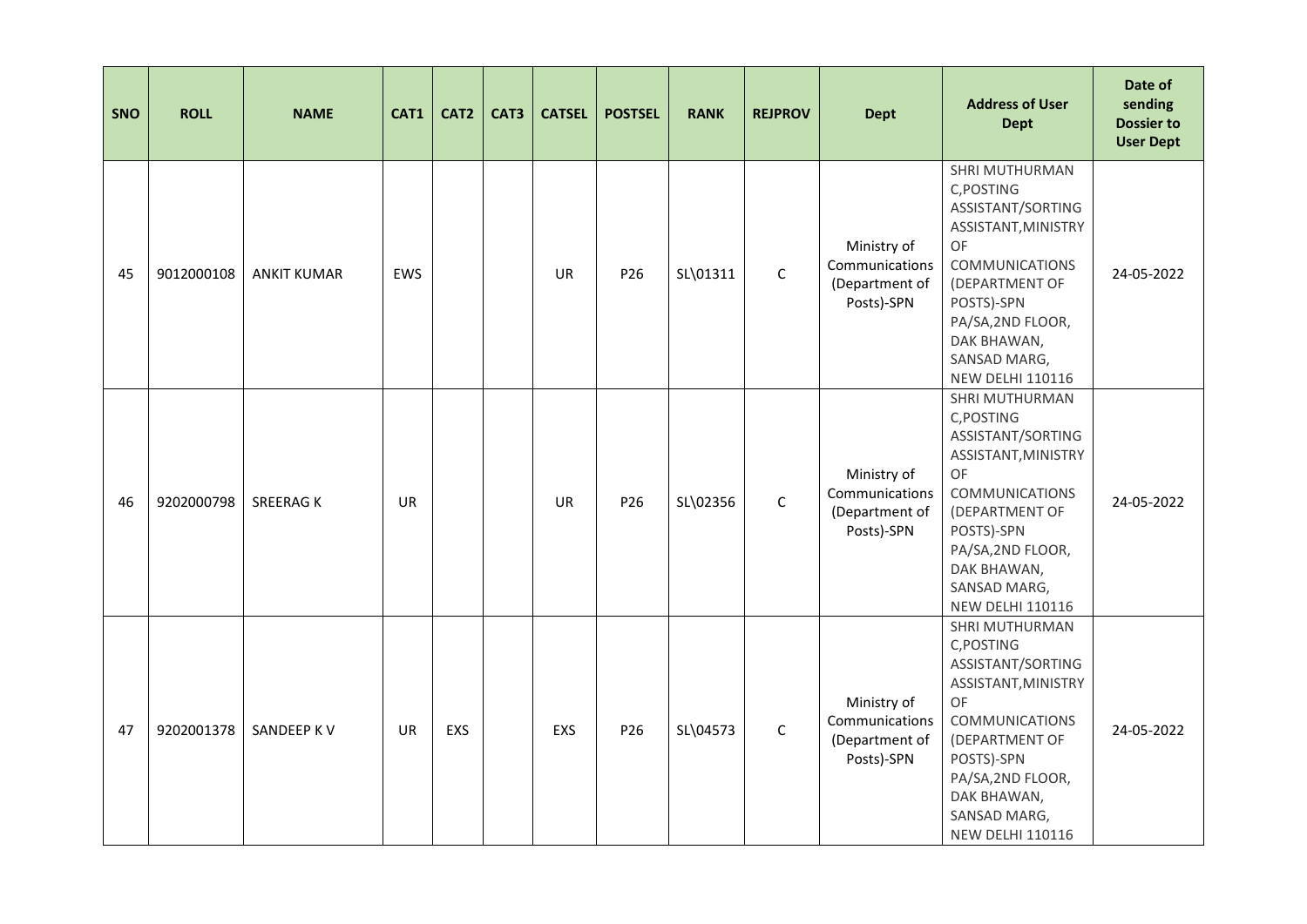| SNO | ROLL | NAME | CAT1 | CAT2 | CAT3 | CATSEL | POSTSEL | RANK | REJPROV | Dept | Address of User Dept | Date of sending Dossier to User Dept |
|---|---|---|---|---|---|---|---|---|---|---|---|---|
| 45 | 9012000108 | ANKIT KUMAR | EWS | | | UR | P26 | SL\01311 | C | Ministry of Communications (Department of Posts)-SPN | SHRI MUTHURMAN C,POSTING ASSISTANT/SORTING ASSISTANT,MINISTRY OF COMMUNICATIONS (DEPARTMENT OF POSTS)-SPN PA/SA,2ND FLOOR, DAK BHAWAN, SANSAD MARG, NEW DELHI 110116 | 24-05-2022 |
| 46 | 9202000798 | SREERAG K | UR | | | UR | P26 | SL\02356 | C | Ministry of Communications (Department of Posts)-SPN | SHRI MUTHURMAN C,POSTING ASSISTANT/SORTING ASSISTANT,MINISTRY OF COMMUNICATIONS (DEPARTMENT OF POSTS)-SPN PA/SA,2ND FLOOR, DAK BHAWAN, SANSAD MARG, NEW DELHI 110116 | 24-05-2022 |
| 47 | 9202001378 | SANDEEP K V | UR | EXS | | EXS | P26 | SL\04573 | C | Ministry of Communications (Department of Posts)-SPN | SHRI MUTHURMAN C,POSTING ASSISTANT/SORTING ASSISTANT,MINISTRY OF COMMUNICATIONS (DEPARTMENT OF POSTS)-SPN PA/SA,2ND FLOOR, DAK BHAWAN, SANSAD MARG, NEW DELHI 110116 | 24-05-2022 |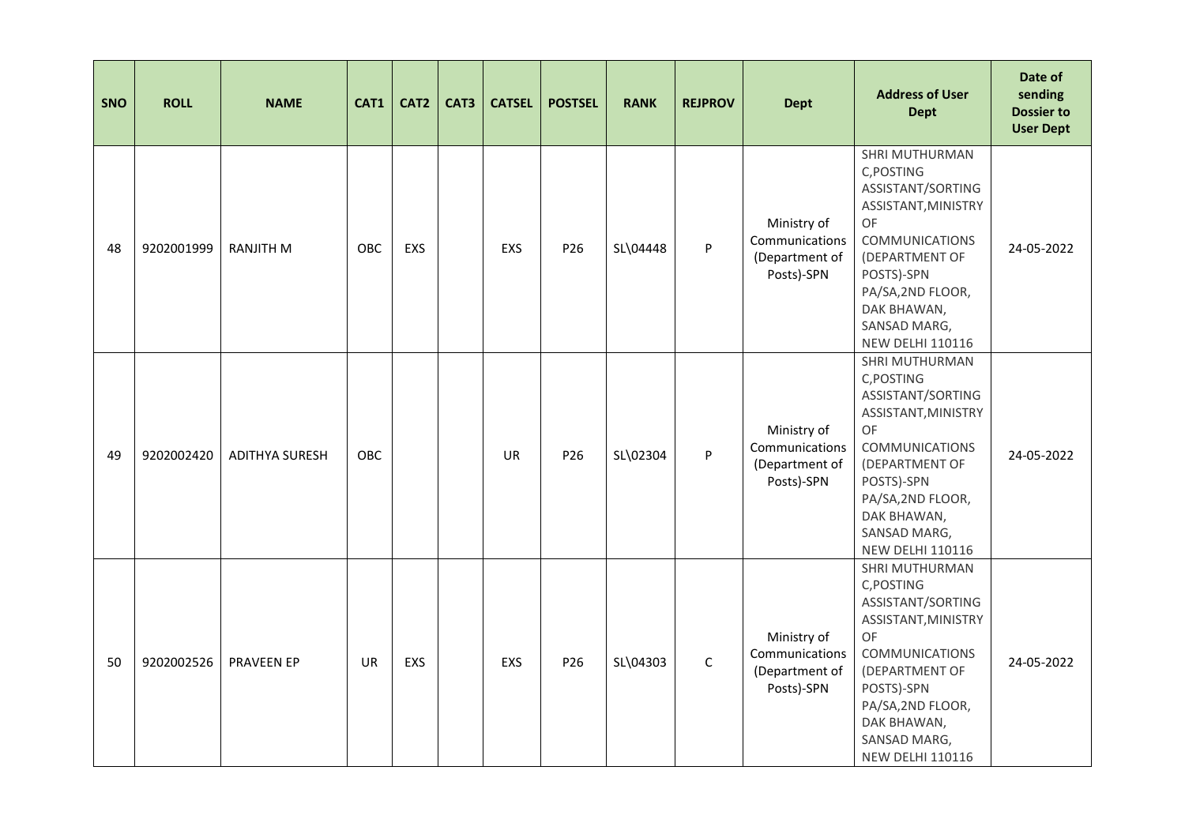| SNO | ROLL | NAME | CAT1 | CAT2 | CAT3 | CATSEL | POSTSEL | RANK | REJPROV | Dept | Address of User Dept | Date of sending Dossier to User Dept |
|---|---|---|---|---|---|---|---|---|---|---|---|---|
| 48 | 9202001999 | RANJITH M | OBC | EXS | | EXS | P26 | SL\04448 | P | Ministry of Communications (Department of Posts)-SPN | SHRI MUTHURMAN C,POSTING ASSISTANT/SORTING ASSISTANT,MINISTRY OF COMMUNICATIONS (DEPARTMENT OF POSTS)-SPN PA/SA,2ND FLOOR, DAK BHAWAN, SANSAD MARG, NEW DELHI 110116 | 24-05-2022 |
| 49 | 9202002420 | ADITHYA SURESH | OBC | | | UR | P26 | SL\02304 | P | Ministry of Communications (Department of Posts)-SPN | SHRI MUTHURMAN C,POSTING ASSISTANT/SORTING ASSISTANT,MINISTRY OF COMMUNICATIONS (DEPARTMENT OF POSTS)-SPN PA/SA,2ND FLOOR, DAK BHAWAN, SANSAD MARG, NEW DELHI 110116 | 24-05-2022 |
| 50 | 9202002526 | PRAVEEN EP | UR | EXS | | EXS | P26 | SL\04303 | C | Ministry of Communications (Department of Posts)-SPN | SHRI MUTHURMAN C,POSTING ASSISTANT/SORTING ASSISTANT,MINISTRY OF COMMUNICATIONS (DEPARTMENT OF POSTS)-SPN PA/SA,2ND FLOOR, DAK BHAWAN, SANSAD MARG, NEW DELHI 110116 | 24-05-2022 |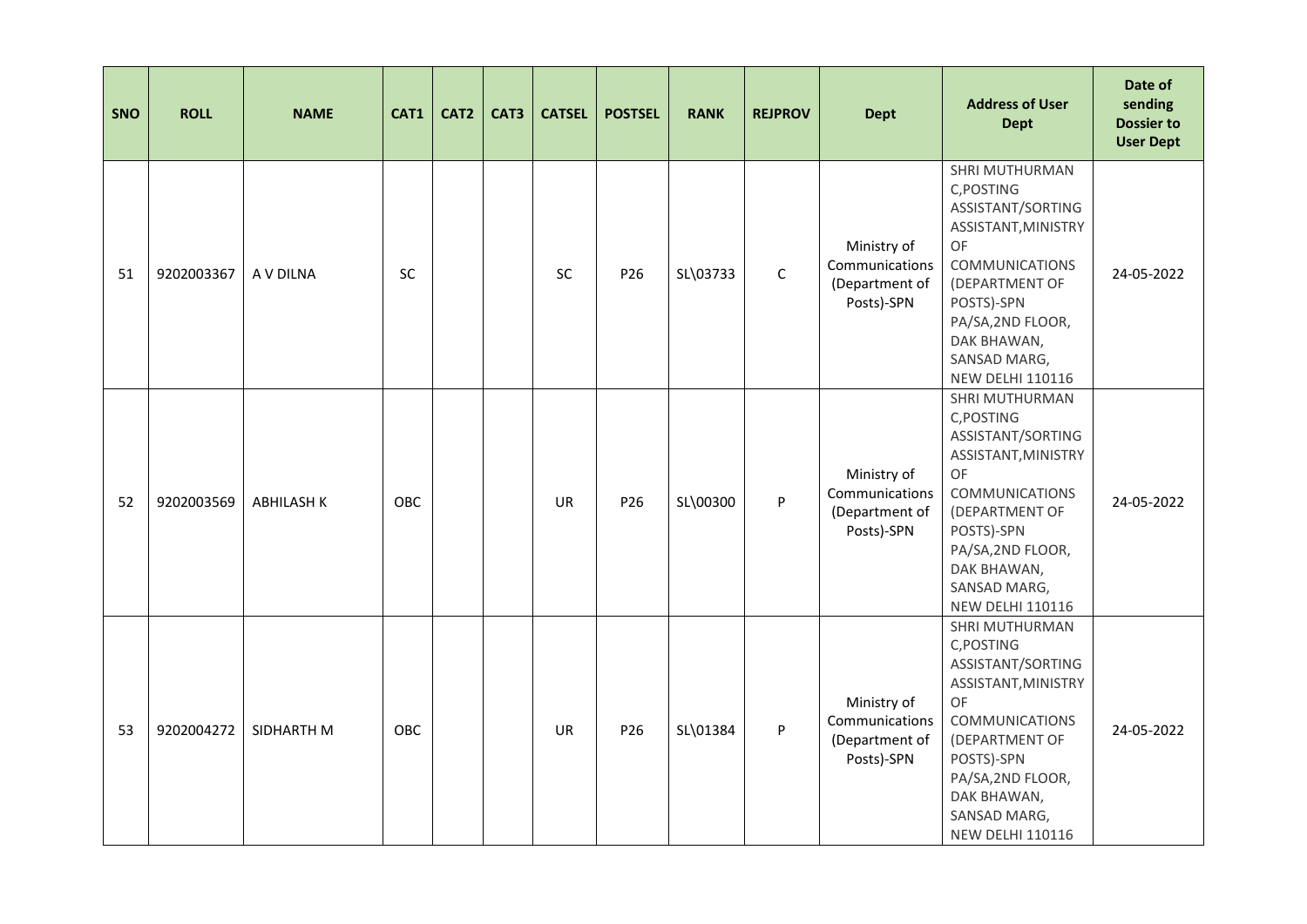| SNO | ROLL | NAME | CAT1 | CAT2 | CAT3 | CATSEL | POSTSEL | RANK | REJPROV | Dept | Address of User Dept | Date of sending Dossier to User Dept |
|---|---|---|---|---|---|---|---|---|---|---|---|---|
| 51 | 9202003367 | A V DILNA | SC | | | SC | P26 | SL\03733 | C | Ministry of Communications (Department of Posts)-SPN | SHRI MUTHURMAN C,POSTING ASSISTANT/SORTING ASSISTANT,MINISTRY OF COMMUNICATIONS (DEPARTMENT OF POSTS)-SPN PA/SA,2ND FLOOR, DAK BHAWAN, SANSAD MARG, NEW DELHI 110116 | 24-05-2022 |
| 52 | 9202003569 | ABHILASH K | OBC | | | UR | P26 | SL\00300 | P | Ministry of Communications (Department of Posts)-SPN | SHRI MUTHURMAN C,POSTING ASSISTANT/SORTING ASSISTANT,MINISTRY OF COMMUNICATIONS (DEPARTMENT OF POSTS)-SPN PA/SA,2ND FLOOR, DAK BHAWAN, SANSAD MARG, NEW DELHI 110116 | 24-05-2022 |
| 53 | 9202004272 | SIDHARTH M | OBC | | | UR | P26 | SL\01384 | P | Ministry of Communications (Department of Posts)-SPN | SHRI MUTHURMAN C,POSTING ASSISTANT/SORTING ASSISTANT,MINISTRY OF COMMUNICATIONS (DEPARTMENT OF POSTS)-SPN PA/SA,2ND FLOOR, DAK BHAWAN, SANSAD MARG, NEW DELHI 110116 | 24-05-2022 |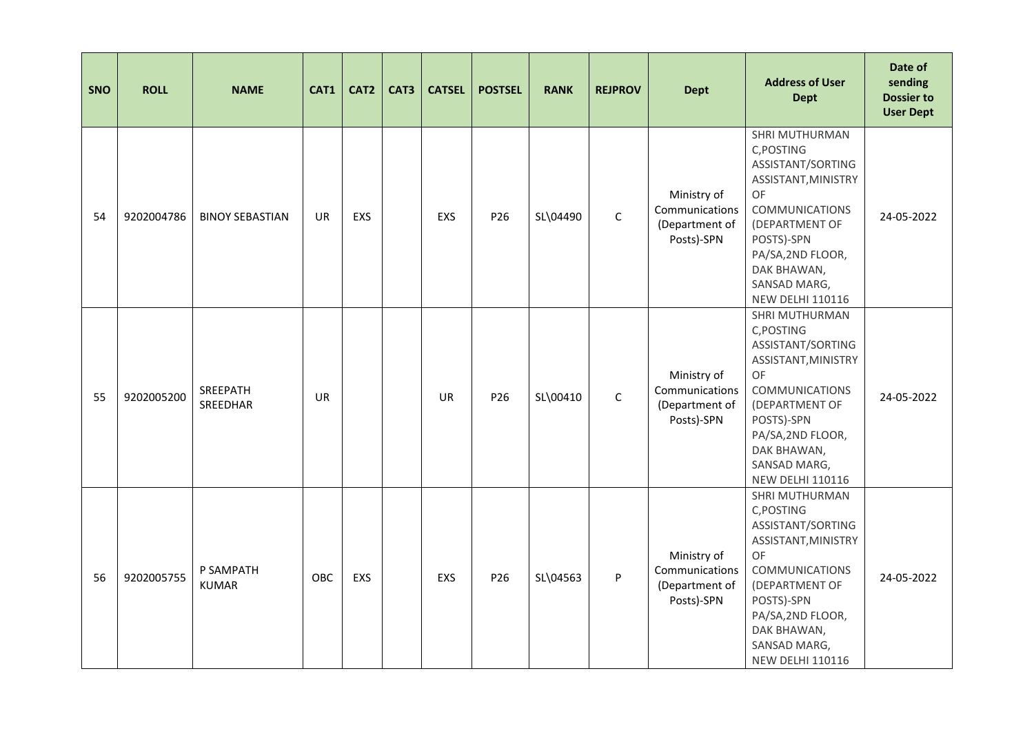| SNO | ROLL | NAME | CAT1 | CAT2 | CAT3 | CATSEL | POSTSEL | RANK | REJPROV | Dept | Address of User Dept | Date of sending Dossier to User Dept |
|---|---|---|---|---|---|---|---|---|---|---|---|---|
| 54 | 9202004786 | BINOY SEBASTIAN | UR | EXS | | EXS | P26 | SL\04490 | C | Ministry of Communications (Department of Posts)-SPN | SHRI MUTHURMAN C,POSTING ASSISTANT/SORTING ASSISTANT,MINISTRY OF COMMUNICATIONS (DEPARTMENT OF POSTS)-SPN PA/SA,2ND FLOOR, DAK BHAWAN, SANSAD MARG, NEW DELHI 110116 | 24-05-2022 |
| 55 | 9202005200 | SREEPATH SREEDHAR | UR | | | UR | P26 | SL\00410 | C | Ministry of Communications (Department of Posts)-SPN | SHRI MUTHURMAN C,POSTING ASSISTANT/SORTING ASSISTANT,MINISTRY OF COMMUNICATIONS (DEPARTMENT OF POSTS)-SPN PA/SA,2ND FLOOR, DAK BHAWAN, SANSAD MARG, NEW DELHI 110116 | 24-05-2022 |
| 56 | 9202005755 | P SAMPATH KUMAR | OBC | EXS | | EXS | P26 | SL\04563 | P | Ministry of Communications (Department of Posts)-SPN | SHRI MUTHURMAN C,POSTING ASSISTANT/SORTING ASSISTANT,MINISTRY OF COMMUNICATIONS (DEPARTMENT OF POSTS)-SPN PA/SA,2ND FLOOR, DAK BHAWAN, SANSAD MARG, NEW DELHI 110116 | 24-05-2022 |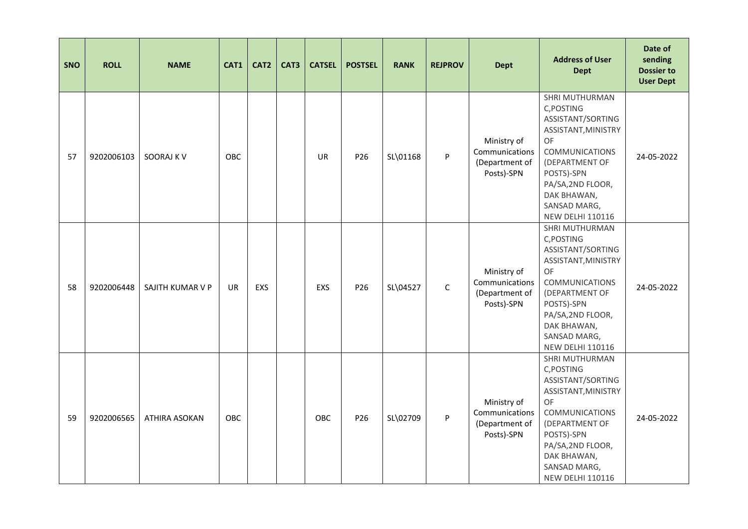| SNO | ROLL | NAME | CAT1 | CAT2 | CAT3 | CATSEL | POSTSEL | RANK | REJPROV | Dept | Address of User Dept | Date of sending Dossier to User Dept |
|---|---|---|---|---|---|---|---|---|---|---|---|---|
| 57 | 9202006103 | SOORAJ K V | OBC | | | UR | P26 | SL\01168 | P | Ministry of Communications (Department of Posts)-SPN | SHRI MUTHURMAN C,POSTING ASSISTANT/SORTING ASSISTANT,MINISTRY OF COMMUNICATIONS (DEPARTMENT OF POSTS)-SPN PA/SA,2ND FLOOR, DAK BHAWAN, SANSAD MARG, NEW DELHI 110116 | 24-05-2022 |
| 58 | 9202006448 | SAJITH KUMAR V P | UR | EXS | | EXS | P26 | SL\04527 | C | Ministry of Communications (Department of Posts)-SPN | SHRI MUTHURMAN C,POSTING ASSISTANT/SORTING ASSISTANT,MINISTRY OF COMMUNICATIONS (DEPARTMENT OF POSTS)-SPN PA/SA,2ND FLOOR, DAK BHAWAN, SANSAD MARG, NEW DELHI 110116 | 24-05-2022 |
| 59 | 9202006565 | ATHIRA ASOKAN | OBC | | | OBC | P26 | SL\02709 | P | Ministry of Communications (Department of Posts)-SPN | SHRI MUTHURMAN C,POSTING ASSISTANT/SORTING ASSISTANT,MINISTRY OF COMMUNICATIONS (DEPARTMENT OF POSTS)-SPN PA/SA,2ND FLOOR, DAK BHAWAN, SANSAD MARG, NEW DELHI 110116 | 24-05-2022 |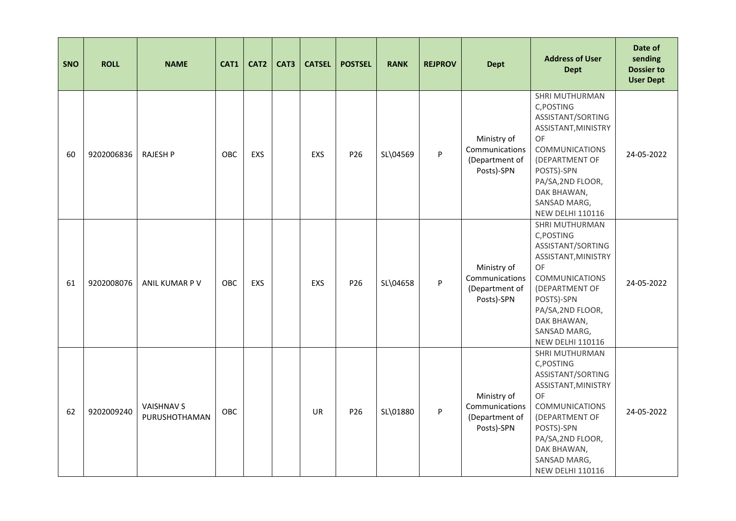| SNO | ROLL | NAME | CAT1 | CAT2 | CAT3 | CATSEL | POSTSEL | RANK | REJPROV | Dept | Address of User Dept | Date of sending Dossier to User Dept |
|---|---|---|---|---|---|---|---|---|---|---|---|---|
| 60 | 9202006836 | RAJESH P | OBC | EXS | | EXS | P26 | SL\04569 | P | Ministry of Communications (Department of Posts)-SPN | SHRI MUTHURMAN C,POSTING ASSISTANT/SORTING ASSISTANT,MINISTRY OF COMMUNICATIONS (DEPARTMENT OF POSTS)-SPN PA/SA,2ND FLOOR, DAK BHAWAN, SANSAD MARG, NEW DELHI 110116 | 24-05-2022 |
| 61 | 9202008076 | ANIL KUMAR P V | OBC | EXS | | EXS | P26 | SL\04658 | P | Ministry of Communications (Department of Posts)-SPN | SHRI MUTHURMAN C,POSTING ASSISTANT/SORTING ASSISTANT,MINISTRY OF COMMUNICATIONS (DEPARTMENT OF POSTS)-SPN PA/SA,2ND FLOOR, DAK BHAWAN, SANSAD MARG, NEW DELHI 110116 | 24-05-2022 |
| 62 | 9202009240 | VAISHNAV S PURUSHOTHAMAN | OBC | | | UR | P26 | SL\01880 | P | Ministry of Communications (Department of Posts)-SPN | SHRI MUTHURMAN C,POSTING ASSISTANT/SORTING ASSISTANT,MINISTRY OF COMMUNICATIONS (DEPARTMENT OF POSTS)-SPN PA/SA,2ND FLOOR, DAK BHAWAN, SANSAD MARG, NEW DELHI 110116 | 24-05-2022 |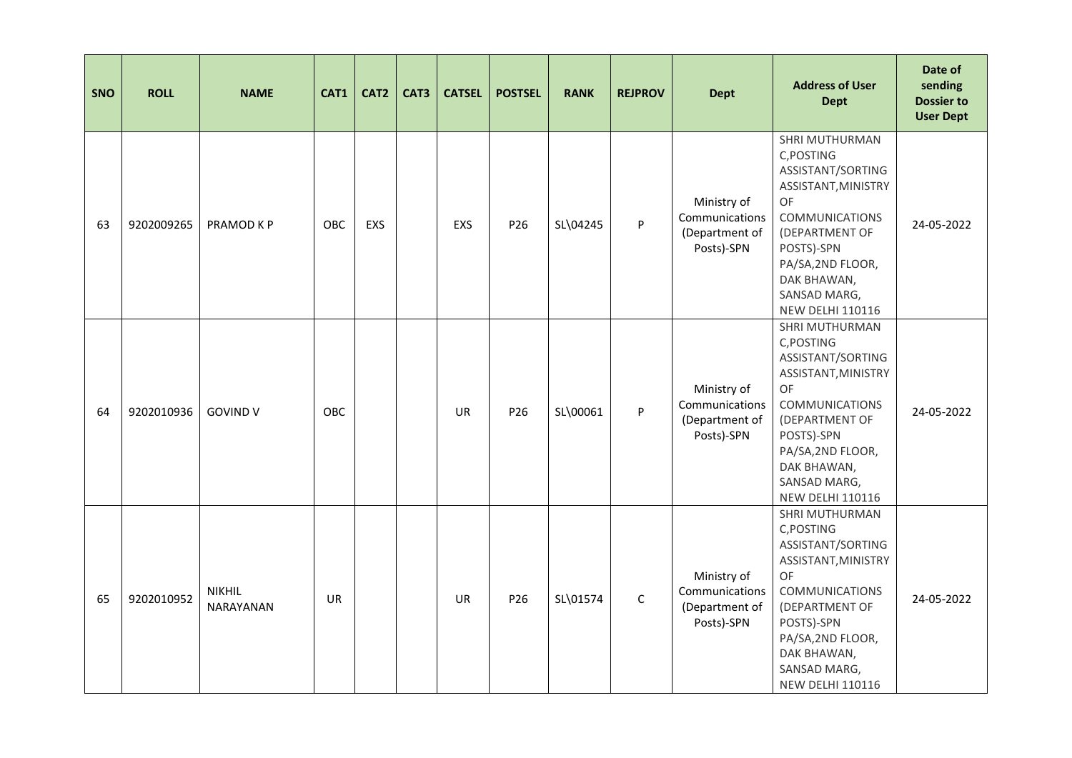| SNO | ROLL | NAME | CAT1 | CAT2 | CAT3 | CATSEL | POSTSEL | RANK | REJPROV | Dept | Address of User Dept | Date of sending Dossier to User Dept |
|---|---|---|---|---|---|---|---|---|---|---|---|---|
| 63 | 9202009265 | PRAMOD K P | OBC | EXS | | EXS | P26 | SL\04245 | P | Ministry of Communications (Department of Posts)-SPN | SHRI MUTHURMAN C,POSTING ASSISTANT/SORTING ASSISTANT,MINISTRY OF COMMUNICATIONS (DEPARTMENT OF POSTS)-SPN PA/SA,2ND FLOOR, DAK BHAWAN, SANSAD MARG, NEW DELHI 110116 | 24-05-2022 |
| 64 | 9202010936 | GOVIND V | OBC | | | UR | P26 | SL\00061 | P | Ministry of Communications (Department of Posts)-SPN | SHRI MUTHURMAN C,POSTING ASSISTANT/SORTING ASSISTANT,MINISTRY OF COMMUNICATIONS (DEPARTMENT OF POSTS)-SPN PA/SA,2ND FLOOR, DAK BHAWAN, SANSAD MARG, NEW DELHI 110116 | 24-05-2022 |
| 65 | 9202010952 | NIKHIL NARAYANAN | UR | | | UR | P26 | SL\01574 | C | Ministry of Communications (Department of Posts)-SPN | SHRI MUTHURMAN C,POSTING ASSISTANT/SORTING ASSISTANT,MINISTRY OF COMMUNICATIONS (DEPARTMENT OF POSTS)-SPN PA/SA,2ND FLOOR, DAK BHAWAN, SANSAD MARG, NEW DELHI 110116 | 24-05-2022 |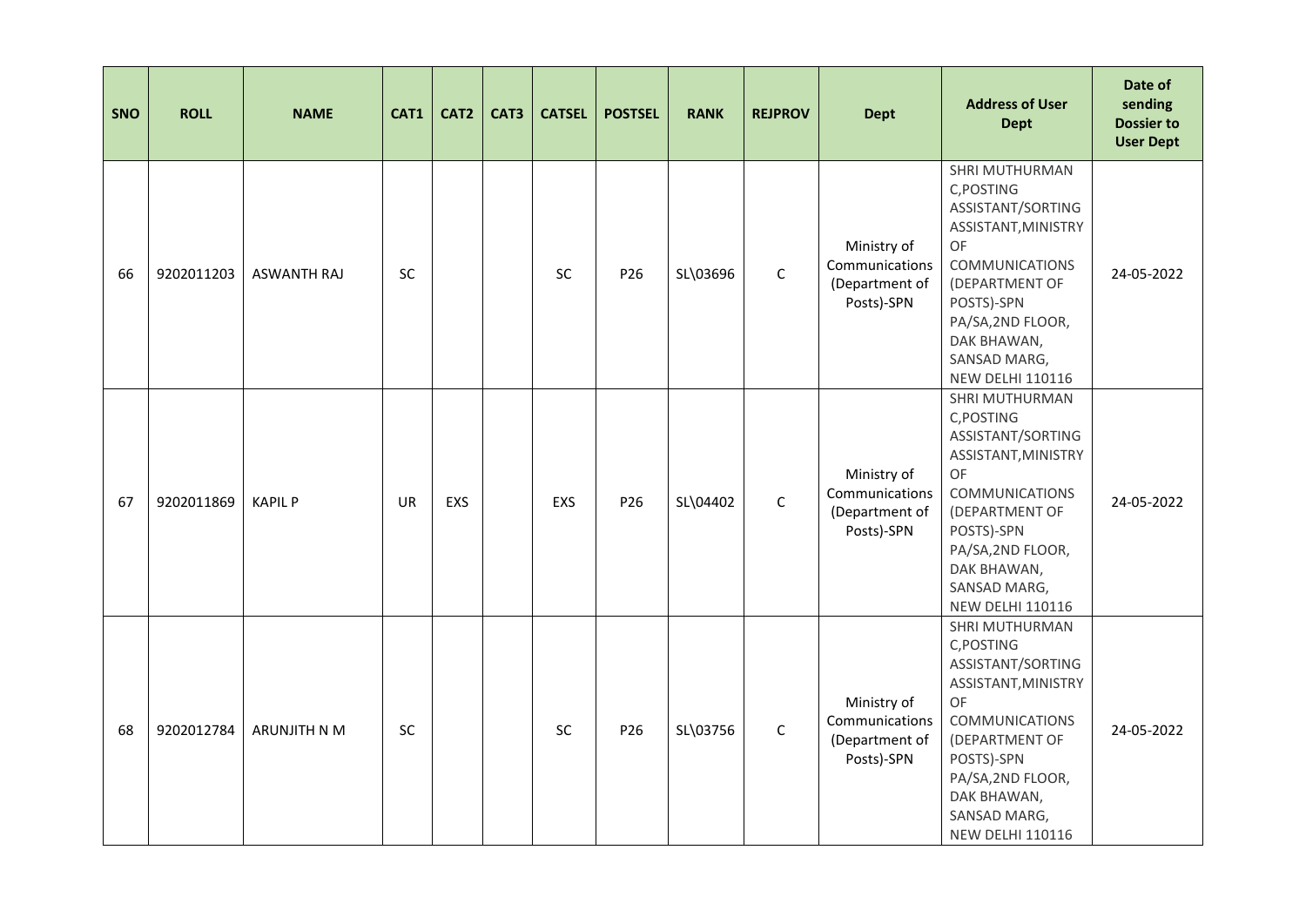| SNO | ROLL | NAME | CAT1 | CAT2 | CAT3 | CATSEL | POSTSEL | RANK | REJPROV | Dept | Address of User Dept | Date of sending Dossier to User Dept |
|---|---|---|---|---|---|---|---|---|---|---|---|---|
| 66 | 9202011203 | ASWANTH RAJ | SC | | | SC | P26 | SL\03696 | C | Ministry of Communications (Department of Posts)-SPN | SHRI MUTHURMAN C,POSTING ASSISTANT/SORTING ASSISTANT,MINISTRY OF COMMUNICATIONS (DEPARTMENT OF POSTS)-SPN PA/SA,2ND FLOOR, DAK BHAWAN, SANSAD MARG, NEW DELHI 110116 | 24-05-2022 |
| 67 | 9202011869 | KAPIL P | UR | EXS | | EXS | P26 | SL\04402 | C | Ministry of Communications (Department of Posts)-SPN | SHRI MUTHURMAN C,POSTING ASSISTANT/SORTING ASSISTANT,MINISTRY OF COMMUNICATIONS (DEPARTMENT OF POSTS)-SPN PA/SA,2ND FLOOR, DAK BHAWAN, SANSAD MARG, NEW DELHI 110116 | 24-05-2022 |
| 68 | 9202012784 | ARUNJITH N M | SC | | | SC | P26 | SL\03756 | C | Ministry of Communications (Department of Posts)-SPN | SHRI MUTHURMAN C,POSTING ASSISTANT/SORTING ASSISTANT,MINISTRY OF COMMUNICATIONS (DEPARTMENT OF POSTS)-SPN PA/SA,2ND FLOOR, DAK BHAWAN, SANSAD MARG, NEW DELHI 110116 | 24-05-2022 |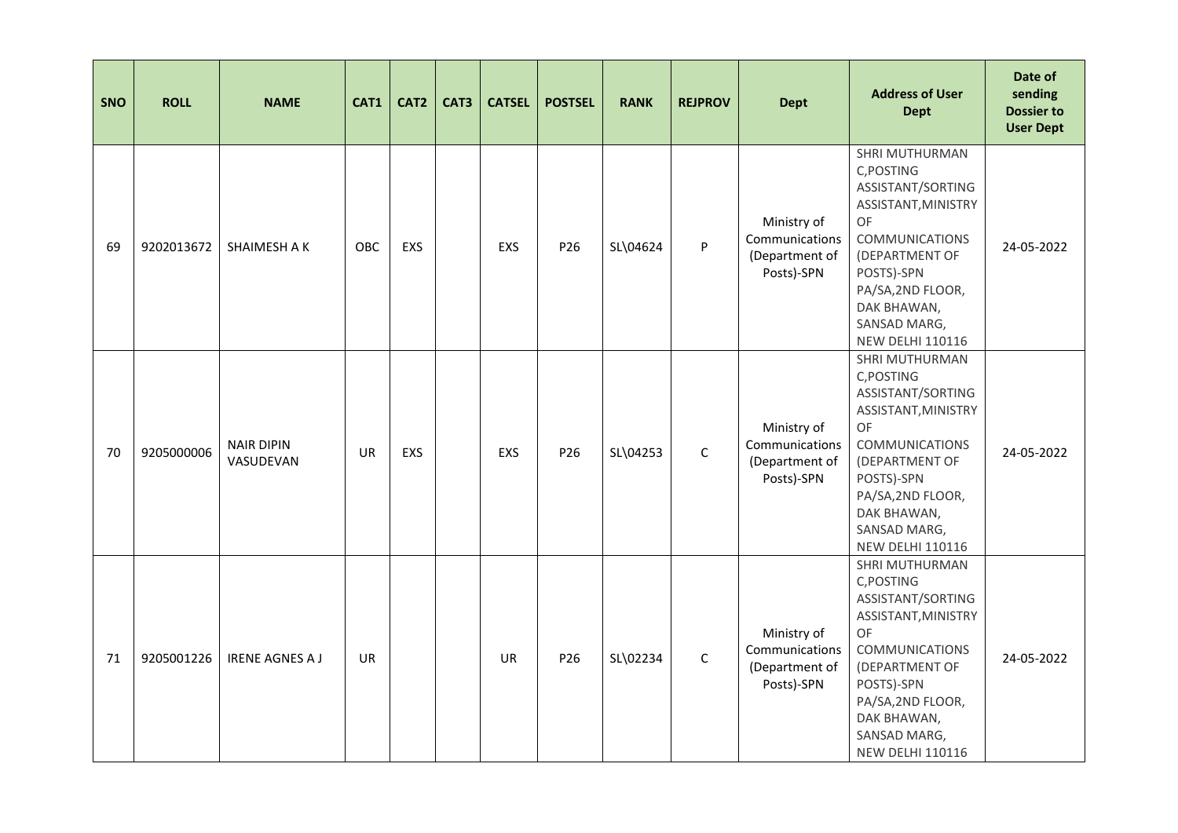| SNO | ROLL | NAME | CAT1 | CAT2 | CAT3 | CATSEL | POSTSEL | RANK | REJPROV | Dept | Address of User Dept | Date of sending Dossier to User Dept |
|---|---|---|---|---|---|---|---|---|---|---|---|---|
| 69 | 9202013672 | SHAIMESH A K | OBC | EXS | | EXS | P26 | SL\04624 | P | Ministry of Communications (Department of Posts)-SPN | SHRI MUTHURMAN C,POSTING ASSISTANT/SORTING ASSISTANT,MINISTRY OF COMMUNICATIONS (DEPARTMENT OF POSTS)-SPN PA/SA,2ND FLOOR, DAK BHAWAN, SANSAD MARG, NEW DELHI 110116 | 24-05-2022 |
| 70 | 9205000006 | NAIR DIPIN VASUDEVAN | UR | EXS | | EXS | P26 | SL\04253 | C | Ministry of Communications (Department of Posts)-SPN | SHRI MUTHURMAN C,POSTING ASSISTANT/SORTING ASSISTANT,MINISTRY OF COMMUNICATIONS (DEPARTMENT OF POSTS)-SPN PA/SA,2ND FLOOR, DAK BHAWAN, SANSAD MARG, NEW DELHI 110116 | 24-05-2022 |
| 71 | 9205001226 | IRENE AGNES A J | UR | | | UR | P26 | SL\02234 | C | Ministry of Communications (Department of Posts)-SPN | SHRI MUTHURMAN C,POSTING ASSISTANT/SORTING ASSISTANT,MINISTRY OF COMMUNICATIONS (DEPARTMENT OF POSTS)-SPN PA/SA,2ND FLOOR, DAK BHAWAN, SANSAD MARG, NEW DELHI 110116 | 24-05-2022 |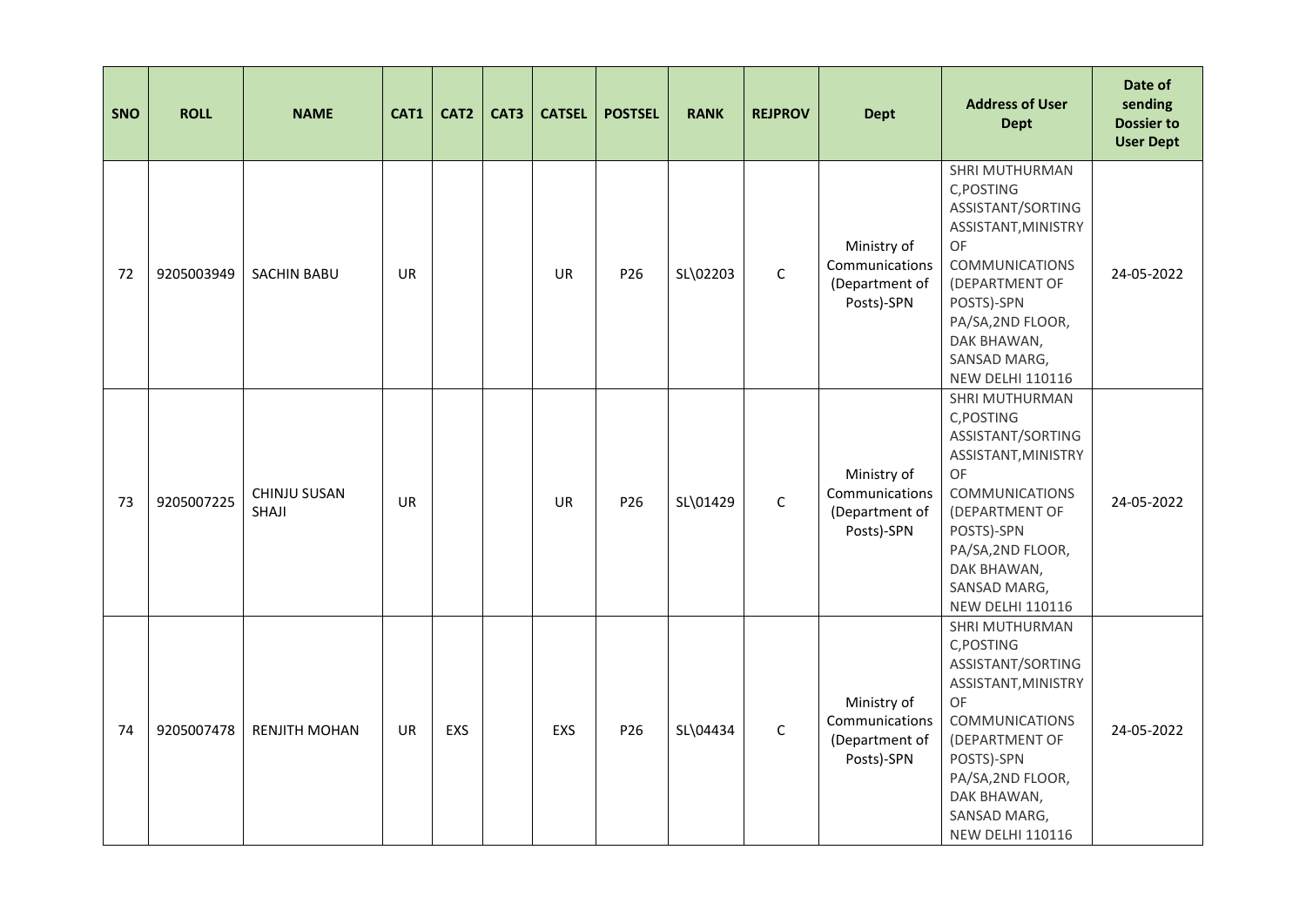| SNO | ROLL | NAME | CAT1 | CAT2 | CAT3 | CATSEL | POSTSEL | RANK | REJPROV | Dept | Address of User Dept | Date of sending Dossier to User Dept |
|---|---|---|---|---|---|---|---|---|---|---|---|---|
| 72 | 9205003949 | SACHIN BABU | UR | | | UR | P26 | SL\02203 | C | Ministry of Communications (Department of Posts)-SPN | SHRI MUTHURMAN C,POSTING ASSISTANT/SORTING ASSISTANT,MINISTRY OF COMMUNICATIONS (DEPARTMENT OF POSTS)-SPN PA/SA,2ND FLOOR, DAK BHAWAN, SANSAD MARG, NEW DELHI 110116 | 24-05-2022 |
| 73 | 9205007225 | CHINJU SUSAN SHAJI | UR | | | UR | P26 | SL\01429 | C | Ministry of Communications (Department of Posts)-SPN | SHRI MUTHURMAN C,POSTING ASSISTANT/SORTING ASSISTANT,MINISTRY OF COMMUNICATIONS (DEPARTMENT OF POSTS)-SPN PA/SA,2ND FLOOR, DAK BHAWAN, SANSAD MARG, NEW DELHI 110116 | 24-05-2022 |
| 74 | 9205007478 | RENJITH MOHAN | UR | EXS | | EXS | P26 | SL\04434 | C | Ministry of Communications (Department of Posts)-SPN | SHRI MUTHURMAN C,POSTING ASSISTANT/SORTING ASSISTANT,MINISTRY OF COMMUNICATIONS (DEPARTMENT OF POSTS)-SPN PA/SA,2ND FLOOR, DAK BHAWAN, SANSAD MARG, NEW DELHI 110116 | 24-05-2022 |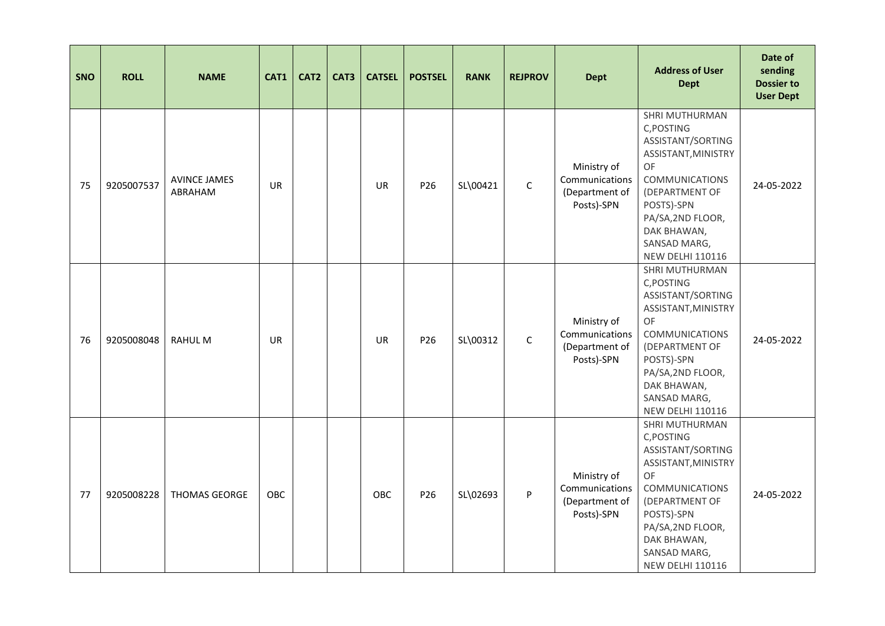| SNO | ROLL | NAME | CAT1 | CAT2 | CAT3 | CATSEL | POSTSEL | RANK | REJPROV | Dept | Address of User Dept | Date of sending Dossier to User Dept |
|---|---|---|---|---|---|---|---|---|---|---|---|---|
| 75 | 9205007537 | AVINCE JAMES ABRAHAM | UR | | | UR | P26 | SL\00421 | C | Ministry of Communications (Department of Posts)-SPN | SHRI MUTHURMAN C,POSTING ASSISTANT/SORTING ASSISTANT,MINISTRY OF COMMUNICATIONS (DEPARTMENT OF POSTS)-SPN PA/SA,2ND FLOOR, DAK BHAWAN, SANSAD MARG, NEW DELHI 110116 | 24-05-2022 |
| 76 | 9205008048 | RAHUL M | UR | | | UR | P26 | SL\00312 | C | Ministry of Communications (Department of Posts)-SPN | SHRI MUTHURMAN C,POSTING ASSISTANT/SORTING ASSISTANT,MINISTRY OF COMMUNICATIONS (DEPARTMENT OF POSTS)-SPN PA/SA,2ND FLOOR, DAK BHAWAN, SANSAD MARG, NEW DELHI 110116 | 24-05-2022 |
| 77 | 9205008228 | THOMAS GEORGE | OBC | | | OBC | P26 | SL\02693 | P | Ministry of Communications (Department of Posts)-SPN | SHRI MUTHURMAN C,POSTING ASSISTANT/SORTING ASSISTANT,MINISTRY OF COMMUNICATIONS (DEPARTMENT OF POSTS)-SPN PA/SA,2ND FLOOR, DAK BHAWAN, SANSAD MARG, NEW DELHI 110116 | 24-05-2022 |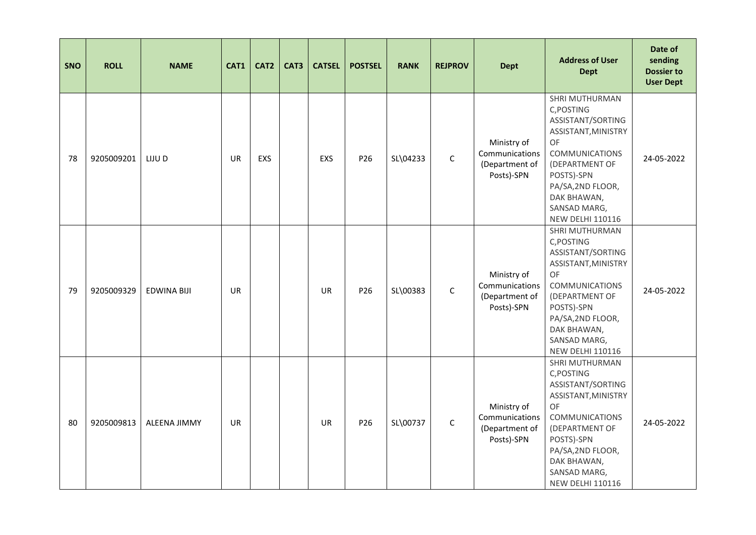| SNO | ROLL | NAME | CAT1 | CAT2 | CAT3 | CATSEL | POSTSEL | RANK | REJPROV | Dept | Address of User Dept | Date of sending Dossier to User Dept |
|---|---|---|---|---|---|---|---|---|---|---|---|---|
| 78 | 9205009201 | LIJU D | UR | EXS | | EXS | P26 | SL\04233 | C | Ministry of Communications (Department of Posts)-SPN | SHRI MUTHURMAN C,POSTING ASSISTANT/SORTING ASSISTANT,MINISTRY OF COMMUNICATIONS (DEPARTMENT OF POSTS)-SPN PA/SA,2ND FLOOR, DAK BHAWAN, SANSAD MARG, NEW DELHI 110116 | 24-05-2022 |
| 79 | 9205009329 | EDWINA BIJI | UR | | | UR | P26 | SL\00383 | C | Ministry of Communications (Department of Posts)-SPN | SHRI MUTHURMAN C,POSTING ASSISTANT/SORTING ASSISTANT,MINISTRY OF COMMUNICATIONS (DEPARTMENT OF POSTS)-SPN PA/SA,2ND FLOOR, DAK BHAWAN, SANSAD MARG, NEW DELHI 110116 | 24-05-2022 |
| 80 | 9205009813 | ALEENA JIMMY | UR | | | UR | P26 | SL\00737 | C | Ministry of Communications (Department of Posts)-SPN | SHRI MUTHURMAN C,POSTING ASSISTANT/SORTING ASSISTANT,MINISTRY OF COMMUNICATIONS (DEPARTMENT OF POSTS)-SPN PA/SA,2ND FLOOR, DAK BHAWAN, SANSAD MARG, NEW DELHI 110116 | 24-05-2022 |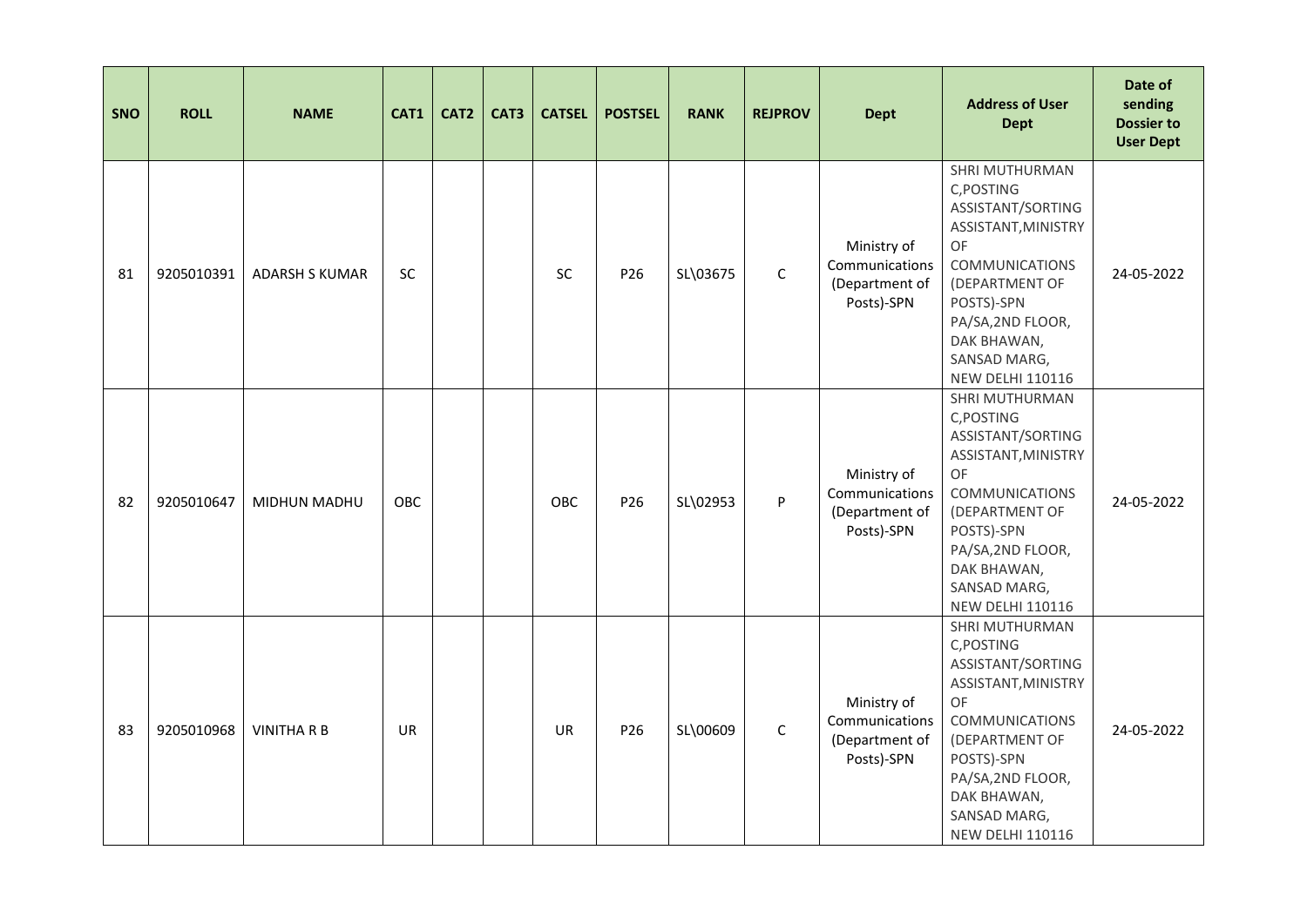| SNO | ROLL | NAME | CAT1 | CAT2 | CAT3 | CATSEL | POSTSEL | RANK | REJPROV | Dept | Address of User Dept | Date of sending Dossier to User Dept |
|---|---|---|---|---|---|---|---|---|---|---|---|---|
| 81 | 9205010391 | ADARSH S KUMAR | SC | | | SC | P26 | SL\03675 | C | Ministry of Communications (Department of Posts)-SPN | SHRI MUTHURMAN C,POSTING ASSISTANT/SORTING ASSISTANT,MINISTRY OF COMMUNICATIONS (DEPARTMENT OF POSTS)-SPN PA/SA,2ND FLOOR, DAK BHAWAN, SANSAD MARG, NEW DELHI 110116 | 24-05-2022 |
| 82 | 9205010647 | MIDHUN MADHU | OBC | | | OBC | P26 | SL\02953 | P | Ministry of Communications (Department of Posts)-SPN | SHRI MUTHURMAN C,POSTING ASSISTANT/SORTING ASSISTANT,MINISTRY OF COMMUNICATIONS (DEPARTMENT OF POSTS)-SPN PA/SA,2ND FLOOR, DAK BHAWAN, SANSAD MARG, NEW DELHI 110116 | 24-05-2022 |
| 83 | 9205010968 | VINITHA R B | UR | | | UR | P26 | SL\00609 | C | Ministry of Communications (Department of Posts)-SPN | SHRI MUTHURMAN C,POSTING ASSISTANT/SORTING ASSISTANT,MINISTRY OF COMMUNICATIONS (DEPARTMENT OF POSTS)-SPN PA/SA,2ND FLOOR, DAK BHAWAN, SANSAD MARG, NEW DELHI 110116 | 24-05-2022 |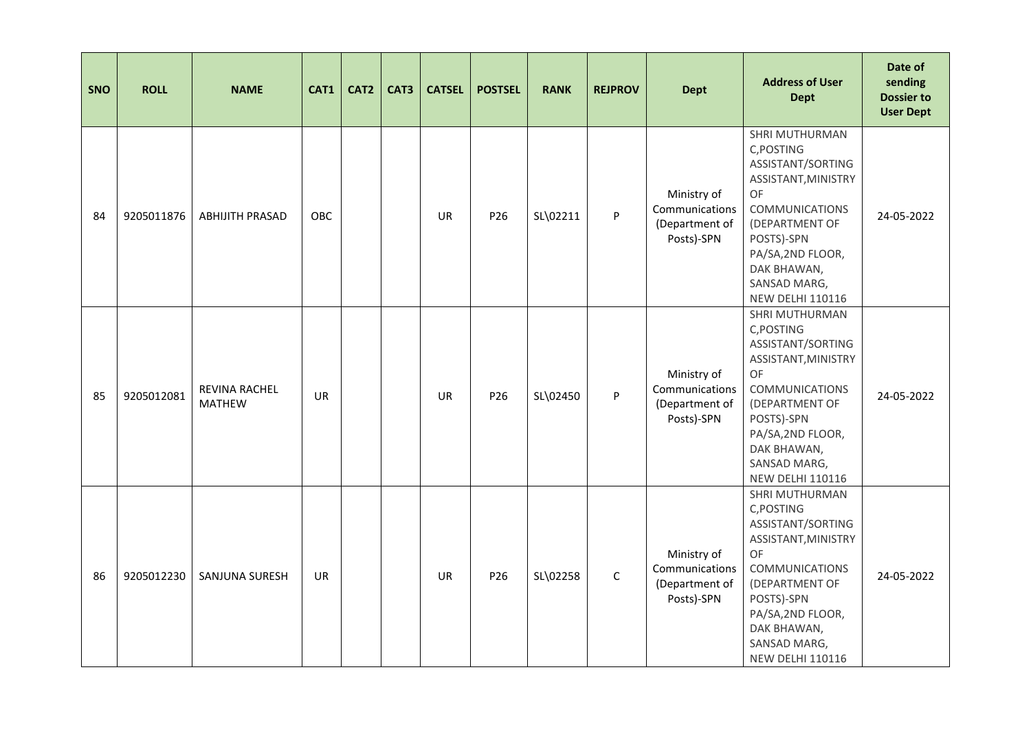| SNO | ROLL | NAME | CAT1 | CAT2 | CAT3 | CATSEL | POSTSEL | RANK | REJPROV | Dept | Address of User Dept | Date of sending Dossier to User Dept |
|---|---|---|---|---|---|---|---|---|---|---|---|---|
| 84 | 9205011876 | ABHIJITH PRASAD | OBC | | | UR | P26 | SL\02211 | P | Ministry of Communications (Department of Posts)-SPN | SHRI MUTHURMAN C,POSTING ASSISTANT/SORTING ASSISTANT,MINISTRY OF COMMUNICATIONS (DEPARTMENT OF POSTS)-SPN PA/SA,2ND FLOOR, DAK BHAWAN, SANSAD MARG, NEW DELHI 110116 | 24-05-2022 |
| 85 | 9205012081 | REVINA RACHEL MATHEW | UR | | | UR | P26 | SL\02450 | P | Ministry of Communications (Department of Posts)-SPN | SHRI MUTHURMAN C,POSTING ASSISTANT/SORTING ASSISTANT,MINISTRY OF COMMUNICATIONS (DEPARTMENT OF POSTS)-SPN PA/SA,2ND FLOOR, DAK BHAWAN, SANSAD MARG, NEW DELHI 110116 | 24-05-2022 |
| 86 | 9205012230 | SANJUNA SURESH | UR | | | UR | P26 | SL\02258 | C | Ministry of Communications (Department of Posts)-SPN | SHRI MUTHURMAN C,POSTING ASSISTANT/SORTING ASSISTANT,MINISTRY OF COMMUNICATIONS (DEPARTMENT OF POSTS)-SPN PA/SA,2ND FLOOR, DAK BHAWAN, SANSAD MARG, NEW DELHI 110116 | 24-05-2022 |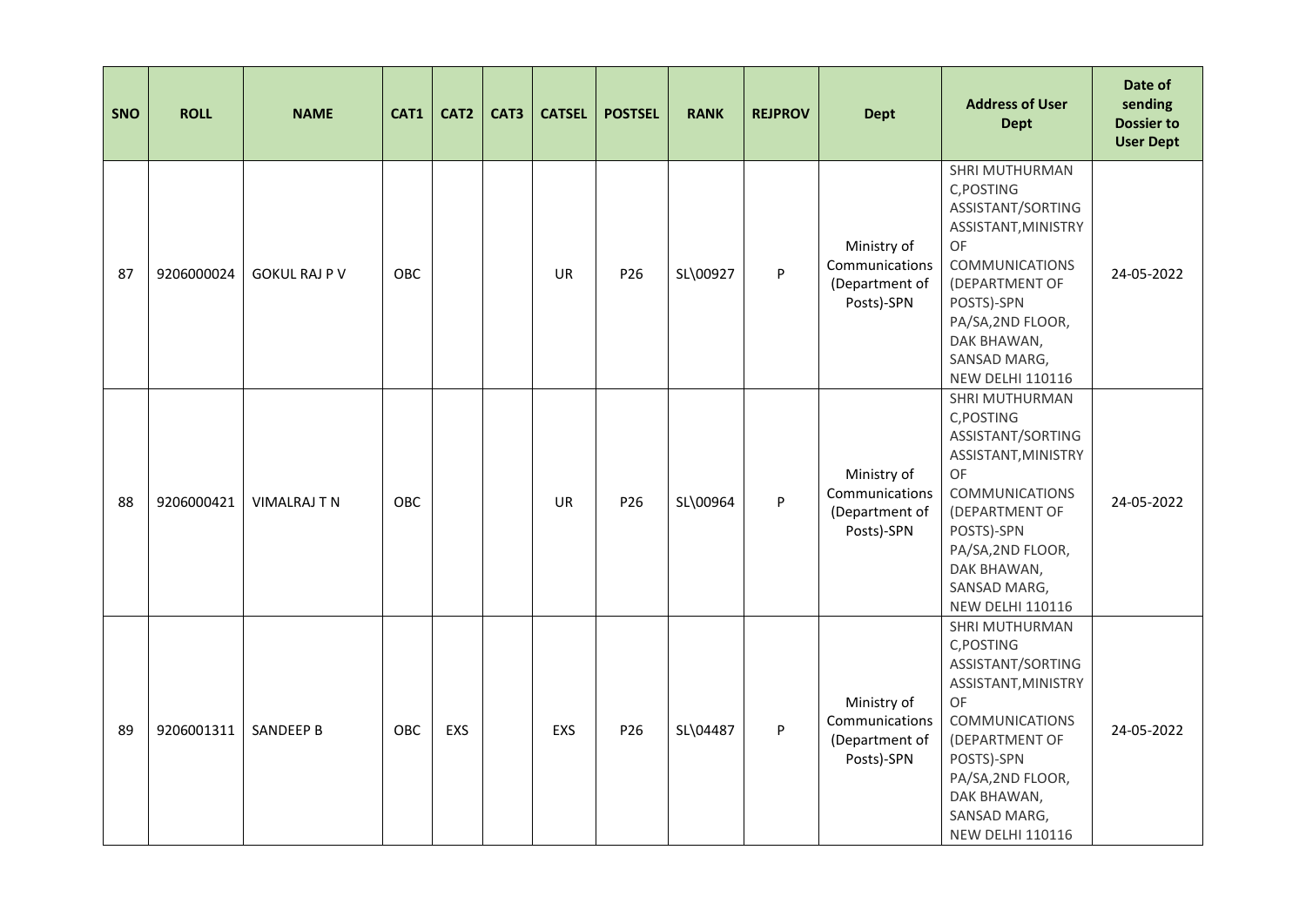| SNO | ROLL | NAME | CAT1 | CAT2 | CAT3 | CATSEL | POSTSEL | RANK | REJPROV | Dept | Address of User Dept | Date of sending Dossier to User Dept |
|---|---|---|---|---|---|---|---|---|---|---|---|---|
| 87 | 9206000024 | GOKUL RAJ P V | OBC | | | UR | P26 | SL\00927 | P | Ministry of Communications (Department of Posts)-SPN | SHRI MUTHURMAN C,POSTING ASSISTANT/SORTING ASSISTANT,MINISTRY OF COMMUNICATIONS (DEPARTMENT OF POSTS)-SPN PA/SA,2ND FLOOR, DAK BHAWAN, SANSAD MARG, NEW DELHI 110116 | 24-05-2022 |
| 88 | 9206000421 | VIMALRAJ T N | OBC | | | UR | P26 | SL\00964 | P | Ministry of Communications (Department of Posts)-SPN | SHRI MUTHURMAN C,POSTING ASSISTANT/SORTING ASSISTANT,MINISTRY OF COMMUNICATIONS (DEPARTMENT OF POSTS)-SPN PA/SA,2ND FLOOR, DAK BHAWAN, SANSAD MARG, NEW DELHI 110116 | 24-05-2022 |
| 89 | 9206001311 | SANDEEP B | OBC | EXS | | EXS | P26 | SL\04487 | P | Ministry of Communications (Department of Posts)-SPN | SHRI MUTHURMAN C,POSTING ASSISTANT/SORTING ASSISTANT,MINISTRY OF COMMUNICATIONS (DEPARTMENT OF POSTS)-SPN PA/SA,2ND FLOOR, DAK BHAWAN, SANSAD MARG, NEW DELHI 110116 | 24-05-2022 |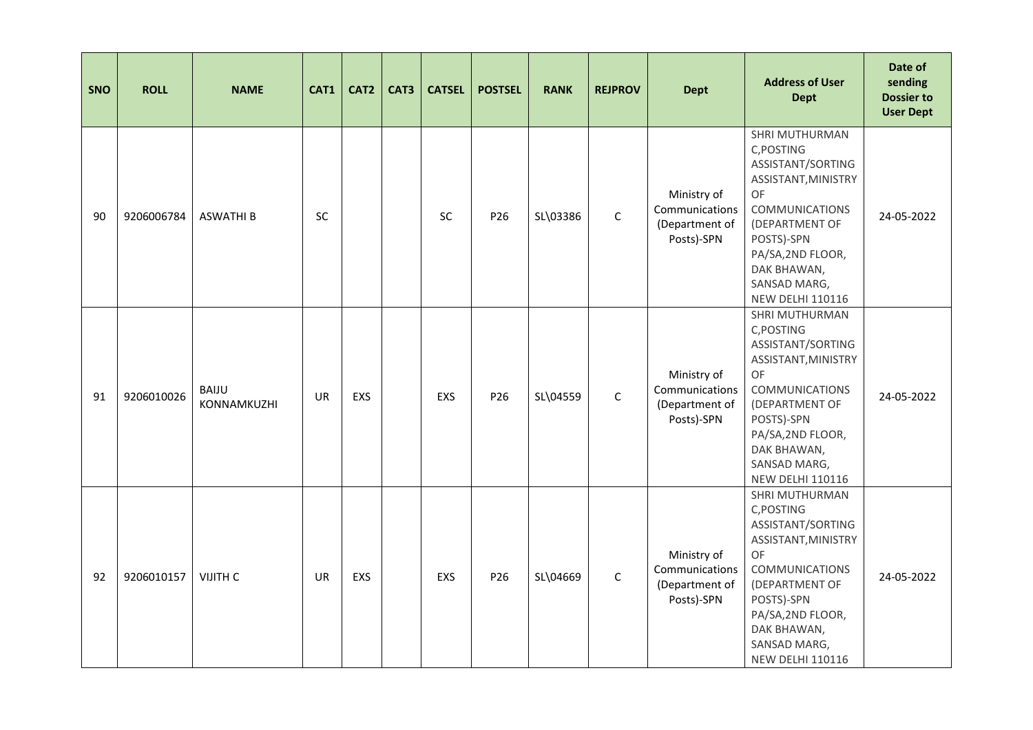| SNO | ROLL | NAME | CAT1 | CAT2 | CAT3 | CATSEL | POSTSEL | RANK | REJPROV | Dept | Address of User Dept | Date of sending Dossier to User Dept |
|---|---|---|---|---|---|---|---|---|---|---|---|---|
| 90 | 9206006784 | ASWATHI B | SC | | | SC | P26 | SL\03386 | C | Ministry of Communications (Department of Posts)-SPN | SHRI MUTHURMAN C,POSTING ASSISTANT/SORTING ASSISTANT,MINISTRY OF COMMUNICATIONS (DEPARTMENT OF POSTS)-SPN PA/SA,2ND FLOOR, DAK BHAWAN, SANSAD MARG, NEW DELHI 110116 | 24-05-2022 |
| 91 | 9206010026 | BAIJU KONNAMKUZHI | UR | EXS | | EXS | P26 | SL\04559 | C | Ministry of Communications (Department of Posts)-SPN | SHRI MUTHURMAN C,POSTING ASSISTANT/SORTING ASSISTANT,MINISTRY OF COMMUNICATIONS (DEPARTMENT OF POSTS)-SPN PA/SA,2ND FLOOR, DAK BHAWAN, SANSAD MARG, NEW DELHI 110116 | 24-05-2022 |
| 92 | 9206010157 | VIJITH C | UR | EXS | | EXS | P26 | SL\04669 | C | Ministry of Communications (Department of Posts)-SPN | SHRI MUTHURMAN C,POSTING ASSISTANT/SORTING ASSISTANT,MINISTRY OF COMMUNICATIONS (DEPARTMENT OF POSTS)-SPN PA/SA,2ND FLOOR, DAK BHAWAN, SANSAD MARG, NEW DELHI 110116 | 24-05-2022 |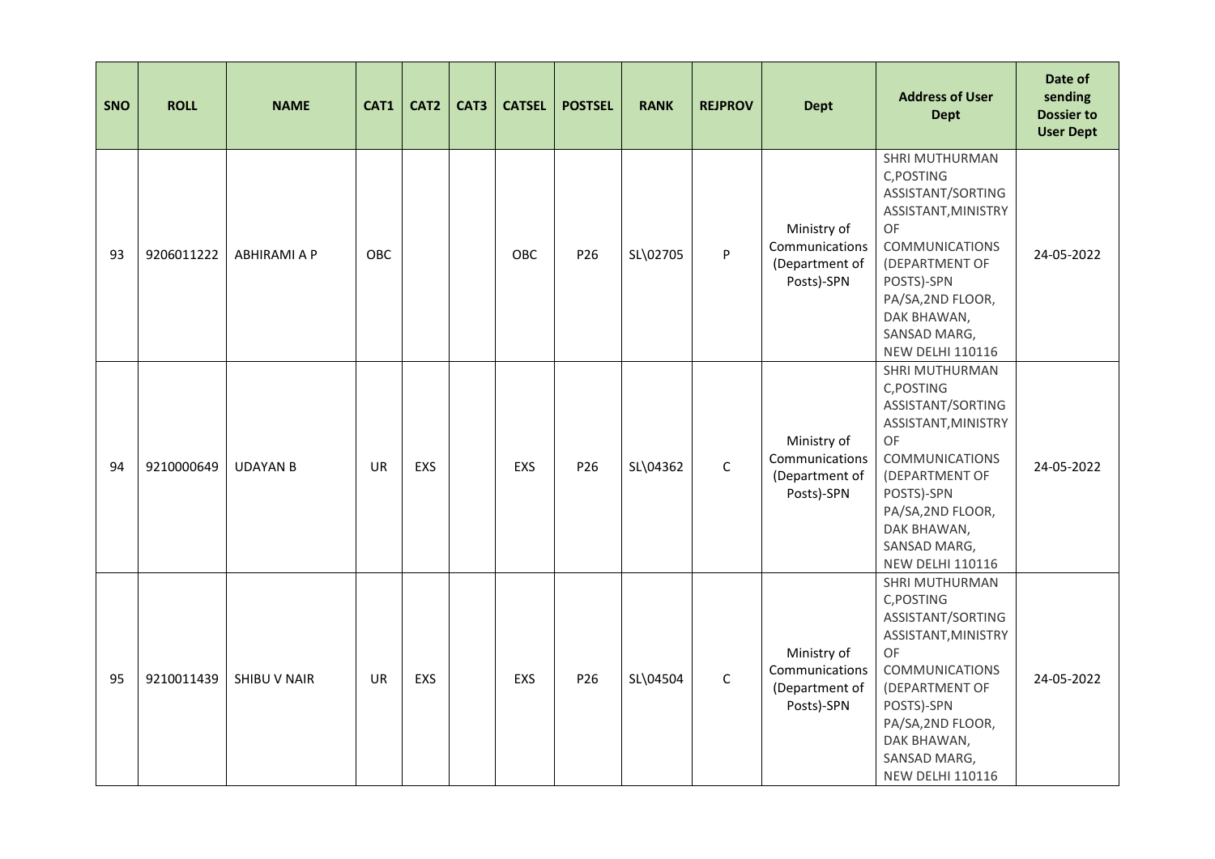| SNO | ROLL | NAME | CAT1 | CAT2 | CAT3 | CATSEL | POSTSEL | RANK | REJPROV | Dept | Address of User Dept | Date of sending Dossier to User Dept |
|---|---|---|---|---|---|---|---|---|---|---|---|---|
| 93 | 9206011222 | ABHIRAMI A P | OBC | | | OBC | P26 | SL\02705 | P | Ministry of Communications (Department of Posts)-SPN | SHRI MUTHURMAN C,POSTING ASSISTANT/SORTING ASSISTANT,MINISTRY OF COMMUNICATIONS (DEPARTMENT OF POSTS)-SPN PA/SA,2ND FLOOR, DAK BHAWAN, SANSAD MARG, NEW DELHI 110116 | 24-05-2022 |
| 94 | 9210000649 | UDAYAN B | UR | EXS | | EXS | P26 | SL\04362 | C | Ministry of Communications (Department of Posts)-SPN | SHRI MUTHURMAN C,POSTING ASSISTANT/SORTING ASSISTANT,MINISTRY OF COMMUNICATIONS (DEPARTMENT OF POSTS)-SPN PA/SA,2ND FLOOR, DAK BHAWAN, SANSAD MARG, NEW DELHI 110116 | 24-05-2022 |
| 95 | 9210011439 | SHIBU V NAIR | UR | EXS | | EXS | P26 | SL\04504 | C | Ministry of Communications (Department of Posts)-SPN | SHRI MUTHURMAN C,POSTING ASSISTANT/SORTING ASSISTANT,MINISTRY OF COMMUNICATIONS (DEPARTMENT OF POSTS)-SPN PA/SA,2ND FLOOR, DAK BHAWAN, SANSAD MARG, NEW DELHI 110116 | 24-05-2022 |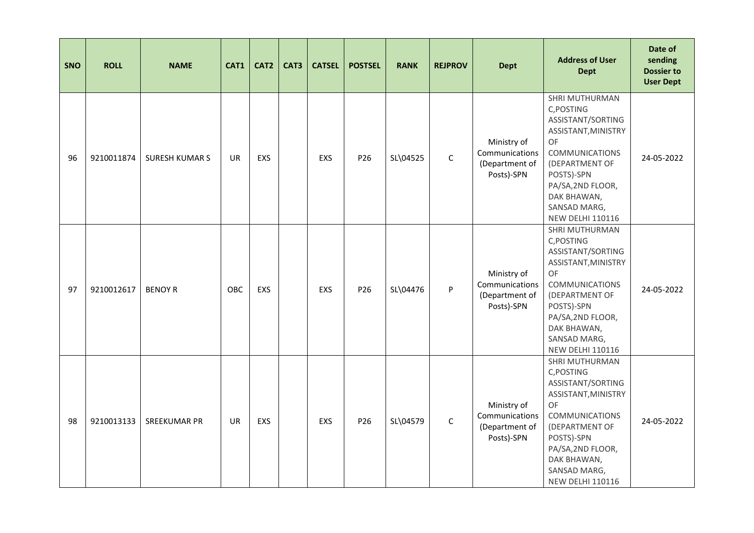| SNO | ROLL | NAME | CAT1 | CAT2 | CAT3 | CATSEL | POSTSEL | RANK | REJPROV | Dept | Address of User Dept | Date of sending Dossier to User Dept |
|---|---|---|---|---|---|---|---|---|---|---|---|---|
| 96 | 9210011874 | SURESH KUMAR S | UR | EXS | | EXS | P26 | SL\04525 | C | Ministry of Communications (Department of Posts)-SPN | SHRI MUTHURMAN C,POSTING ASSISTANT/SORTING ASSISTANT,MINISTRY OF COMMUNICATIONS (DEPARTMENT OF POSTS)-SPN PA/SA,2ND FLOOR, DAK BHAWAN, SANSAD MARG, NEW DELHI 110116 | 24-05-2022 |
| 97 | 9210012617 | BENOY R | OBC | EXS | | EXS | P26 | SL\04476 | P | Ministry of Communications (Department of Posts)-SPN | SHRI MUTHURMAN C,POSTING ASSISTANT/SORTING ASSISTANT,MINISTRY OF COMMUNICATIONS (DEPARTMENT OF POSTS)-SPN PA/SA,2ND FLOOR, DAK BHAWAN, SANSAD MARG, NEW DELHI 110116 | 24-05-2022 |
| 98 | 9210013133 | SREEKUMAR PR | UR | EXS | | EXS | P26 | SL\04579 | C | Ministry of Communications (Department of Posts)-SPN | SHRI MUTHURMAN C,POSTING ASSISTANT/SORTING ASSISTANT,MINISTRY OF COMMUNICATIONS (DEPARTMENT OF POSTS)-SPN PA/SA,2ND FLOOR, DAK BHAWAN, SANSAD MARG, NEW DELHI 110116 | 24-05-2022 |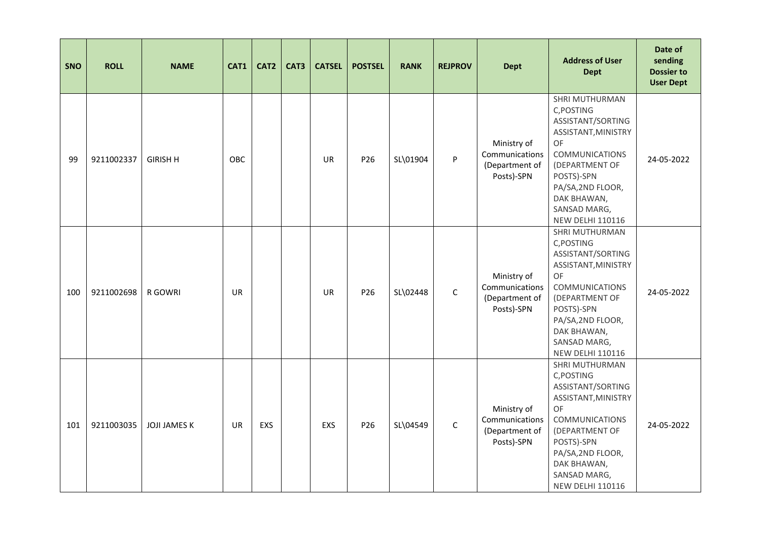| SNO | ROLL | NAME | CAT1 | CAT2 | CAT3 | CATSEL | POSTSEL | RANK | REJPROV | Dept | Address of User Dept | Date of sending Dossier to User Dept |
|---|---|---|---|---|---|---|---|---|---|---|---|---|
| 99 | 9211002337 | GIRISH H | OBC | | | UR | P26 | SL\01904 | P | Ministry of Communications (Department of Posts)-SPN | SHRI MUTHURMAN C,POSTING ASSISTANT/SORTING ASSISTANT,MINISTRY OF COMMUNICATIONS (DEPARTMENT OF POSTS)-SPN PA/SA,2ND FLOOR, DAK BHAWAN, SANSAD MARG, NEW DELHI 110116 | 24-05-2022 |
| 100 | 9211002698 | R GOWRI | UR | | | UR | P26 | SL\02448 | C | Ministry of Communications (Department of Posts)-SPN | SHRI MUTHURMAN C,POSTING ASSISTANT/SORTING ASSISTANT,MINISTRY OF COMMUNICATIONS (DEPARTMENT OF POSTS)-SPN PA/SA,2ND FLOOR, DAK BHAWAN, SANSAD MARG, NEW DELHI 110116 | 24-05-2022 |
| 101 | 9211003035 | JOJI JAMES K | UR | EXS | | EXS | P26 | SL\04549 | C | Ministry of Communications (Department of Posts)-SPN | SHRI MUTHURMAN C,POSTING ASSISTANT/SORTING ASSISTANT,MINISTRY OF COMMUNICATIONS (DEPARTMENT OF POSTS)-SPN PA/SA,2ND FLOOR, DAK BHAWAN, SANSAD MARG, NEW DELHI 110116 | 24-05-2022 |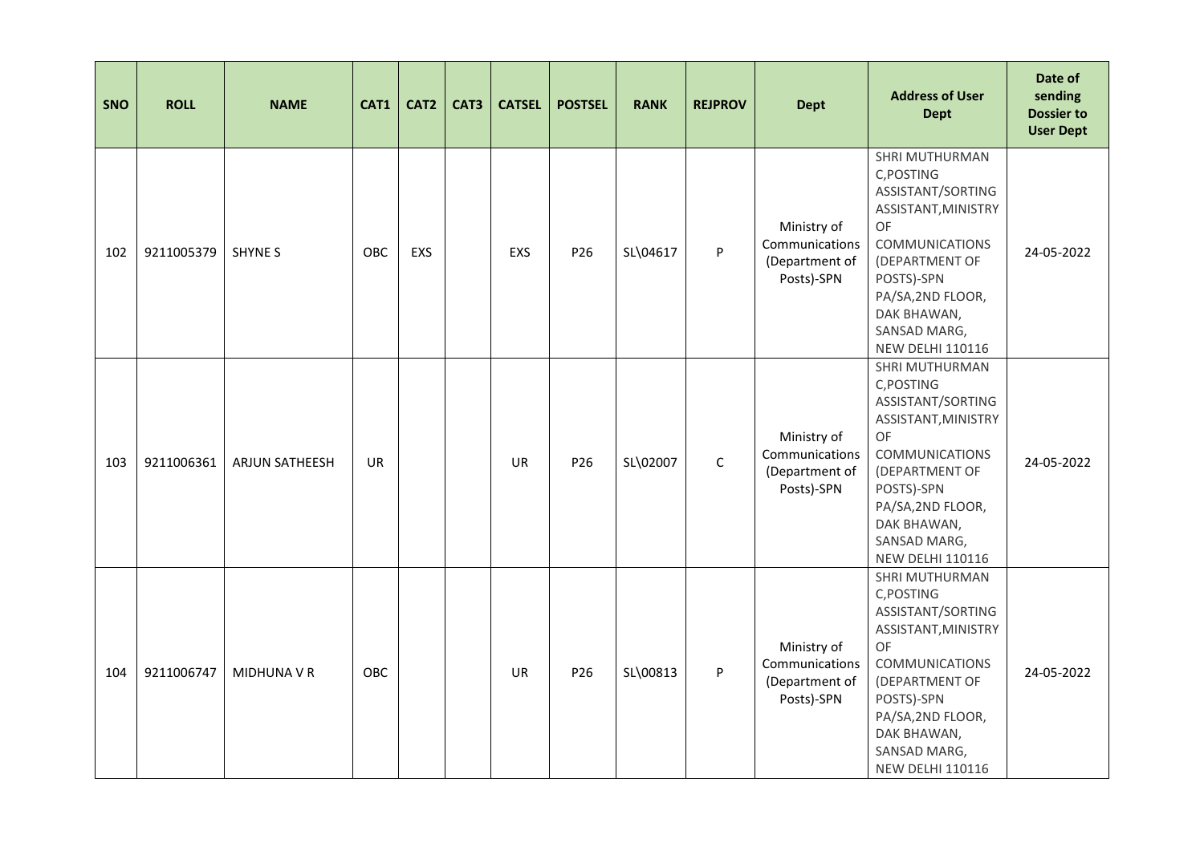| SNO | ROLL | NAME | CAT1 | CAT2 | CAT3 | CATSEL | POSTSEL | RANK | REJPROV | Dept | Address of User Dept | Date of sending Dossier to User Dept |
|---|---|---|---|---|---|---|---|---|---|---|---|---|
| 102 | 9211005379 | SHYNE S | OBC | EXS | | EXS | P26 | SL\04617 | P | Ministry of Communications (Department of Posts)-SPN | SHRI MUTHURMAN C,POSTING ASSISTANT/SORTING ASSISTANT,MINISTRY OF COMMUNICATIONS (DEPARTMENT OF POSTS)-SPN PA/SA,2ND FLOOR, DAK BHAWAN, SANSAD MARG, NEW DELHI 110116 | 24-05-2022 |
| 103 | 9211006361 | ARJUN SATHEESH | UR | | | UR | P26 | SL\02007 | C | Ministry of Communications (Department of Posts)-SPN | SHRI MUTHURMAN C,POSTING ASSISTANT/SORTING ASSISTANT,MINISTRY OF COMMUNICATIONS (DEPARTMENT OF POSTS)-SPN PA/SA,2ND FLOOR, DAK BHAWAN, SANSAD MARG, NEW DELHI 110116 | 24-05-2022 |
| 104 | 9211006747 | MIDHUNA V R | OBC | | | UR | P26 | SL\00813 | P | Ministry of Communications (Department of Posts)-SPN | SHRI MUTHURMAN C,POSTING ASSISTANT/SORTING ASSISTANT,MINISTRY OF COMMUNICATIONS (DEPARTMENT OF POSTS)-SPN PA/SA,2ND FLOOR, DAK BHAWAN, SANSAD MARG, NEW DELHI 110116 | 24-05-2022 |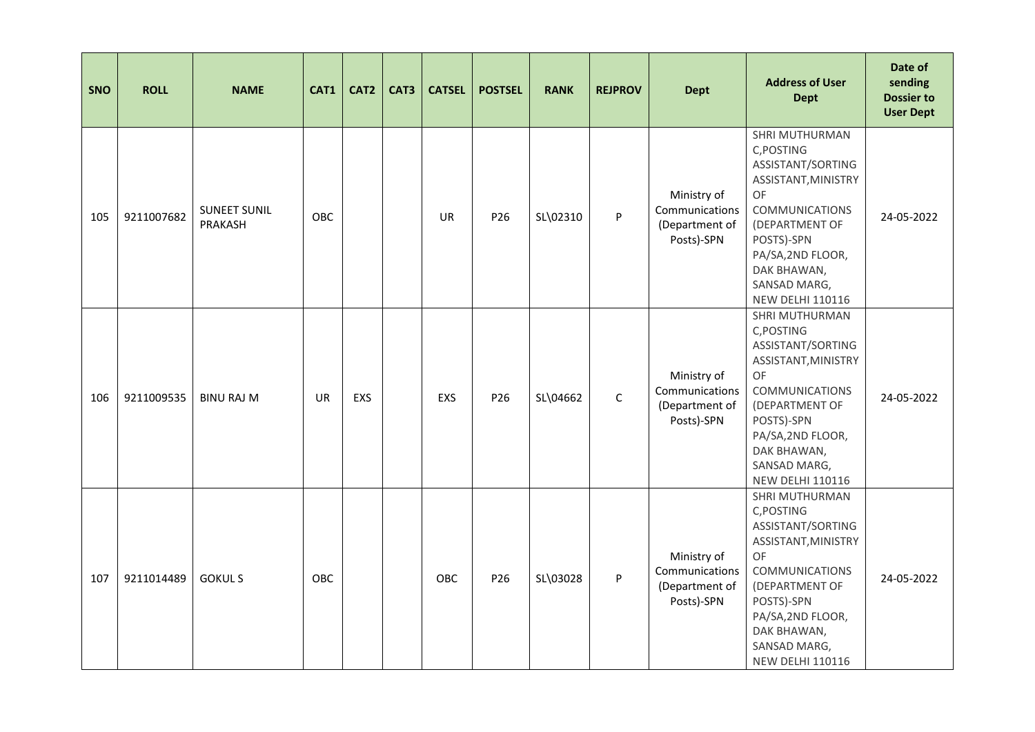| SNO | ROLL | NAME | CAT1 | CAT2 | CAT3 | CATSEL | POSTSEL | RANK | REJPROV | Dept | Address of User Dept | Date of sending Dossier to User Dept |
|---|---|---|---|---|---|---|---|---|---|---|---|---|
| 105 | 9211007682 | SUNEET SUNIL PRAKASH | OBC | | | UR | P26 | SL\02310 | P | Ministry of Communications (Department of Posts)-SPN | SHRI MUTHURMAN C,POSTING ASSISTANT/SORTING ASSISTANT,MINISTRY OF COMMUNICATIONS (DEPARTMENT OF POSTS)-SPN PA/SA,2ND FLOOR, DAK BHAWAN, SANSAD MARG, NEW DELHI 110116 | 24-05-2022 |
| 106 | 9211009535 | BINU RAJ M | UR | EXS | | EXS | P26 | SL\04662 | C | Ministry of Communications (Department of Posts)-SPN | SHRI MUTHURMAN C,POSTING ASSISTANT/SORTING ASSISTANT,MINISTRY OF COMMUNICATIONS (DEPARTMENT OF POSTS)-SPN PA/SA,2ND FLOOR, DAK BHAWAN, SANSAD MARG, NEW DELHI 110116 | 24-05-2022 |
| 107 | 9211014489 | GOKUL S | OBC | | | OBC | P26 | SL\03028 | P | Ministry of Communications (Department of Posts)-SPN | SHRI MUTHURMAN C,POSTING ASSISTANT/SORTING ASSISTANT,MINISTRY OF COMMUNICATIONS (DEPARTMENT OF POSTS)-SPN PA/SA,2ND FLOOR, DAK BHAWAN, SANSAD MARG, NEW DELHI 110116 | 24-05-2022 |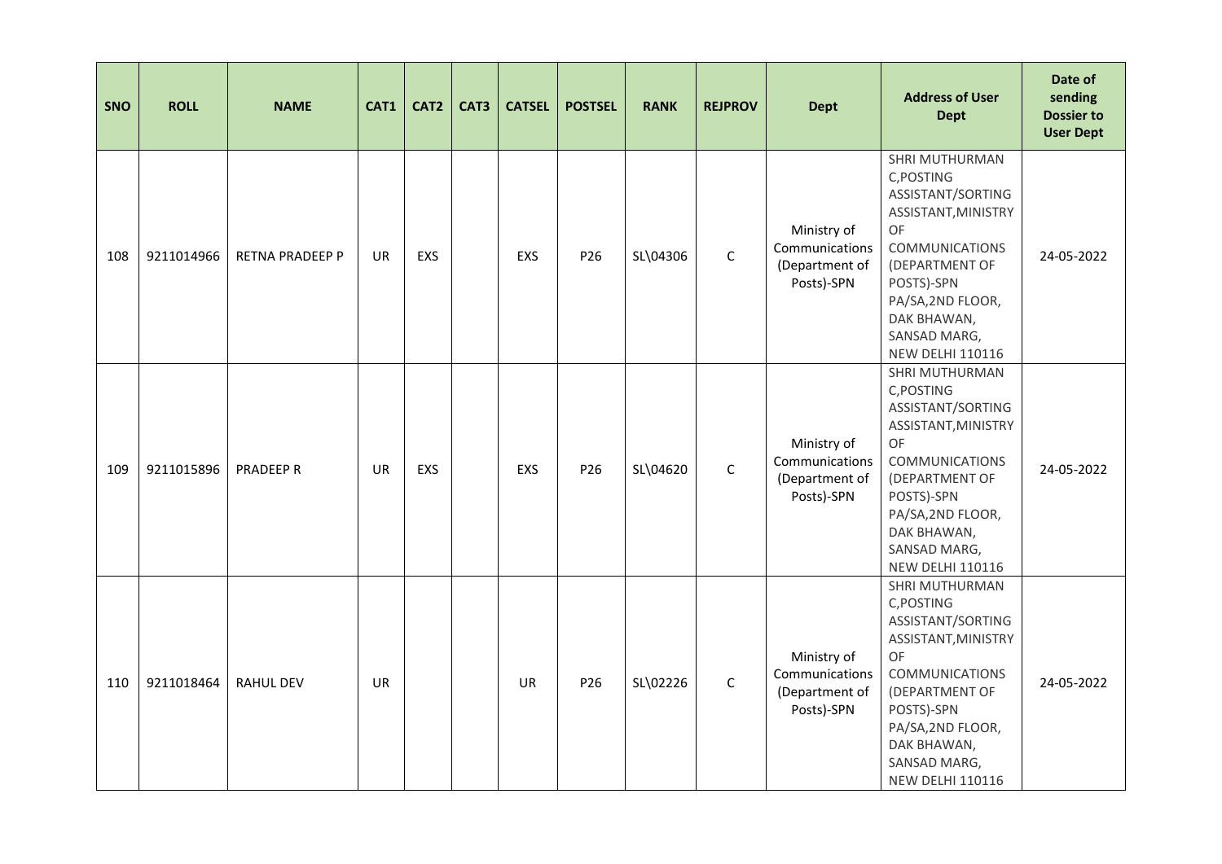| SNO | ROLL | NAME | CAT1 | CAT2 | CAT3 | CATSEL | POSTSEL | RANK | REJPROV | Dept | Address of User Dept | Date of sending Dossier to User Dept |
|---|---|---|---|---|---|---|---|---|---|---|---|---|
| 108 | 9211014966 | RETNA PRADEEP P | UR | EXS | | EXS | P26 | SL\04306 | C | Ministry of Communications (Department of Posts)-SPN | SHRI MUTHURMAN C,POSTING ASSISTANT/SORTING ASSISTANT,MINISTRY OF COMMUNICATIONS (DEPARTMENT OF POSTS)-SPN PA/SA,2ND FLOOR, DAK BHAWAN, SANSAD MARG, NEW DELHI 110116 | 24-05-2022 |
| 109 | 9211015896 | PRADEEP R | UR | EXS | | EXS | P26 | SL\04620 | C | Ministry of Communications (Department of Posts)-SPN | SHRI MUTHURMAN C,POSTING ASSISTANT/SORTING ASSISTANT,MINISTRY OF COMMUNICATIONS (DEPARTMENT OF POSTS)-SPN PA/SA,2ND FLOOR, DAK BHAWAN, SANSAD MARG, NEW DELHI 110116 | 24-05-2022 |
| 110 | 9211018464 | RAHUL DEV | UR | | | UR | P26 | SL\02226 | C | Ministry of Communications (Department of Posts)-SPN | SHRI MUTHURMAN C,POSTING ASSISTANT/SORTING ASSISTANT,MINISTRY OF COMMUNICATIONS (DEPARTMENT OF POSTS)-SPN PA/SA,2ND FLOOR, DAK BHAWAN, SANSAD MARG, NEW DELHI 110116 | 24-05-2022 |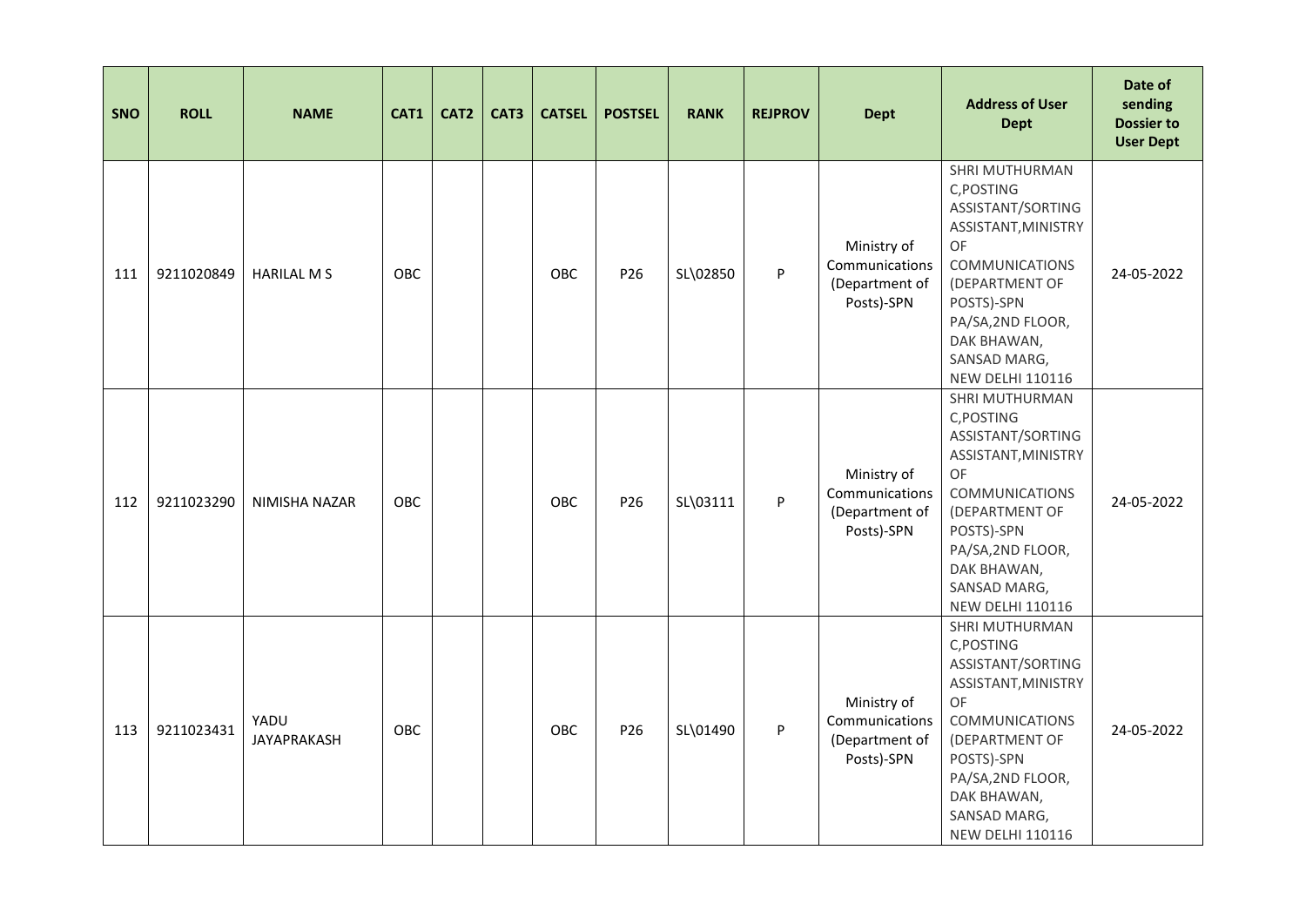| SNO | ROLL | NAME | CAT1 | CAT2 | CAT3 | CATSEL | POSTSEL | RANK | REJPROV | Dept | Address of User Dept | Date of sending Dossier to User Dept |
|---|---|---|---|---|---|---|---|---|---|---|---|---|
| 111 | 9211020849 | HARILAL M S | OBC | | | OBC | P26 | SL\02850 | P | Ministry of Communications (Department of Posts)-SPN | SHRI MUTHURMAN C,POSTING ASSISTANT/SORTING ASSISTANT,MINISTRY OF COMMUNICATIONS (DEPARTMENT OF POSTS)-SPN PA/SA,2ND FLOOR, DAK BHAWAN, SANSAD MARG, NEW DELHI 110116 | 24-05-2022 |
| 112 | 9211023290 | NIMISHA NAZAR | OBC | | | OBC | P26 | SL\03111 | P | Ministry of Communications (Department of Posts)-SPN | SHRI MUTHURMAN C,POSTING ASSISTANT/SORTING ASSISTANT,MINISTRY OF COMMUNICATIONS (DEPARTMENT OF POSTS)-SPN PA/SA,2ND FLOOR, DAK BHAWAN, SANSAD MARG, NEW DELHI 110116 | 24-05-2022 |
| 113 | 9211023431 | YADU JAYAPRAKASH | OBC | | | OBC | P26 | SL\01490 | P | Ministry of Communications (Department of Posts)-SPN | SHRI MUTHURMAN C,POSTING ASSISTANT/SORTING ASSISTANT,MINISTRY OF COMMUNICATIONS (DEPARTMENT OF POSTS)-SPN PA/SA,2ND FLOOR, DAK BHAWAN, SANSAD MARG, NEW DELHI 110116 | 24-05-2022 |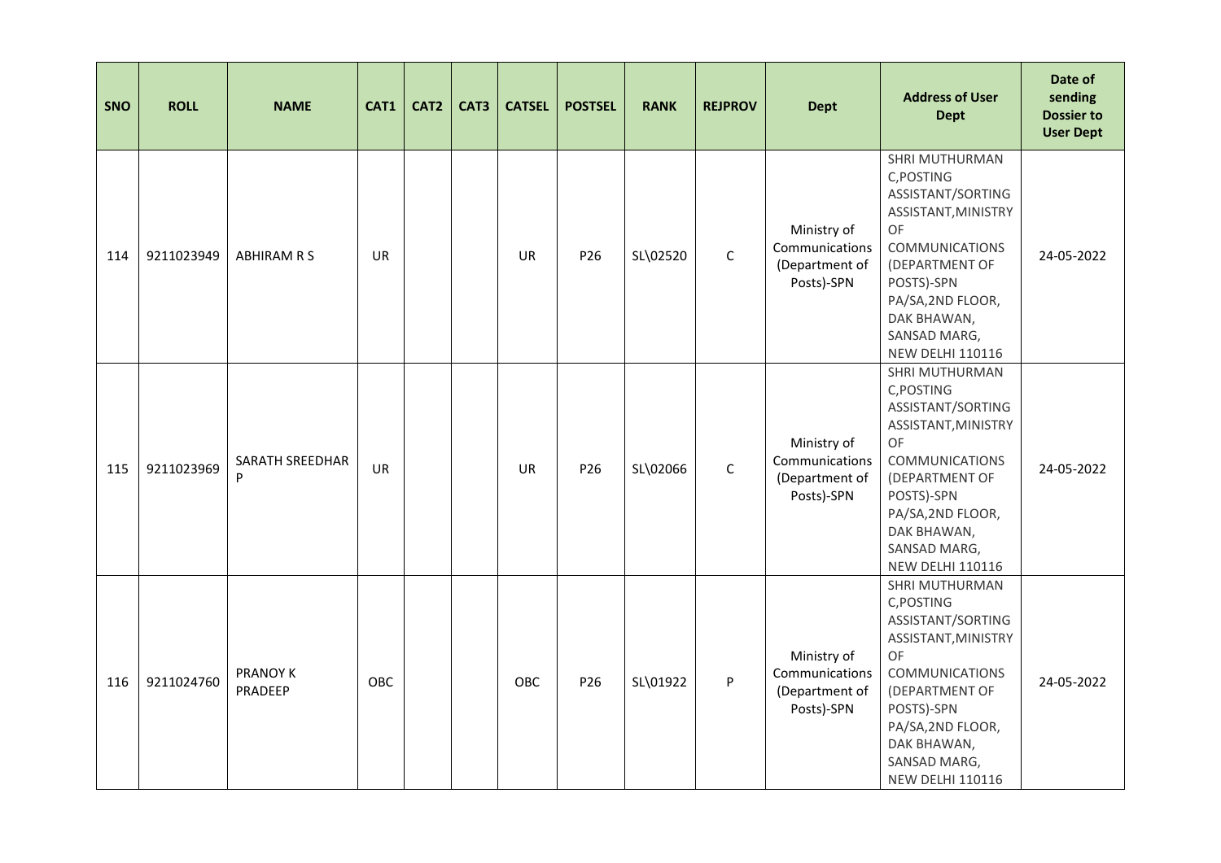| SNO | ROLL | NAME | CAT1 | CAT2 | CAT3 | CATSEL | POSTSEL | RANK | REJPROV | Dept | Address of User Dept | Date of sending Dossier to User Dept |
|---|---|---|---|---|---|---|---|---|---|---|---|---|
| 114 | 9211023949 | ABHIRAM R S | UR | | | UR | P26 | SL\02520 | C | Ministry of Communications (Department of Posts)-SPN | SHRI MUTHURMAN C,POSTING ASSISTANT/SORTING ASSISTANT,MINISTRY OF COMMUNICATIONS (DEPARTMENT OF POSTS)-SPN PA/SA,2ND FLOOR, DAK BHAWAN, SANSAD MARG, NEW DELHI 110116 | 24-05-2022 |
| 115 | 9211023969 | SARATH SREEDHAR P | UR | | | UR | P26 | SL\02066 | C | Ministry of Communications (Department of Posts)-SPN | SHRI MUTHURMAN C,POSTING ASSISTANT/SORTING ASSISTANT,MINISTRY OF COMMUNICATIONS (DEPARTMENT OF POSTS)-SPN PA/SA,2ND FLOOR, DAK BHAWAN, SANSAD MARG, NEW DELHI 110116 | 24-05-2022 |
| 116 | 9211024760 | PRANOY K PRADEEP | OBC | | | OBC | P26 | SL\01922 | P | Ministry of Communications (Department of Posts)-SPN | SHRI MUTHURMAN C,POSTING ASSISTANT/SORTING ASSISTANT,MINISTRY OF COMMUNICATIONS (DEPARTMENT OF POSTS)-SPN PA/SA,2ND FLOOR, DAK BHAWAN, SANSAD MARG, NEW DELHI 110116 | 24-05-2022 |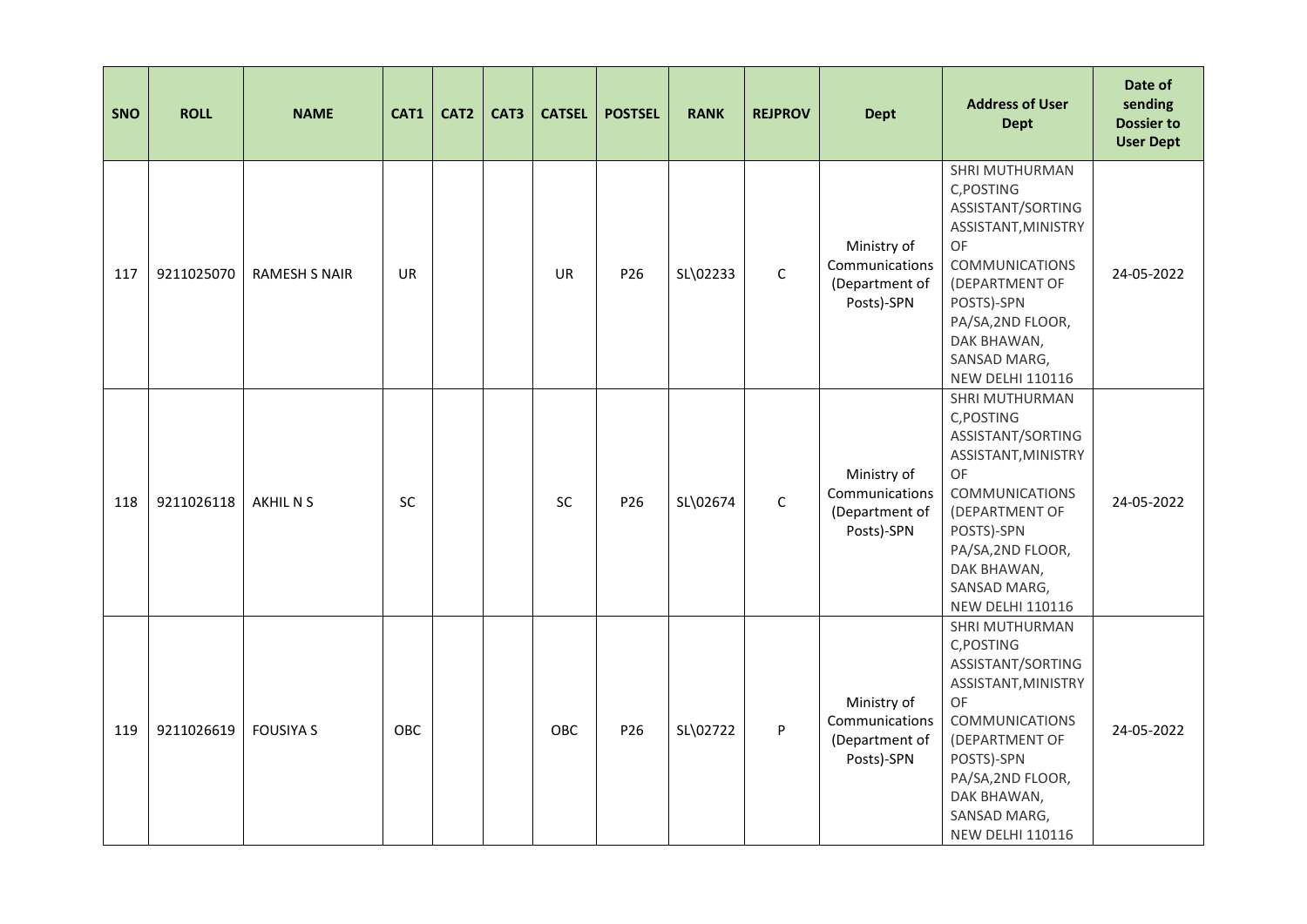| SNO | ROLL | NAME | CAT1 | CAT2 | CAT3 | CATSEL | POSTSEL | RANK | REJPROV | Dept | Address of User Dept | Date of sending Dossier to User Dept |
|---|---|---|---|---|---|---|---|---|---|---|---|---|
| 117 | 9211025070 | RAMESH S NAIR | UR | | | UR | P26 | SL\02233 | C | Ministry of Communications (Department of Posts)-SPN | SHRI MUTHURMAN C,POSTING ASSISTANT/SORTING ASSISTANT,MINISTRY OF COMMUNICATIONS (DEPARTMENT OF POSTS)-SPN PA/SA,2ND FLOOR, DAK BHAWAN, SANSAD MARG, NEW DELHI 110116 | 24-05-2022 |
| 118 | 9211026118 | AKHIL N S | SC | | | SC | P26 | SL\02674 | C | Ministry of Communications (Department of Posts)-SPN | SHRI MUTHURMAN C,POSTING ASSISTANT/SORTING ASSISTANT,MINISTRY OF COMMUNICATIONS (DEPARTMENT OF POSTS)-SPN PA/SA,2ND FLOOR, DAK BHAWAN, SANSAD MARG, NEW DELHI 110116 | 24-05-2022 |
| 119 | 9211026619 | FOUSIYA S | OBC | | | OBC | P26 | SL\02722 | P | Ministry of Communications (Department of Posts)-SPN | SHRI MUTHURMAN C,POSTING ASSISTANT/SORTING ASSISTANT,MINISTRY OF COMMUNICATIONS (DEPARTMENT OF POSTS)-SPN PA/SA,2ND FLOOR, DAK BHAWAN, SANSAD MARG, NEW DELHI 110116 | 24-05-2022 |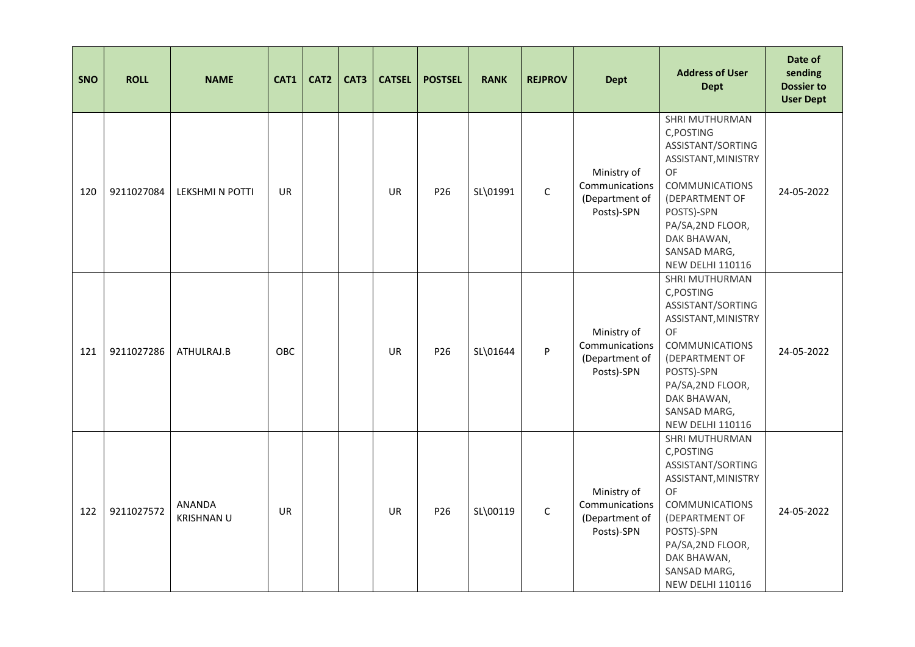| SNO | ROLL | NAME | CAT1 | CAT2 | CAT3 | CATSEL | POSTSEL | RANK | REJPROV | Dept | Address of User Dept | Date of sending Dossier to User Dept |
|---|---|---|---|---|---|---|---|---|---|---|---|---|
| 120 | 9211027084 | LEKSHMI N POTTI | UR | | | UR | P26 | SL\01991 | C | Ministry of Communications (Department of Posts)-SPN | SHRI MUTHURMAN C,POSTING ASSISTANT/SORTING ASSISTANT,MINISTRY OF COMMUNICATIONS (DEPARTMENT OF POSTS)-SPN PA/SA,2ND FLOOR, DAK BHAWAN, SANSAD MARG, NEW DELHI 110116 | 24-05-2022 |
| 121 | 9211027286 | ATHULRAJ.B | OBC | | | UR | P26 | SL\01644 | P | Ministry of Communications (Department of Posts)-SPN | SHRI MUTHURMAN C,POSTING ASSISTANT/SORTING ASSISTANT,MINISTRY OF COMMUNICATIONS (DEPARTMENT OF POSTS)-SPN PA/SA,2ND FLOOR, DAK BHAWAN, SANSAD MARG, NEW DELHI 110116 | 24-05-2022 |
| 122 | 9211027572 | ANANDA KRISHNAN U | UR | | | UR | P26 | SL\00119 | C | Ministry of Communications (Department of Posts)-SPN | SHRI MUTHURMAN C,POSTING ASSISTANT/SORTING ASSISTANT,MINISTRY OF COMMUNICATIONS (DEPARTMENT OF POSTS)-SPN PA/SA,2ND FLOOR, DAK BHAWAN, SANSAD MARG, NEW DELHI 110116 | 24-05-2022 |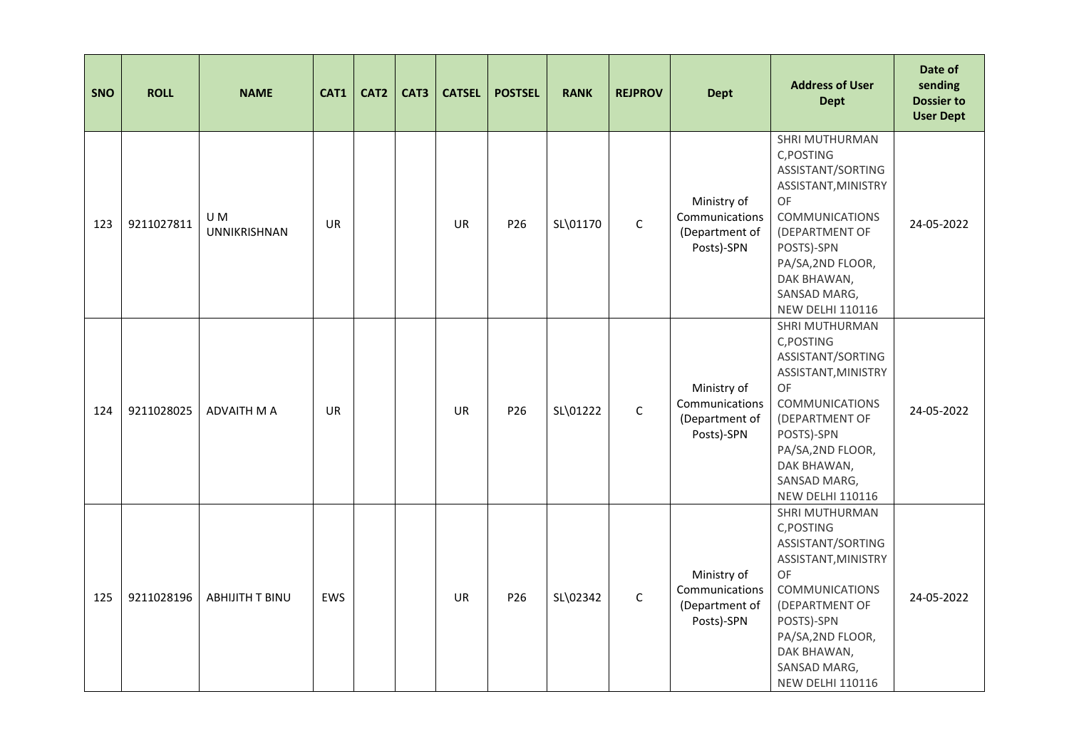| SNO | ROLL | NAME | CAT1 | CAT2 | CAT3 | CATSEL | POSTSEL | RANK | REJPROV | Dept | Address of User Dept | Date of sending Dossier to User Dept |
|---|---|---|---|---|---|---|---|---|---|---|---|---|
| 123 | 9211027811 | U M UNNIKRISHNAN | UR | | | UR | P26 | SL\01170 | C | Ministry of Communications (Department of Posts)-SPN | SHRI MUTHURMAN C,POSTING ASSISTANT/SORTING ASSISTANT,MINISTRY OF COMMUNICATIONS (DEPARTMENT OF POSTS)-SPN PA/SA,2ND FLOOR, DAK BHAWAN, SANSAD MARG, NEW DELHI 110116 | 24-05-2022 |
| 124 | 9211028025 | ADVAITH M A | UR | | | UR | P26 | SL\01222 | C | Ministry of Communications (Department of Posts)-SPN | SHRI MUTHURMAN C,POSTING ASSISTANT/SORTING ASSISTANT,MINISTRY OF COMMUNICATIONS (DEPARTMENT OF POSTS)-SPN PA/SA,2ND FLOOR, DAK BHAWAN, SANSAD MARG, NEW DELHI 110116 | 24-05-2022 |
| 125 | 9211028196 | ABHIJITH T BINU | EWS | | | UR | P26 | SL\02342 | C | Ministry of Communications (Department of Posts)-SPN | SHRI MUTHURMAN C,POSTING ASSISTANT/SORTING ASSISTANT,MINISTRY OF COMMUNICATIONS (DEPARTMENT OF POSTS)-SPN PA/SA,2ND FLOOR, DAK BHAWAN, SANSAD MARG, NEW DELHI 110116 | 24-05-2022 |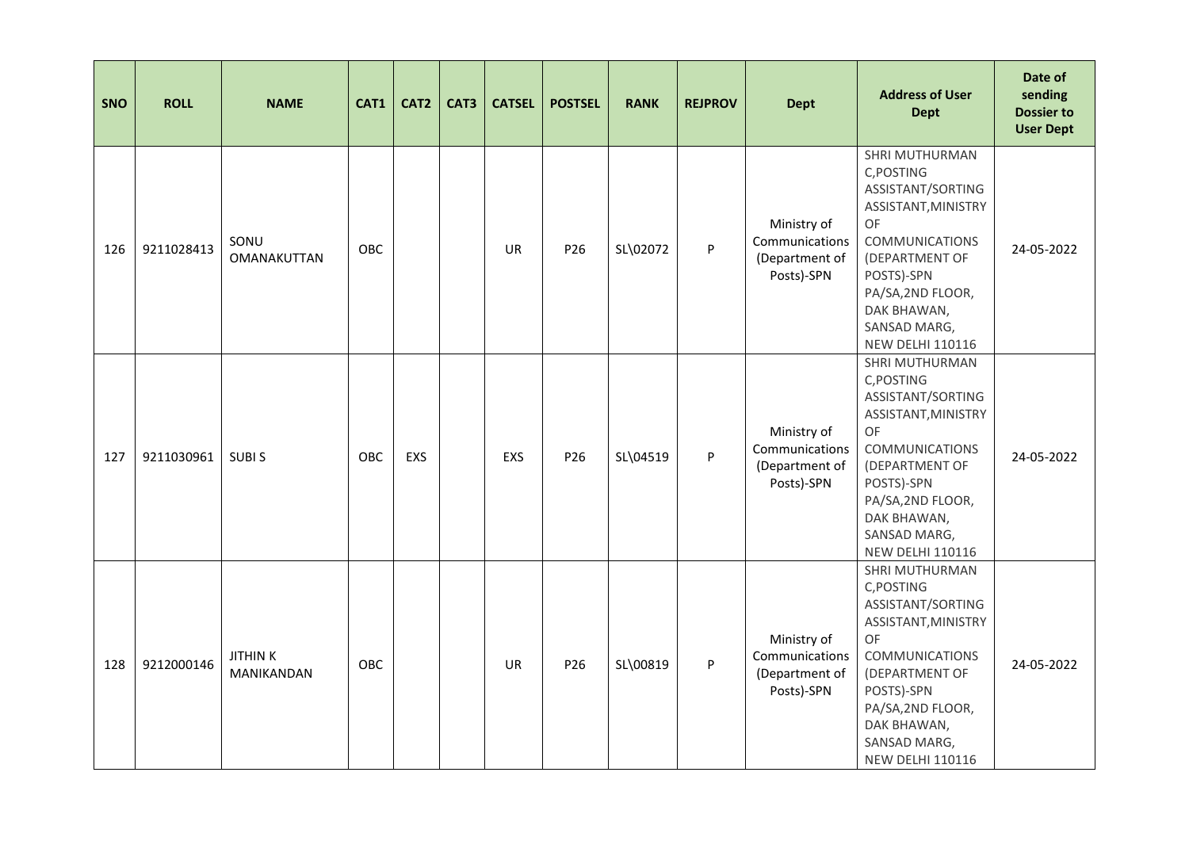| SNO | ROLL | NAME | CAT1 | CAT2 | CAT3 | CATSEL | POSTSEL | RANK | REJPROV | Dept | Address of User Dept | Date of sending Dossier to User Dept |
|---|---|---|---|---|---|---|---|---|---|---|---|---|
| 126 | 9211028413 | SONU OMANAKUTTAN | OBC | | | UR | P26 | SL\02072 | P | Ministry of Communications (Department of Posts)-SPN | SHRI MUTHURMAN C,POSTING ASSISTANT/SORTING ASSISTANT,MINISTRY OF COMMUNICATIONS (DEPARTMENT OF POSTS)-SPN PA/SA,2ND FLOOR, DAK BHAWAN, SANSAD MARG, NEW DELHI 110116 | 24-05-2022 |
| 127 | 9211030961 | SUBI S | OBC | EXS | | EXS | P26 | SL\04519 | P | Ministry of Communications (Department of Posts)-SPN | SHRI MUTHURMAN C,POSTING ASSISTANT/SORTING ASSISTANT,MINISTRY OF COMMUNICATIONS (DEPARTMENT OF POSTS)-SPN PA/SA,2ND FLOOR, DAK BHAWAN, SANSAD MARG, NEW DELHI 110116 | 24-05-2022 |
| 128 | 9212000146 | JITHIN K MANIKANDAN | OBC | | | UR | P26 | SL\00819 | P | Ministry of Communications (Department of Posts)-SPN | SHRI MUTHURMAN C,POSTING ASSISTANT/SORTING ASSISTANT,MINISTRY OF COMMUNICATIONS (DEPARTMENT OF POSTS)-SPN PA/SA,2ND FLOOR, DAK BHAWAN, SANSAD MARG, NEW DELHI 110116 | 24-05-2022 |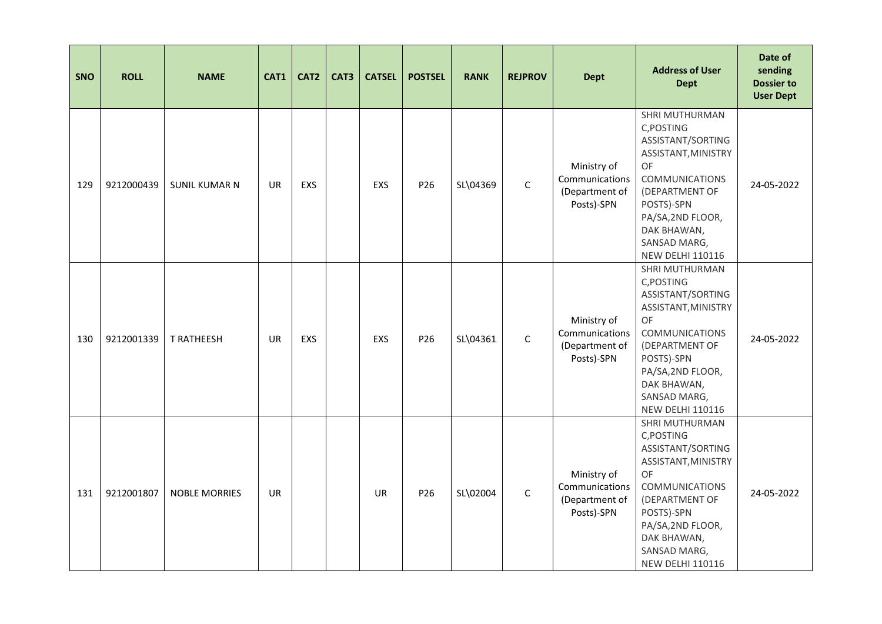| SNO | ROLL | NAME | CAT1 | CAT2 | CAT3 | CATSEL | POSTSEL | RANK | REJPROV | Dept | Address of User Dept | Date of sending Dossier to User Dept |
|---|---|---|---|---|---|---|---|---|---|---|---|---|
| 129 | 9212000439 | SUNIL KUMAR N | UR | EXS | | EXS | P26 | SL\04369 | C | Ministry of Communications (Department of Posts)-SPN | SHRI MUTHURMAN C,POSTING ASSISTANT/SORTING ASSISTANT,MINISTRY OF COMMUNICATIONS (DEPARTMENT OF POSTS)-SPN PA/SA,2ND FLOOR, DAK BHAWAN, SANSAD MARG, NEW DELHI 110116 | 24-05-2022 |
| 130 | 9212001339 | T RATHEESH | UR | EXS | | EXS | P26 | SL\04361 | C | Ministry of Communications (Department of Posts)-SPN | SHRI MUTHURMAN C,POSTING ASSISTANT/SORTING ASSISTANT,MINISTRY OF COMMUNICATIONS (DEPARTMENT OF POSTS)-SPN PA/SA,2ND FLOOR, DAK BHAWAN, SANSAD MARG, NEW DELHI 110116 | 24-05-2022 |
| 131 | 9212001807 | NOBLE MORRIES | UR | | | UR | P26 | SL\02004 | C | Ministry of Communications (Department of Posts)-SPN | SHRI MUTHURMAN C,POSTING ASSISTANT/SORTING ASSISTANT,MINISTRY OF COMMUNICATIONS (DEPARTMENT OF POSTS)-SPN PA/SA,2ND FLOOR, DAK BHAWAN, SANSAD MARG, NEW DELHI 110116 | 24-05-2022 |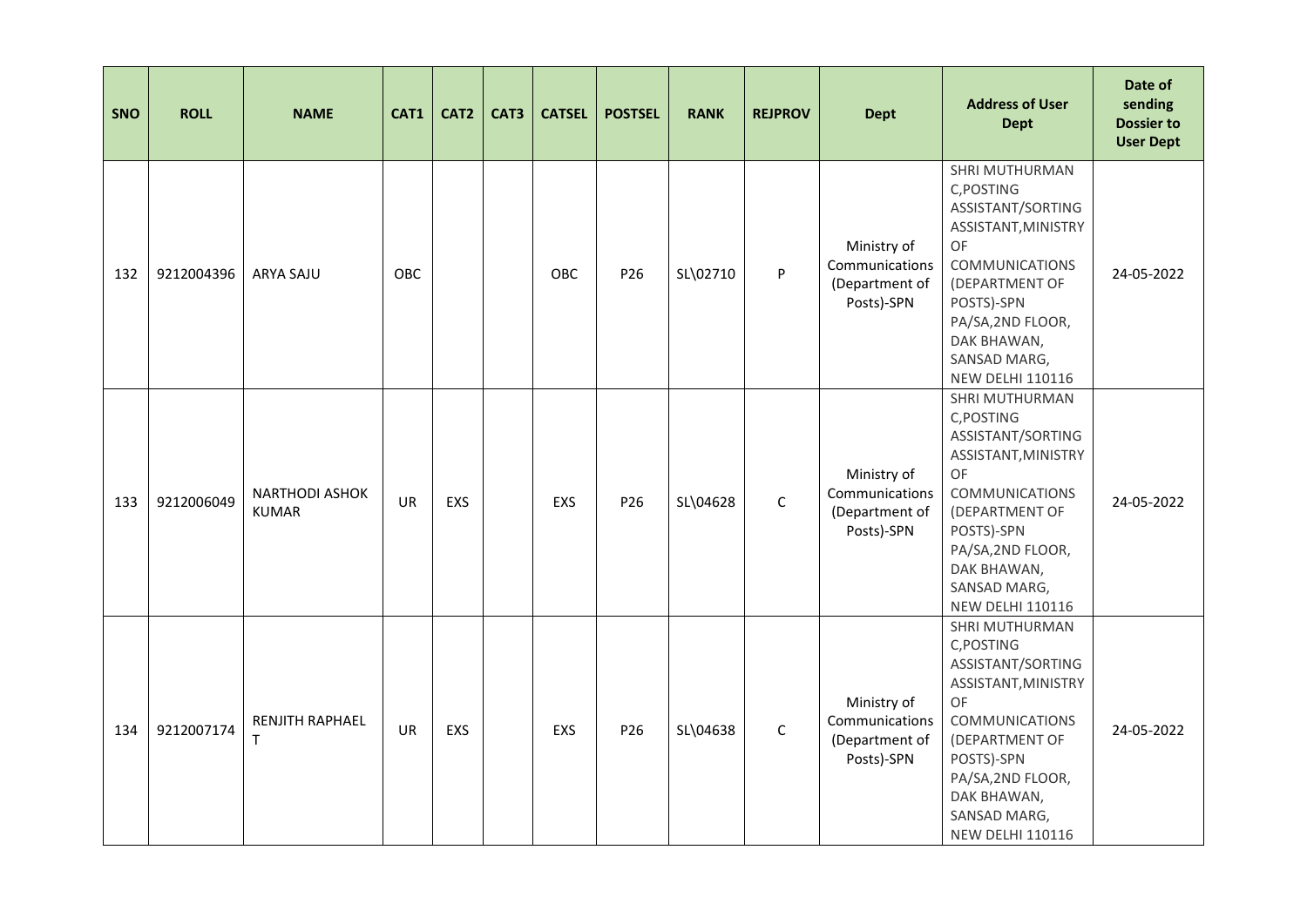| SNO | ROLL | NAME | CAT1 | CAT2 | CAT3 | CATSEL | POSTSEL | RANK | REJPROV | Dept | Address of User Dept | Date of sending Dossier to User Dept |
|---|---|---|---|---|---|---|---|---|---|---|---|---|
| 132 | 9212004396 | ARYA SAJU | OBC | | | OBC | P26 | SL\02710 | P | Ministry of Communications (Department of Posts)-SPN | SHRI MUTHURMAN C,POSTING ASSISTANT/SORTING ASSISTANT,MINISTRY OF COMMUNICATIONS (DEPARTMENT OF POSTS)-SPN PA/SA,2ND FLOOR, DAK BHAWAN, SANSAD MARG, NEW DELHI 110116 | 24-05-2022 |
| 133 | 9212006049 | NARTHODI ASHOK KUMAR | UR | EXS | | EXS | P26 | SL\04628 | C | Ministry of Communications (Department of Posts)-SPN | SHRI MUTHURMAN C,POSTING ASSISTANT/SORTING ASSISTANT,MINISTRY OF COMMUNICATIONS (DEPARTMENT OF POSTS)-SPN PA/SA,2ND FLOOR, DAK BHAWAN, SANSAD MARG, NEW DELHI 110116 | 24-05-2022 |
| 134 | 9212007174 | RENJITH RAPHAEL T | UR | EXS | | EXS | P26 | SL\04638 | C | Ministry of Communications (Department of Posts)-SPN | SHRI MUTHURMAN C,POSTING ASSISTANT/SORTING ASSISTANT,MINISTRY OF COMMUNICATIONS (DEPARTMENT OF POSTS)-SPN PA/SA,2ND FLOOR, DAK BHAWAN, SANSAD MARG, NEW DELHI 110116 | 24-05-2022 |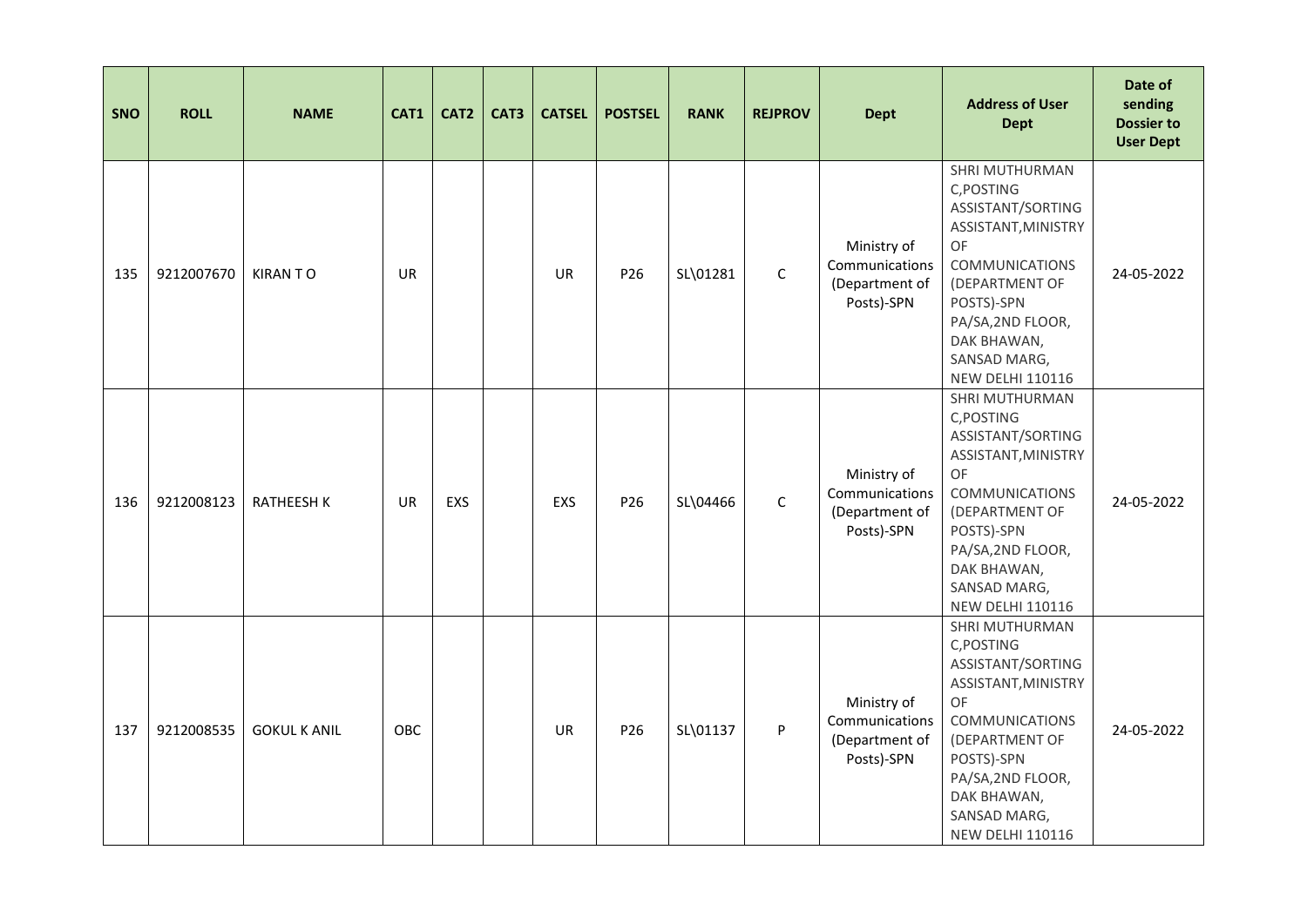| SNO | ROLL | NAME | CAT1 | CAT2 | CAT3 | CATSEL | POSTSEL | RANK | REJPROV | Dept | Address of User Dept | Date of sending Dossier to User Dept |
|---|---|---|---|---|---|---|---|---|---|---|---|---|
| 135 | 9212007670 | KIRAN T O | UR | | | UR | P26 | SL\01281 | C | Ministry of Communications (Department of Posts)-SPN | SHRI MUTHURMAN C,POSTING ASSISTANT/SORTING ASSISTANT,MINISTRY OF COMMUNICATIONS (DEPARTMENT OF POSTS)-SPN PA/SA,2ND FLOOR, DAK BHAWAN, SANSAD MARG, NEW DELHI 110116 | 24-05-2022 |
| 136 | 9212008123 | RATHEESH K | UR | EXS | | EXS | P26 | SL\04466 | C | Ministry of Communications (Department of Posts)-SPN | SHRI MUTHURMAN C,POSTING ASSISTANT/SORTING ASSISTANT,MINISTRY OF COMMUNICATIONS (DEPARTMENT OF POSTS)-SPN PA/SA,2ND FLOOR, DAK BHAWAN, SANSAD MARG, NEW DELHI 110116 | 24-05-2022 |
| 137 | 9212008535 | GOKUL K ANIL | OBC | | | UR | P26 | SL\01137 | P | Ministry of Communications (Department of Posts)-SPN | SHRI MUTHURMAN C,POSTING ASSISTANT/SORTING ASSISTANT,MINISTRY OF COMMUNICATIONS (DEPARTMENT OF POSTS)-SPN PA/SA,2ND FLOOR, DAK BHAWAN, SANSAD MARG, NEW DELHI 110116 | 24-05-2022 |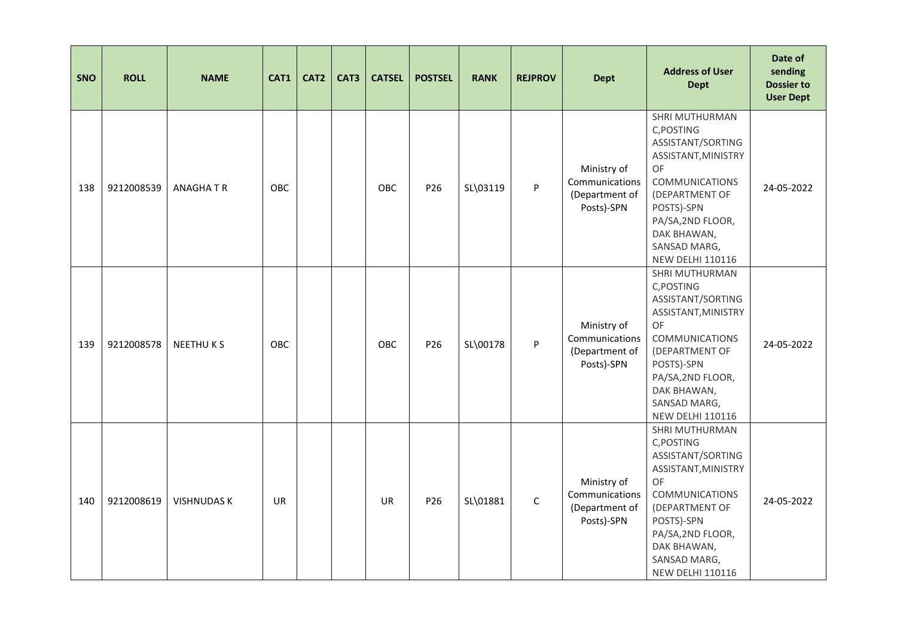| SNO | ROLL | NAME | CAT1 | CAT2 | CAT3 | CATSEL | POSTSEL | RANK | REJPROV | Dept | Address of User Dept | Date of sending Dossier to User Dept |
|---|---|---|---|---|---|---|---|---|---|---|---|---|
| 138 | 9212008539 | ANAGHA T R | OBC | | | OBC | P26 | SL\03119 | P | Ministry of Communications (Department of Posts)-SPN | SHRI MUTHURMAN C,POSTING ASSISTANT/SORTING ASSISTANT,MINISTRY OF COMMUNICATIONS (DEPARTMENT OF POSTS)-SPN PA/SA,2ND FLOOR, DAK BHAWAN, SANSAD MARG, NEW DELHI 110116 | 24-05-2022 |
| 139 | 9212008578 | NEETHU K S | OBC | | | OBC | P26 | SL\00178 | P | Ministry of Communications (Department of Posts)-SPN | SHRI MUTHURMAN C,POSTING ASSISTANT/SORTING ASSISTANT,MINISTRY OF COMMUNICATIONS (DEPARTMENT OF POSTS)-SPN PA/SA,2ND FLOOR, DAK BHAWAN, SANSAD MARG, NEW DELHI 110116 | 24-05-2022 |
| 140 | 9212008619 | VISHNUDAS K | UR | | | UR | P26 | SL\01881 | C | Ministry of Communications (Department of Posts)-SPN | SHRI MUTHURMAN C,POSTING ASSISTANT/SORTING ASSISTANT,MINISTRY OF COMMUNICATIONS (DEPARTMENT OF POSTS)-SPN PA/SA,2ND FLOOR, DAK BHAWAN, SANSAD MARG, NEW DELHI 110116 | 24-05-2022 |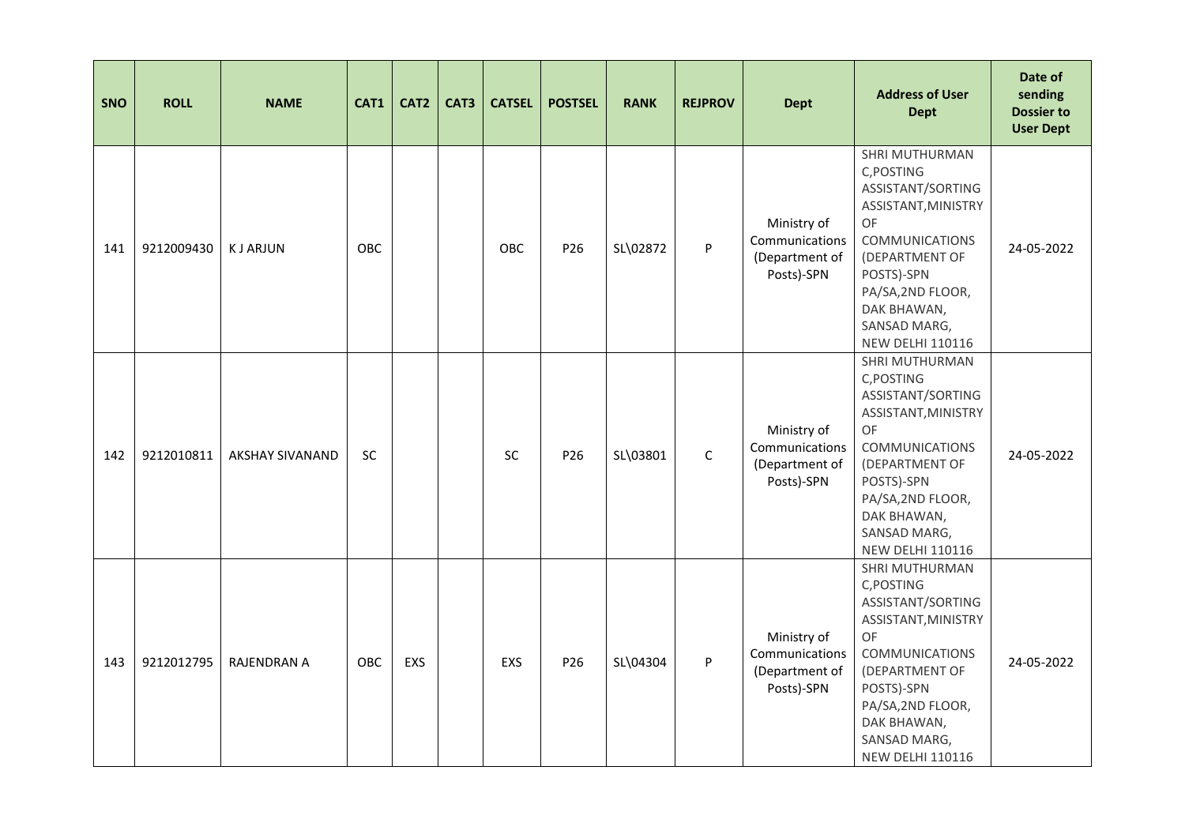| SNO | ROLL | NAME | CAT1 | CAT2 | CAT3 | CATSEL | POSTSEL | RANK | REJPROV | Dept | Address of User Dept | Date of sending Dossier to User Dept |
|---|---|---|---|---|---|---|---|---|---|---|---|---|
| 141 | 9212009430 | K J ARJUN | OBC | | | OBC | P26 | SL\02872 | P | Ministry of Communications (Department of Posts)-SPN | SHRI MUTHURMAN C,POSTING ASSISTANT/SORTING ASSISTANT,MINISTRY OF COMMUNICATIONS (DEPARTMENT OF POSTS)-SPN PA/SA,2ND FLOOR, DAK BHAWAN, SANSAD MARG, NEW DELHI 110116 | 24-05-2022 |
| 142 | 9212010811 | AKSHAY SIVANAND | SC | | | SC | P26 | SL\03801 | C | Ministry of Communications (Department of Posts)-SPN | SHRI MUTHURMAN C,POSTING ASSISTANT/SORTING ASSISTANT,MINISTRY OF COMMUNICATIONS (DEPARTMENT OF POSTS)-SPN PA/SA,2ND FLOOR, DAK BHAWAN, SANSAD MARG, NEW DELHI 110116 | 24-05-2022 |
| 143 | 9212012795 | RAJENDRAN A | OBC | EXS | | EXS | P26 | SL\04304 | P | Ministry of Communications (Department of Posts)-SPN | SHRI MUTHURMAN C,POSTING ASSISTANT/SORTING ASSISTANT,MINISTRY OF COMMUNICATIONS (DEPARTMENT OF POSTS)-SPN PA/SA,2ND FLOOR, DAK BHAWAN, SANSAD MARG, NEW DELHI 110116 | 24-05-2022 |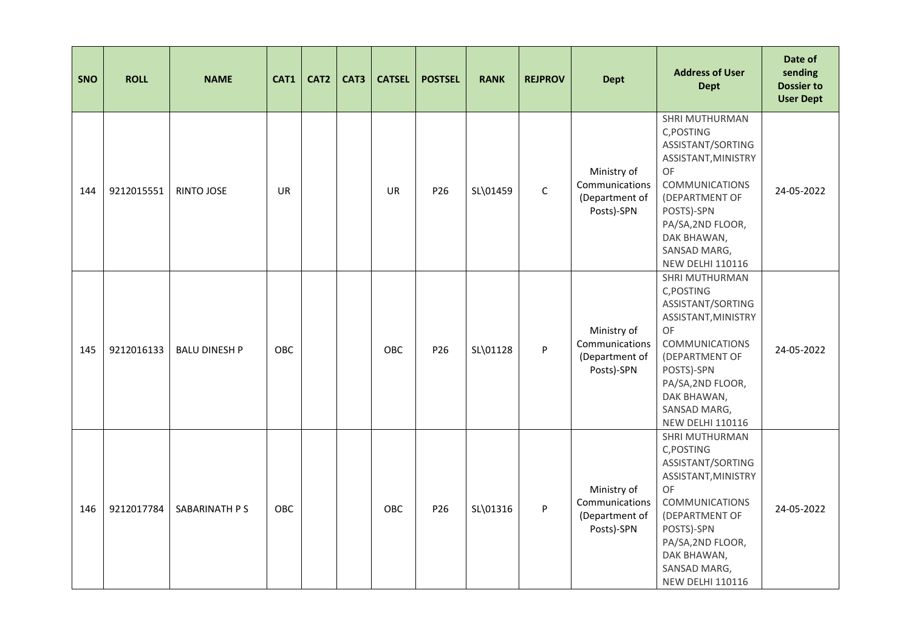| SNO | ROLL | NAME | CAT1 | CAT2 | CAT3 | CATSEL | POSTSEL | RANK | REJPROV | Dept | Address of User Dept | Date of sending Dossier to User Dept |
|---|---|---|---|---|---|---|---|---|---|---|---|---|
| 144 | 9212015551 | RINTO JOSE | UR | | | UR | P26 | SL\01459 | C | Ministry of Communications (Department of Posts)-SPN | SHRI MUTHURMAN C,POSTING ASSISTANT/SORTING ASSISTANT,MINISTRY OF COMMUNICATIONS (DEPARTMENT OF POSTS)-SPN PA/SA,2ND FLOOR, DAK BHAWAN, SANSAD MARG, NEW DELHI 110116 | 24-05-2022 |
| 145 | 9212016133 | BALU DINESH P | OBC | | | OBC | P26 | SL\01128 | P | Ministry of Communications (Department of Posts)-SPN | SHRI MUTHURMAN C,POSTING ASSISTANT/SORTING ASSISTANT,MINISTRY OF COMMUNICATIONS (DEPARTMENT OF POSTS)-SPN PA/SA,2ND FLOOR, DAK BHAWAN, SANSAD MARG, NEW DELHI 110116 | 24-05-2022 |
| 146 | 9212017784 | SABARINATH P S | OBC | | | OBC | P26 | SL\01316 | P | Ministry of Communications (Department of Posts)-SPN | SHRI MUTHURMAN C,POSTING ASSISTANT/SORTING ASSISTANT,MINISTRY OF COMMUNICATIONS (DEPARTMENT OF POSTS)-SPN PA/SA,2ND FLOOR, DAK BHAWAN, SANSAD MARG, NEW DELHI 110116 | 24-05-2022 |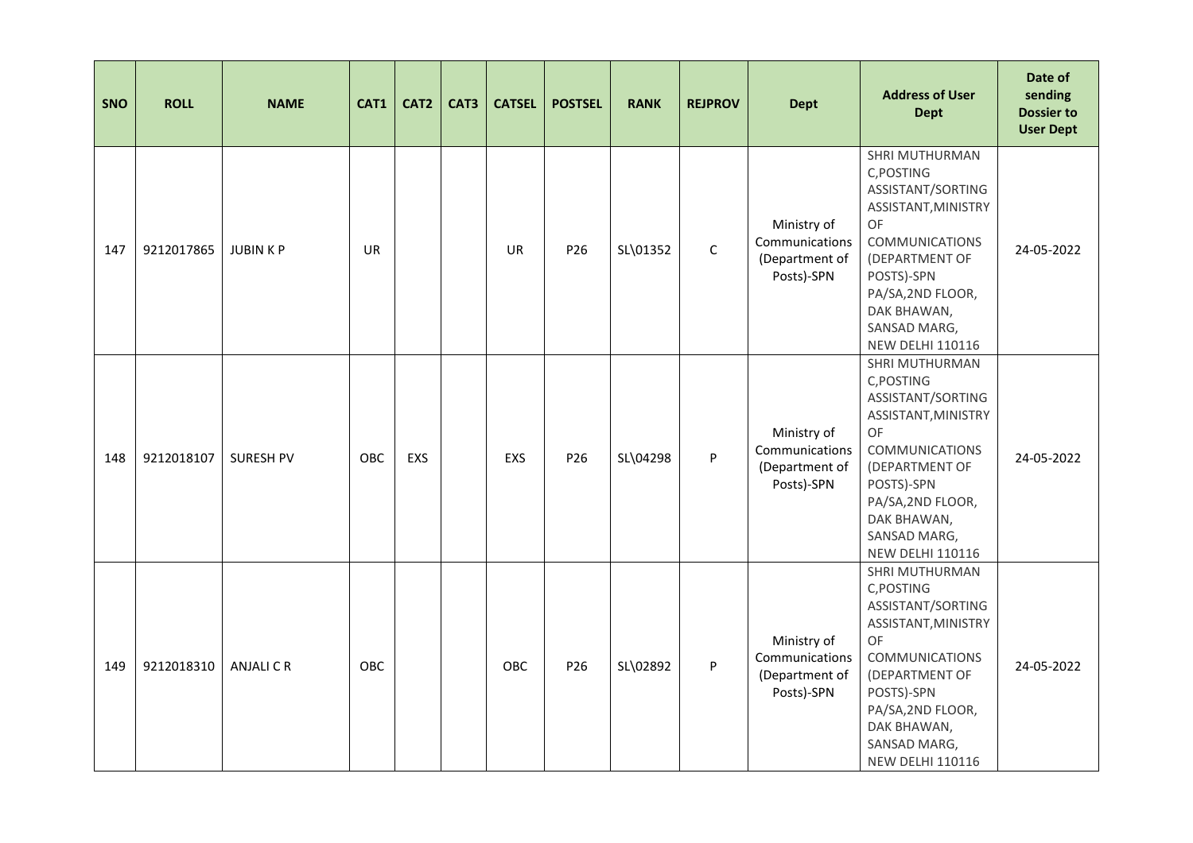| SNO | ROLL | NAME | CAT1 | CAT2 | CAT3 | CATSEL | POSTSEL | RANK | REJPROV | Dept | Address of User Dept | Date of sending Dossier to User Dept |
|---|---|---|---|---|---|---|---|---|---|---|---|---|
| 147 | 9212017865 | JUBIN K P | UR | | | UR | P26 | SL\01352 | C | Ministry of Communications (Department of Posts)-SPN | SHRI MUTHURMAN C,POSTING ASSISTANT/SORTING ASSISTANT,MINISTRY OF COMMUNICATIONS (DEPARTMENT OF POSTS)-SPN PA/SA,2ND FLOOR, DAK BHAWAN, SANSAD MARG, NEW DELHI 110116 | 24-05-2022 |
| 148 | 9212018107 | SURESH PV | OBC | EXS | | EXS | P26 | SL\04298 | P | Ministry of Communications (Department of Posts)-SPN | SHRI MUTHURMAN C,POSTING ASSISTANT/SORTING ASSISTANT,MINISTRY OF COMMUNICATIONS (DEPARTMENT OF POSTS)-SPN PA/SA,2ND FLOOR, DAK BHAWAN, SANSAD MARG, NEW DELHI 110116 | 24-05-2022 |
| 149 | 9212018310 | ANJALI C R | OBC | | | OBC | P26 | SL\02892 | P | Ministry of Communications (Department of Posts)-SPN | SHRI MUTHURMAN C,POSTING ASSISTANT/SORTING ASSISTANT,MINISTRY OF COMMUNICATIONS (DEPARTMENT OF POSTS)-SPN PA/SA,2ND FLOOR, DAK BHAWAN, SANSAD MARG, NEW DELHI 110116 | 24-05-2022 |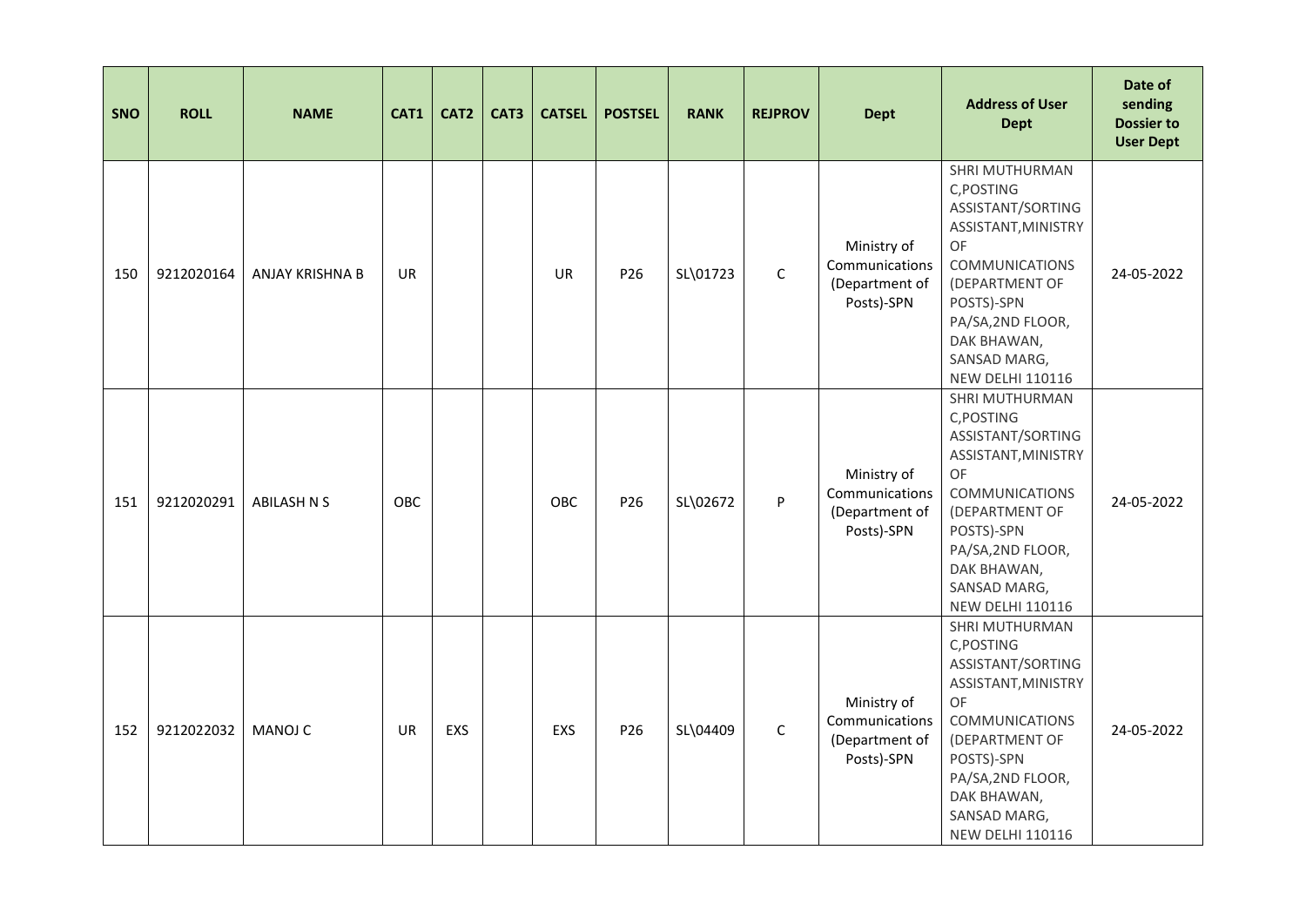| SNO | ROLL | NAME | CAT1 | CAT2 | CAT3 | CATSEL | POSTSEL | RANK | REJPROV | Dept | Address of User Dept | Date of sending Dossier to User Dept |
|---|---|---|---|---|---|---|---|---|---|---|---|---|
| 150 | 9212020164 | ANJAY KRISHNA B | UR | | | UR | P26 | SL\01723 | C | Ministry of Communications (Department of Posts)-SPN | SHRI MUTHURMAN C,POSTING ASSISTANT/SORTING ASSISTANT,MINISTRY OF COMMUNICATIONS (DEPARTMENT OF POSTS)-SPN PA/SA,2ND FLOOR, DAK BHAWAN, SANSAD MARG, NEW DELHI 110116 | 24-05-2022 |
| 151 | 9212020291 | ABILASH N S | OBC | | | OBC | P26 | SL\02672 | P | Ministry of Communications (Department of Posts)-SPN | SHRI MUTHURMAN C,POSTING ASSISTANT/SORTING ASSISTANT,MINISTRY OF COMMUNICATIONS (DEPARTMENT OF POSTS)-SPN PA/SA,2ND FLOOR, DAK BHAWAN, SANSAD MARG, NEW DELHI 110116 | 24-05-2022 |
| 152 | 9212022032 | MANOJ C | UR | EXS | | EXS | P26 | SL\04409 | C | Ministry of Communications (Department of Posts)-SPN | SHRI MUTHURMAN C,POSTING ASSISTANT/SORTING ASSISTANT,MINISTRY OF COMMUNICATIONS (DEPARTMENT OF POSTS)-SPN PA/SA,2ND FLOOR, DAK BHAWAN, SANSAD MARG, NEW DELHI 110116 | 24-05-2022 |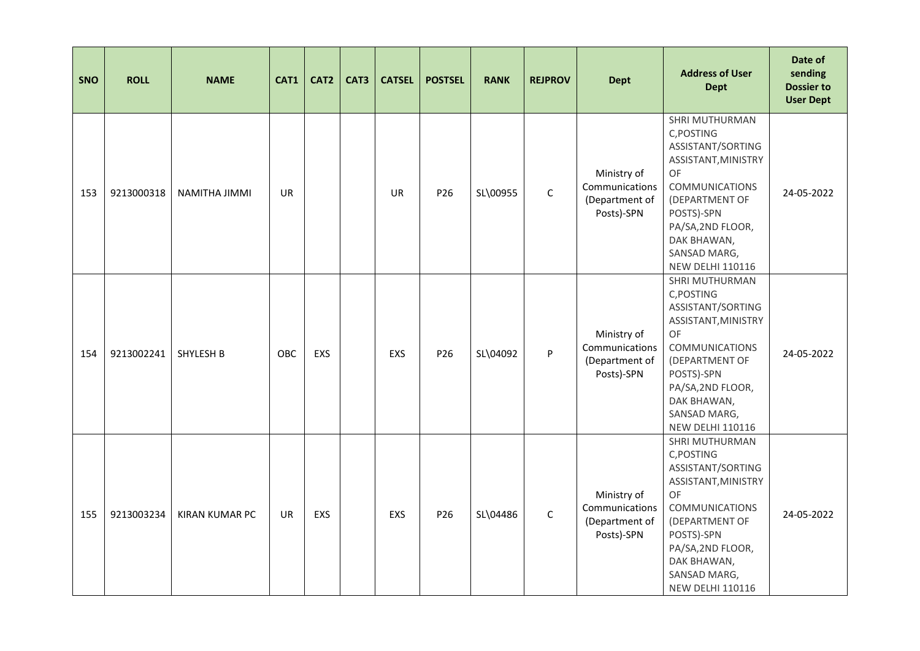| SNO | ROLL | NAME | CAT1 | CAT2 | CAT3 | CATSEL | POSTSEL | RANK | REJPROV | Dept | Address of User Dept | Date of sending Dossier to User Dept |
|---|---|---|---|---|---|---|---|---|---|---|---|---|
| 153 | 9213000318 | NAMITHA JIMMI | UR | | | UR | P26 | SL\00955 | C | Ministry of Communications (Department of Posts)-SPN | SHRI MUTHURMAN C,POSTING ASSISTANT/SORTING ASSISTANT,MINISTRY OF COMMUNICATIONS (DEPARTMENT OF POSTS)-SPN PA/SA,2ND FLOOR, DAK BHAWAN, SANSAD MARG, NEW DELHI 110116 | 24-05-2022 |
| 154 | 9213002241 | SHYLESH B | OBC | EXS | | EXS | P26 | SL\04092 | P | Ministry of Communications (Department of Posts)-SPN | SHRI MUTHURMAN C,POSTING ASSISTANT/SORTING ASSISTANT,MINISTRY OF COMMUNICATIONS (DEPARTMENT OF POSTS)-SPN PA/SA,2ND FLOOR, DAK BHAWAN, SANSAD MARG, NEW DELHI 110116 | 24-05-2022 |
| 155 | 9213003234 | KIRAN KUMAR PC | UR | EXS | | EXS | P26 | SL\04486 | C | Ministry of Communications (Department of Posts)-SPN | SHRI MUTHURMAN C,POSTING ASSISTANT/SORTING ASSISTANT,MINISTRY OF COMMUNICATIONS (DEPARTMENT OF POSTS)-SPN PA/SA,2ND FLOOR, DAK BHAWAN, SANSAD MARG, NEW DELHI 110116 | 24-05-2022 |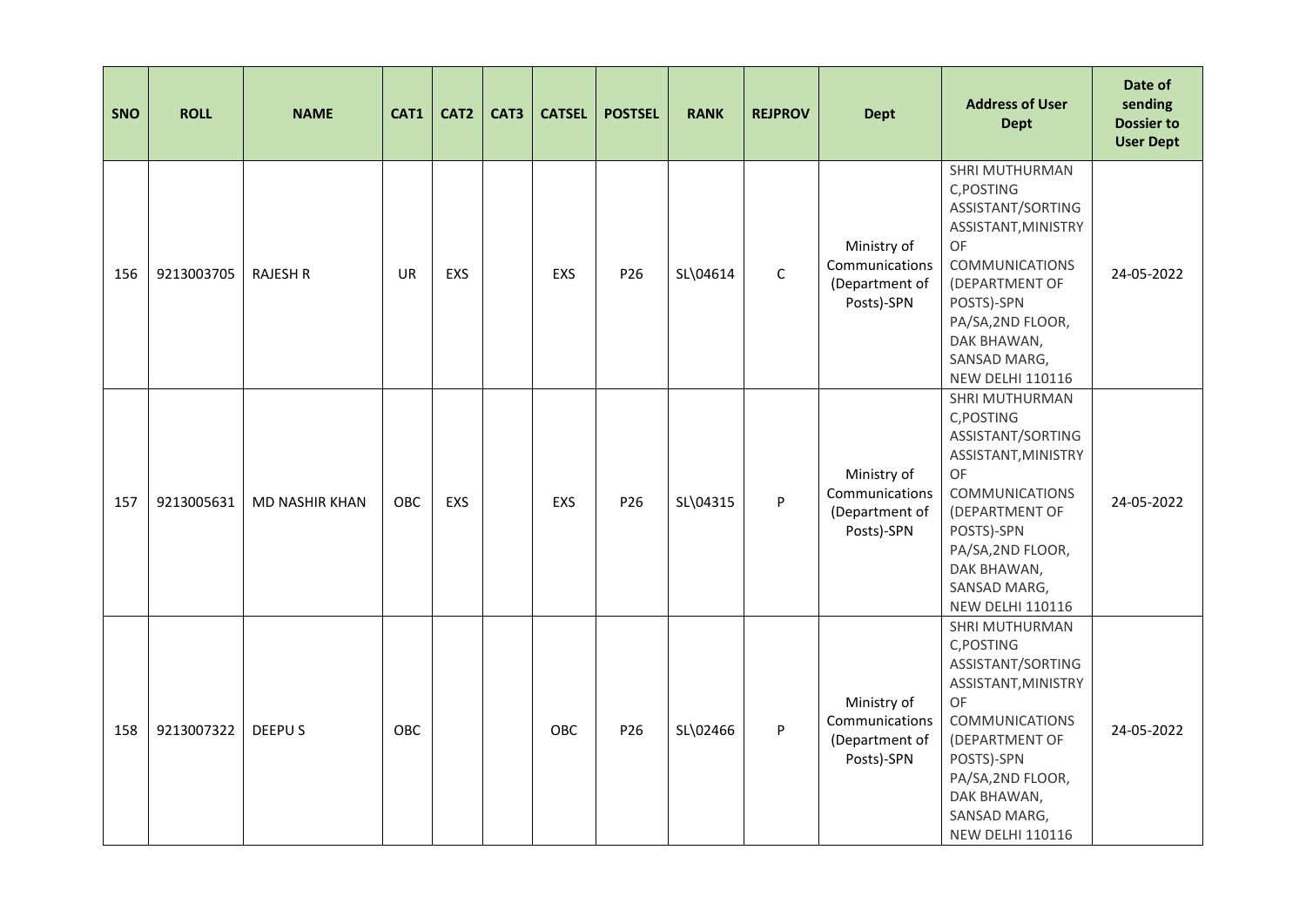| SNO | ROLL | NAME | CAT1 | CAT2 | CAT3 | CATSEL | POSTSEL | RANK | REJPROV | Dept | Address of User Dept | Date of sending Dossier to User Dept |
|---|---|---|---|---|---|---|---|---|---|---|---|---|
| 156 | 9213003705 | RAJESH R | UR | EXS | | EXS | P26 | SL\04614 | C | Ministry of Communications (Department of Posts)-SPN | SHRI MUTHURMAN C,POSTING ASSISTANT/SORTING ASSISTANT,MINISTRY OF COMMUNICATIONS (DEPARTMENT OF POSTS)-SPN PA/SA,2ND FLOOR, DAK BHAWAN, SANSAD MARG, NEW DELHI 110116 | 24-05-2022 |
| 157 | 9213005631 | MD NASHIR KHAN | OBC | EXS | | EXS | P26 | SL\04315 | P | Ministry of Communications (Department of Posts)-SPN | SHRI MUTHURMAN C,POSTING ASSISTANT/SORTING ASSISTANT,MINISTRY OF COMMUNICATIONS (DEPARTMENT OF POSTS)-SPN PA/SA,2ND FLOOR, DAK BHAWAN, SANSAD MARG, NEW DELHI 110116 | 24-05-2022 |
| 158 | 9213007322 | DEEPU S | OBC | | | OBC | P26 | SL\02466 | P | Ministry of Communications (Department of Posts)-SPN | SHRI MUTHURMAN C,POSTING ASSISTANT/SORTING ASSISTANT,MINISTRY OF COMMUNICATIONS (DEPARTMENT OF POSTS)-SPN PA/SA,2ND FLOOR, DAK BHAWAN, SANSAD MARG, NEW DELHI 110116 | 24-05-2022 |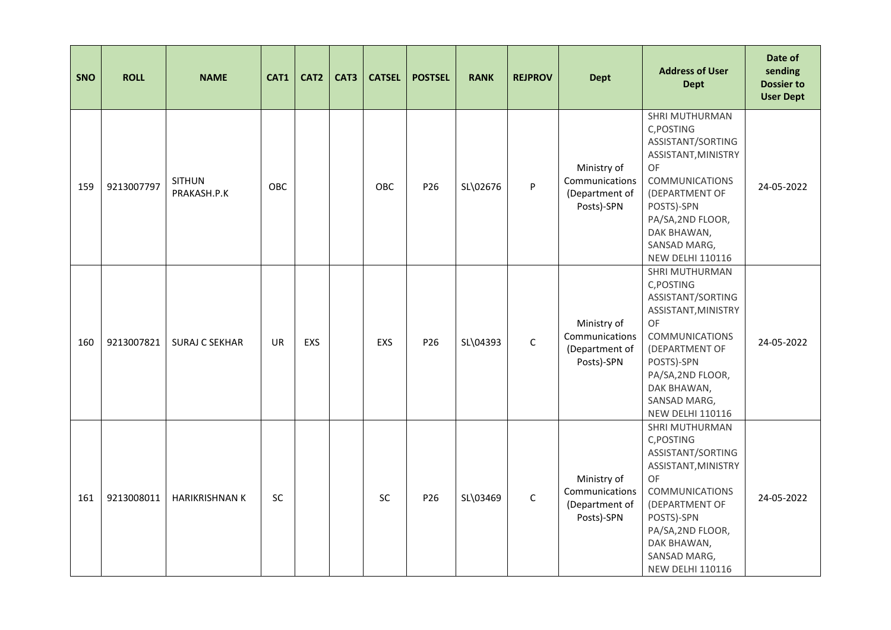| SNO | ROLL | NAME | CAT1 | CAT2 | CAT3 | CATSEL | POSTSEL | RANK | REJPROV | Dept | Address of User Dept | Date of sending Dossier to User Dept |
|---|---|---|---|---|---|---|---|---|---|---|---|---|
| 159 | 9213007797 | SITHUN PRAKASH.P.K | OBC | | | OBC | P26 | SL\02676 | P | Ministry of Communications (Department of Posts)-SPN | SHRI MUTHURMAN C,POSTING ASSISTANT/SORTING ASSISTANT,MINISTRY OF COMMUNICATIONS (DEPARTMENT OF POSTS)-SPN PA/SA,2ND FLOOR, DAK BHAWAN, SANSAD MARG, NEW DELHI 110116 | 24-05-2022 |
| 160 | 9213007821 | SURAJ C SEKHAR | UR | EXS | | EXS | P26 | SL\04393 | C | Ministry of Communications (Department of Posts)-SPN | SHRI MUTHURMAN C,POSTING ASSISTANT/SORTING ASSISTANT,MINISTRY OF COMMUNICATIONS (DEPARTMENT OF POSTS)-SPN PA/SA,2ND FLOOR, DAK BHAWAN, SANSAD MARG, NEW DELHI 110116 | 24-05-2022 |
| 161 | 9213008011 | HARIKRISHNAN K | SC | | | SC | P26 | SL\03469 | C | Ministry of Communications (Department of Posts)-SPN | SHRI MUTHURMAN C,POSTING ASSISTANT/SORTING ASSISTANT,MINISTRY OF COMMUNICATIONS (DEPARTMENT OF POSTS)-SPN PA/SA,2ND FLOOR, DAK BHAWAN, SANSAD MARG, NEW DELHI 110116 | 24-05-2022 |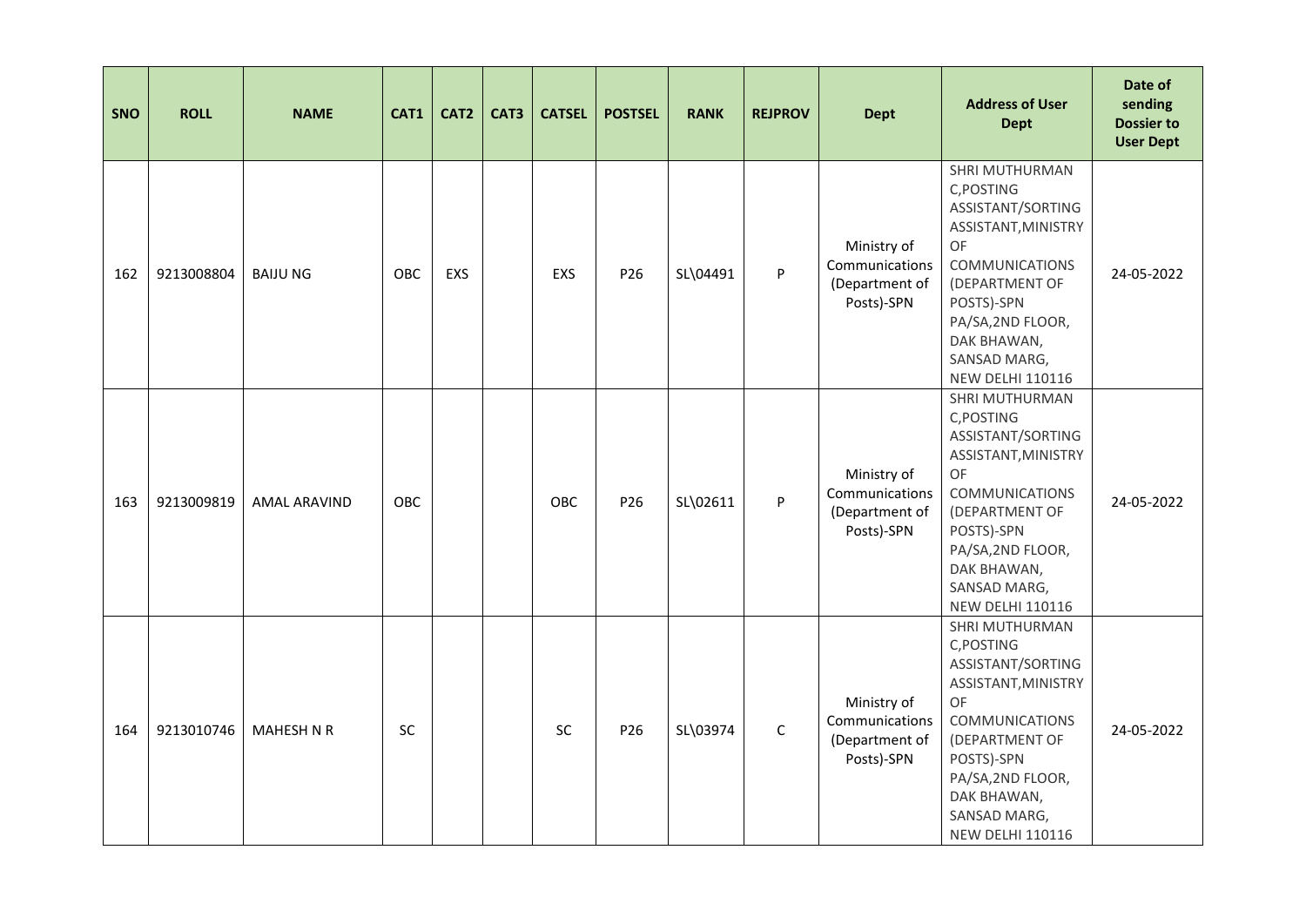| SNO | ROLL | NAME | CAT1 | CAT2 | CAT3 | CATSEL | POSTSEL | RANK | REJPROV | Dept | Address of User Dept | Date of sending Dossier to User Dept |
|---|---|---|---|---|---|---|---|---|---|---|---|---|
| 162 | 9213008804 | BAIJU NG | OBC | EXS | | EXS | P26 | SL\04491 | P | Ministry of Communications (Department of Posts)-SPN | SHRI MUTHURMAN C,POSTING ASSISTANT/SORTING ASSISTANT,MINISTRY OF COMMUNICATIONS (DEPARTMENT OF POSTS)-SPN PA/SA,2ND FLOOR, DAK BHAWAN, SANSAD MARG, NEW DELHI 110116 | 24-05-2022 |
| 163 | 9213009819 | AMAL ARAVIND | OBC | | | OBC | P26 | SL\02611 | P | Ministry of Communications (Department of Posts)-SPN | SHRI MUTHURMAN C,POSTING ASSISTANT/SORTING ASSISTANT,MINISTRY OF COMMUNICATIONS (DEPARTMENT OF POSTS)-SPN PA/SA,2ND FLOOR, DAK BHAWAN, SANSAD MARG, NEW DELHI 110116 | 24-05-2022 |
| 164 | 9213010746 | MAHESH N R | SC | | | SC | P26 | SL\03974 | C | Ministry of Communications (Department of Posts)-SPN | SHRI MUTHURMAN C,POSTING ASSISTANT/SORTING ASSISTANT,MINISTRY OF COMMUNICATIONS (DEPARTMENT OF POSTS)-SPN PA/SA,2ND FLOOR, DAK BHAWAN, SANSAD MARG, NEW DELHI 110116 | 24-05-2022 |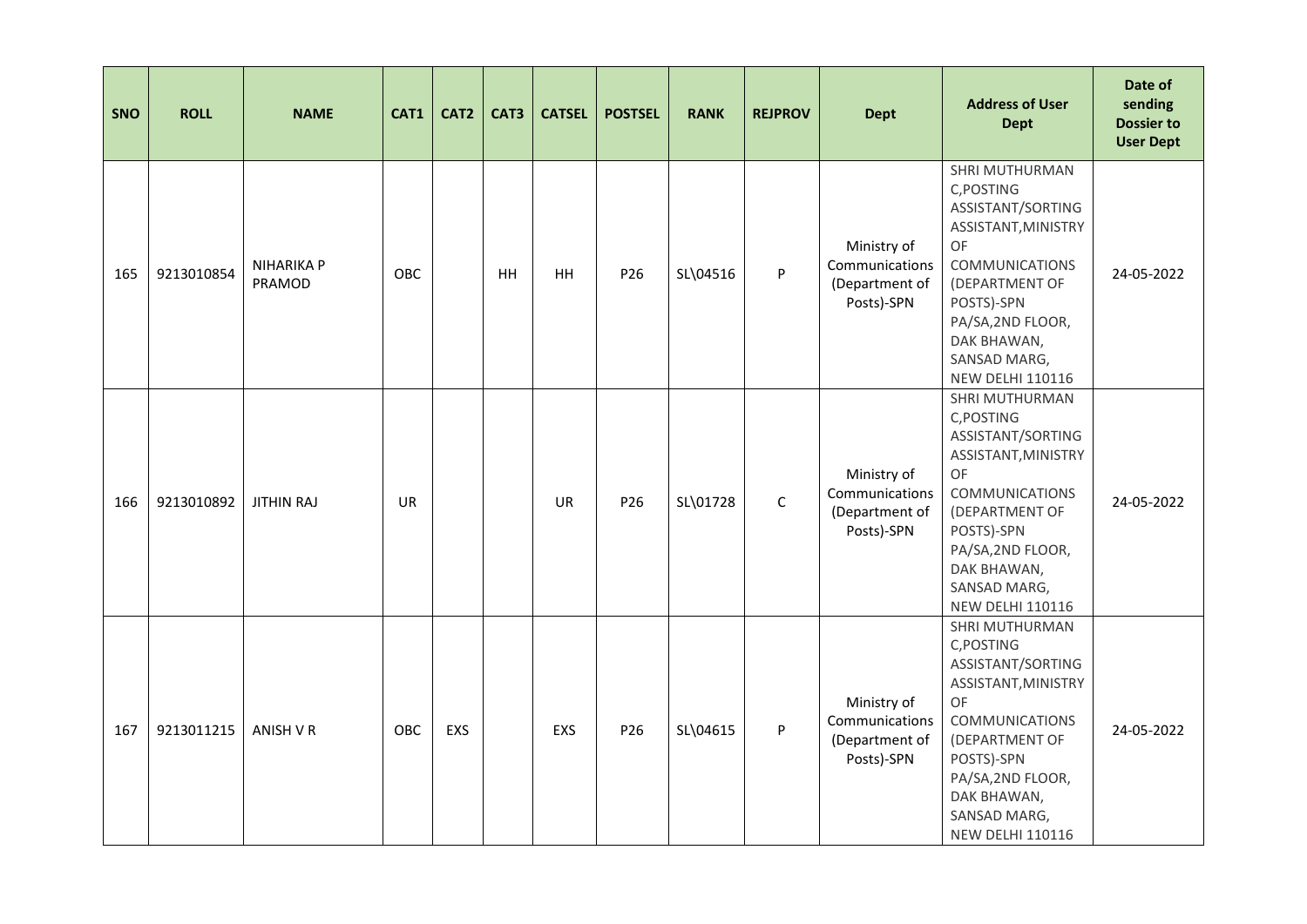| SNO | ROLL | NAME | CAT1 | CAT2 | CAT3 | CATSEL | POSTSEL | RANK | REJPROV | Dept | Address of User Dept | Date of sending Dossier to User Dept |
|---|---|---|---|---|---|---|---|---|---|---|---|---|
| 165 | 9213010854 | NIHARIKA P PRAMOD | OBC | | HH | HH | P26 | SL\04516 | P | Ministry of Communications (Department of Posts)-SPN | SHRI MUTHURMAN C,POSTING ASSISTANT/SORTING ASSISTANT,MINISTRY OF COMMUNICATIONS (DEPARTMENT OF POSTS)-SPN PA/SA,2ND FLOOR, DAK BHAWAN, SANSAD MARG, NEW DELHI 110116 | 24-05-2022 |
| 166 | 9213010892 | JITHIN RAJ | UR | | | UR | P26 | SL\01728 | C | Ministry of Communications (Department of Posts)-SPN | SHRI MUTHURMAN C,POSTING ASSISTANT/SORTING ASSISTANT,MINISTRY OF COMMUNICATIONS (DEPARTMENT OF POSTS)-SPN PA/SA,2ND FLOOR, DAK BHAWAN, SANSAD MARG, NEW DELHI 110116 | 24-05-2022 |
| 167 | 9213011215 | ANISH V R | OBC | EXS | | EXS | P26 | SL\04615 | P | Ministry of Communications (Department of Posts)-SPN | SHRI MUTHURMAN C,POSTING ASSISTANT/SORTING ASSISTANT,MINISTRY OF COMMUNICATIONS (DEPARTMENT OF POSTS)-SPN PA/SA,2ND FLOOR, DAK BHAWAN, SANSAD MARG, NEW DELHI 110116 | 24-05-2022 |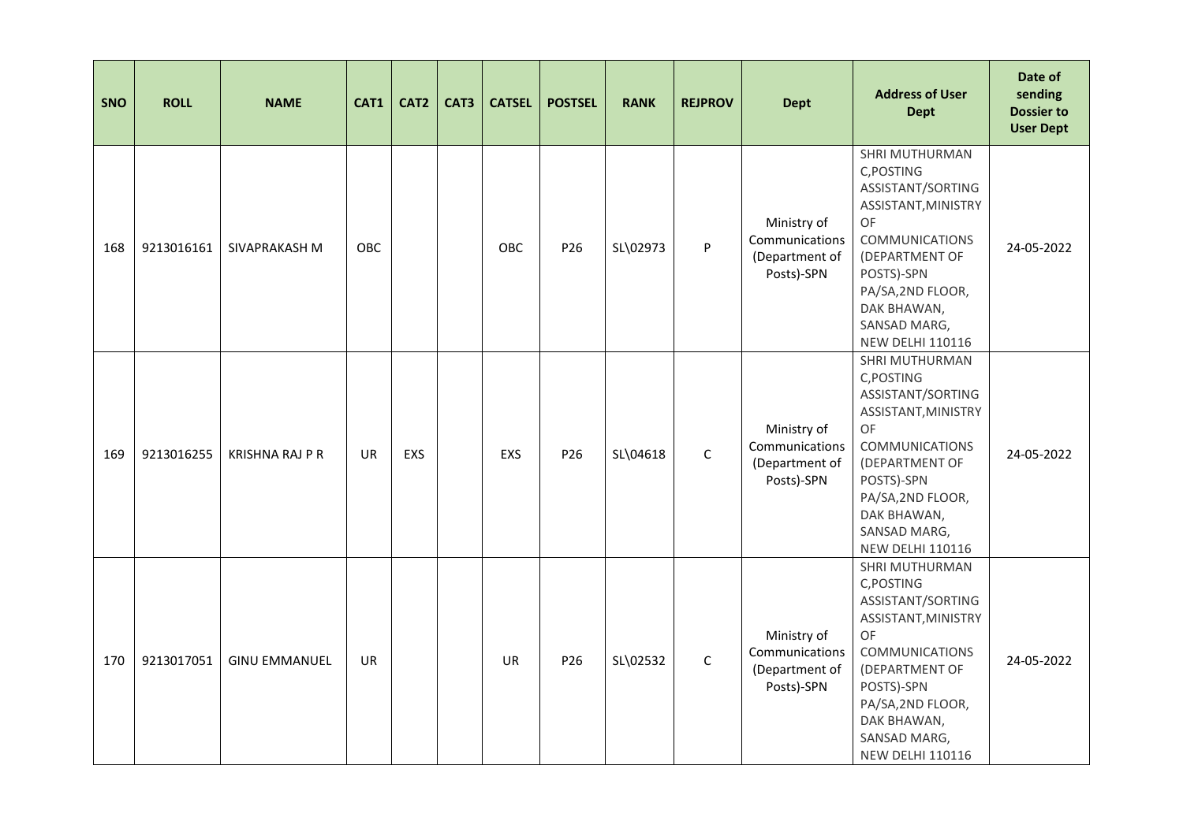| SNO | ROLL | NAME | CAT1 | CAT2 | CAT3 | CATSEL | POSTSEL | RANK | REJPROV | Dept | Address of User Dept | Date of sending Dossier to User Dept |
|---|---|---|---|---|---|---|---|---|---|---|---|---|
| 168 | 9213016161 | SIVAPRAKASH M | OBC | | | OBC | P26 | SL\02973 | P | Ministry of Communications (Department of Posts)-SPN | SHRI MUTHURMAN C,POSTING ASSISTANT/SORTING ASSISTANT,MINISTRY OF COMMUNICATIONS (DEPARTMENT OF POSTS)-SPN PA/SA,2ND FLOOR, DAK BHAWAN, SANSAD MARG, NEW DELHI 110116 | 24-05-2022 |
| 169 | 9213016255 | KRISHNA RAJ P R | UR | EXS | | EXS | P26 | SL\04618 | C | Ministry of Communications (Department of Posts)-SPN | SHRI MUTHURMAN C,POSTING ASSISTANT/SORTING ASSISTANT,MINISTRY OF COMMUNICATIONS (DEPARTMENT OF POSTS)-SPN PA/SA,2ND FLOOR, DAK BHAWAN, SANSAD MARG, NEW DELHI 110116 | 24-05-2022 |
| 170 | 9213017051 | GINU EMMANUEL | UR | | | UR | P26 | SL\02532 | C | Ministry of Communications (Department of Posts)-SPN | SHRI MUTHURMAN C,POSTING ASSISTANT/SORTING ASSISTANT,MINISTRY OF COMMUNICATIONS (DEPARTMENT OF POSTS)-SPN PA/SA,2ND FLOOR, DAK BHAWAN, SANSAD MARG, NEW DELHI 110116 | 24-05-2022 |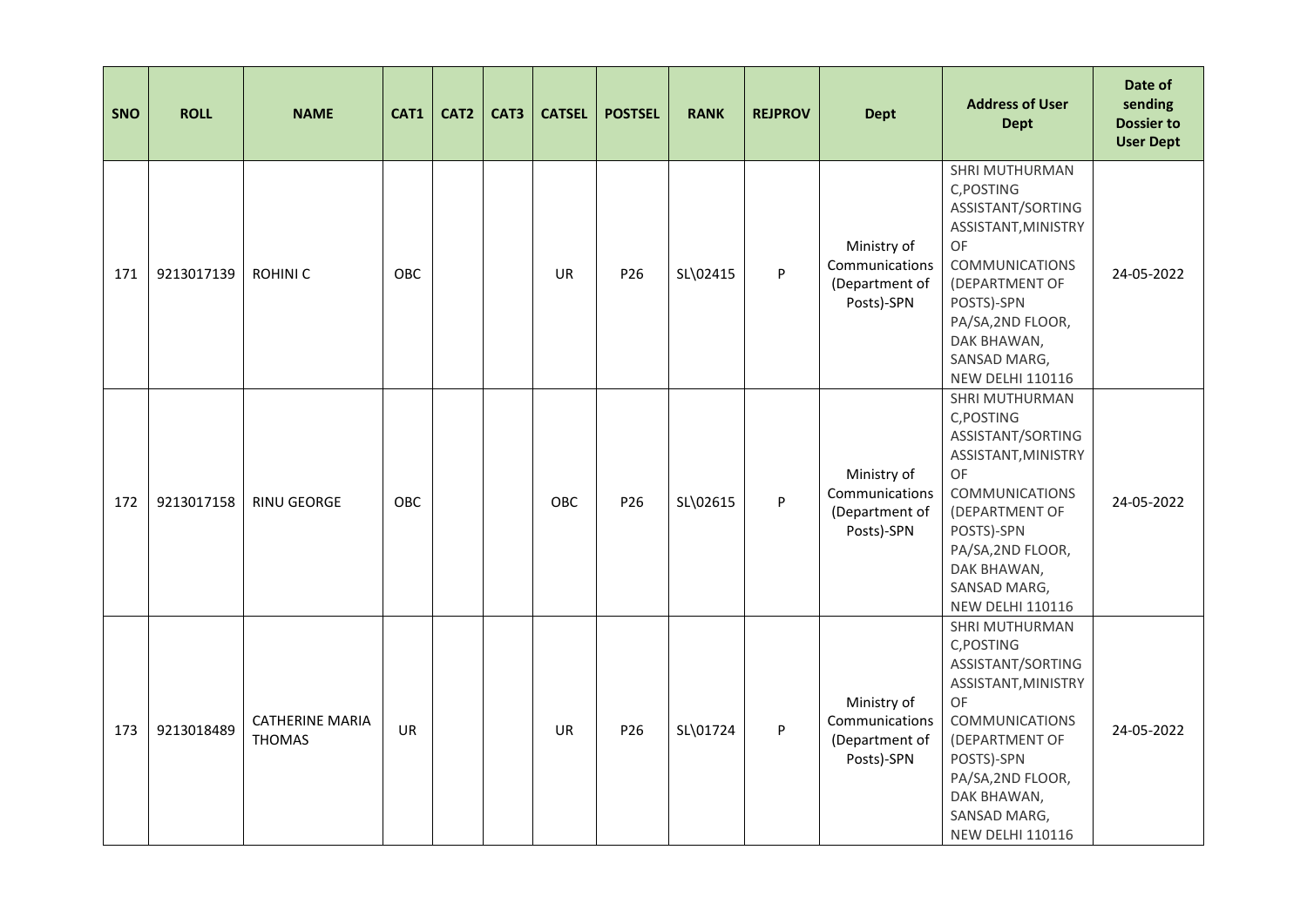| SNO | ROLL | NAME | CAT1 | CAT2 | CAT3 | CATSEL | POSTSEL | RANK | REJPROV | Dept | Address of User Dept | Date of sending Dossier to User Dept |
|---|---|---|---|---|---|---|---|---|---|---|---|---|
| 171 | 9213017139 | ROHINI C | OBC | | | UR | P26 | SL\02415 | P | Ministry of Communications (Department of Posts)-SPN | SHRI MUTHURMAN C,POSTING ASSISTANT/SORTING ASSISTANT,MINISTRY OF COMMUNICATIONS (DEPARTMENT OF POSTS)-SPN PA/SA,2ND FLOOR, DAK BHAWAN, SANSAD MARG, NEW DELHI 110116 | 24-05-2022 |
| 172 | 9213017158 | RINU GEORGE | OBC | | | OBC | P26 | SL\02615 | P | Ministry of Communications (Department of Posts)-SPN | SHRI MUTHURMAN C,POSTING ASSISTANT/SORTING ASSISTANT,MINISTRY OF COMMUNICATIONS (DEPARTMENT OF POSTS)-SPN PA/SA,2ND FLOOR, DAK BHAWAN, SANSAD MARG, NEW DELHI 110116 | 24-05-2022 |
| 173 | 9213018489 | CATHERINE MARIA THOMAS | UR | | | UR | P26 | SL\01724 | P | Ministry of Communications (Department of Posts)-SPN | SHRI MUTHURMAN C,POSTING ASSISTANT/SORTING ASSISTANT,MINISTRY OF COMMUNICATIONS (DEPARTMENT OF POSTS)-SPN PA/SA,2ND FLOOR, DAK BHAWAN, SANSAD MARG, NEW DELHI 110116 | 24-05-2022 |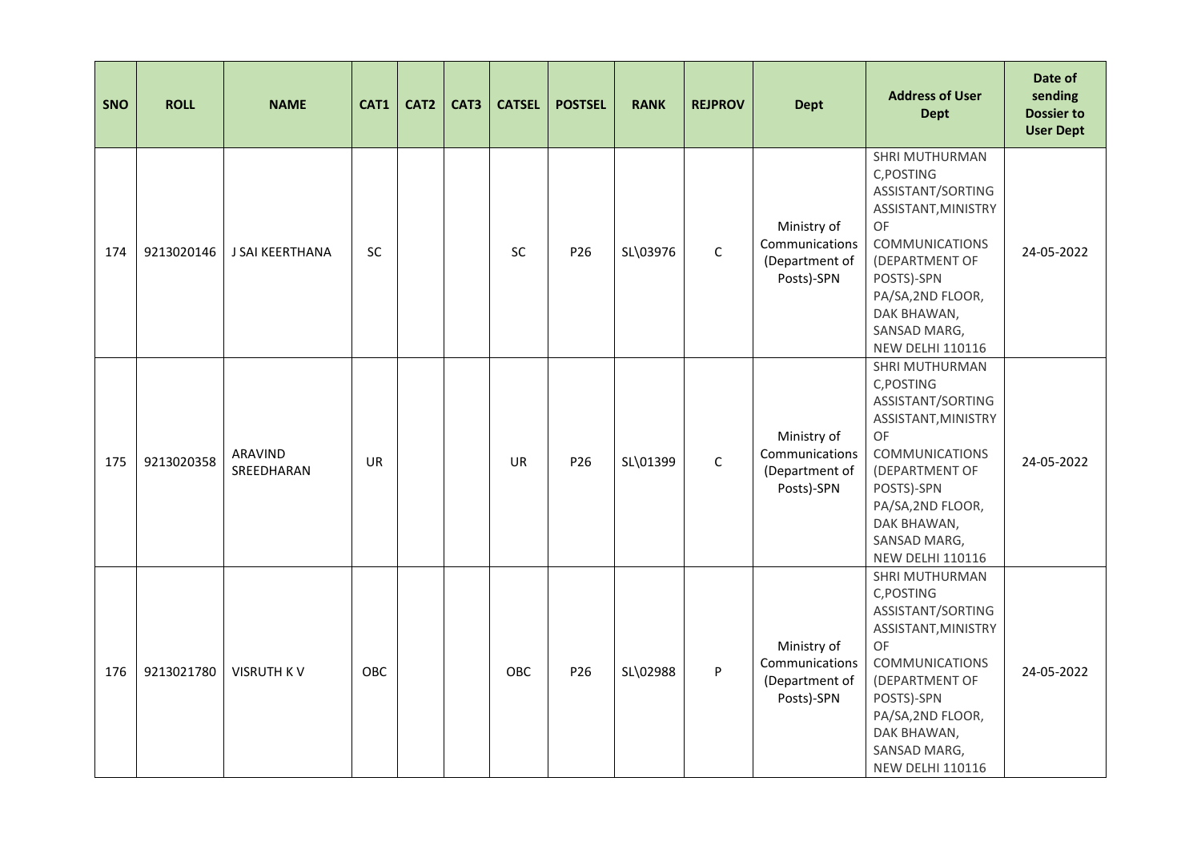| SNO | ROLL | NAME | CAT1 | CAT2 | CAT3 | CATSEL | POSTSEL | RANK | REJPROV | Dept | Address of User Dept | Date of sending Dossier to User Dept |
|---|---|---|---|---|---|---|---|---|---|---|---|---|
| 174 | 9213020146 | J SAI KEERTHANA | SC | | | SC | P26 | SL\03976 | C | Ministry of Communications (Department of Posts)-SPN | SHRI MUTHURMAN C,POSTING ASSISTANT/SORTING ASSISTANT,MINISTRY OF COMMUNICATIONS (DEPARTMENT OF POSTS)-SPN PA/SA,2ND FLOOR, DAK BHAWAN, SANSAD MARG, NEW DELHI 110116 | 24-05-2022 |
| 175 | 9213020358 | ARAVIND SREEDHARAN | UR | | | UR | P26 | SL\01399 | C | Ministry of Communications (Department of Posts)-SPN | SHRI MUTHURMAN C,POSTING ASSISTANT/SORTING ASSISTANT,MINISTRY OF COMMUNICATIONS (DEPARTMENT OF POSTS)-SPN PA/SA,2ND FLOOR, DAK BHAWAN, SANSAD MARG, NEW DELHI 110116 | 24-05-2022 |
| 176 | 9213021780 | VISRUTH K V | OBC | | | OBC | P26 | SL\02988 | P | Ministry of Communications (Department of Posts)-SPN | SHRI MUTHURMAN C,POSTING ASSISTANT/SORTING ASSISTANT,MINISTRY OF COMMUNICATIONS (DEPARTMENT OF POSTS)-SPN PA/SA,2ND FLOOR, DAK BHAWAN, SANSAD MARG, NEW DELHI 110116 | 24-05-2022 |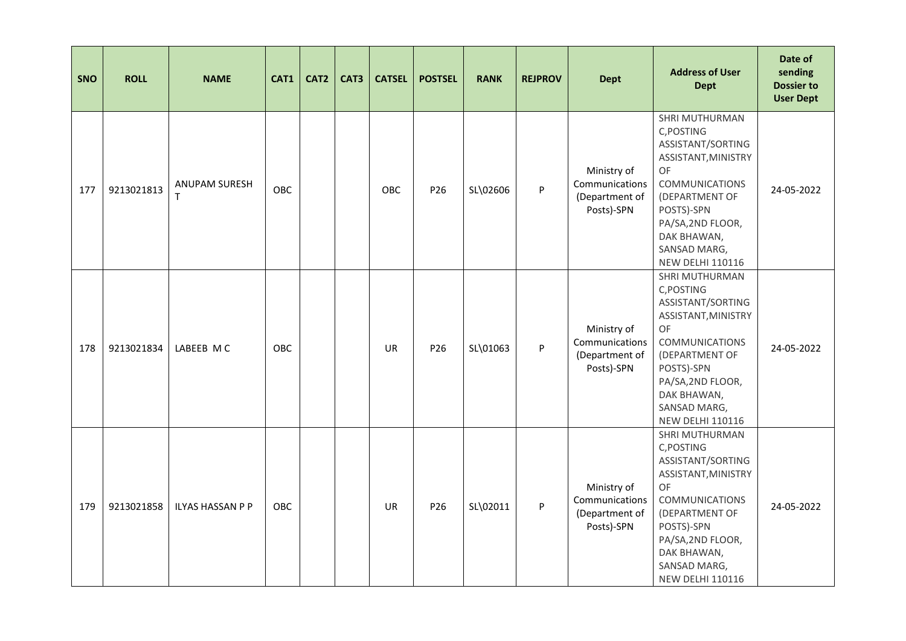| SNO | ROLL | NAME | CAT1 | CAT2 | CAT3 | CATSEL | POSTSEL | RANK | REJPROV | Dept | Address of User Dept | Date of sending Dossier to User Dept |
|---|---|---|---|---|---|---|---|---|---|---|---|---|
| 177 | 9213021813 | ANUPAM SURESH T | OBC | | | OBC | P26 | SL\02606 | P | Ministry of Communications (Department of Posts)-SPN | SHRI MUTHURMAN C,POSTING ASSISTANT/SORTING ASSISTANT,MINISTRY OF COMMUNICATIONS (DEPARTMENT OF POSTS)-SPN PA/SA,2ND FLOOR, DAK BHAWAN, SANSAD MARG, NEW DELHI 110116 | 24-05-2022 |
| 178 | 9213021834 | LABEEB M C | OBC | | | UR | P26 | SL\01063 | P | Ministry of Communications (Department of Posts)-SPN | SHRI MUTHURMAN C,POSTING ASSISTANT/SORTING ASSISTANT,MINISTRY OF COMMUNICATIONS (DEPARTMENT OF POSTS)-SPN PA/SA,2ND FLOOR, DAK BHAWAN, SANSAD MARG, NEW DELHI 110116 | 24-05-2022 |
| 179 | 9213021858 | ILYAS HASSAN P P | OBC | | | UR | P26 | SL\02011 | P | Ministry of Communications (Department of Posts)-SPN | SHRI MUTHURMAN C,POSTING ASSISTANT/SORTING ASSISTANT,MINISTRY OF COMMUNICATIONS (DEPARTMENT OF POSTS)-SPN PA/SA,2ND FLOOR, DAK BHAWAN, SANSAD MARG, NEW DELHI 110116 | 24-05-2022 |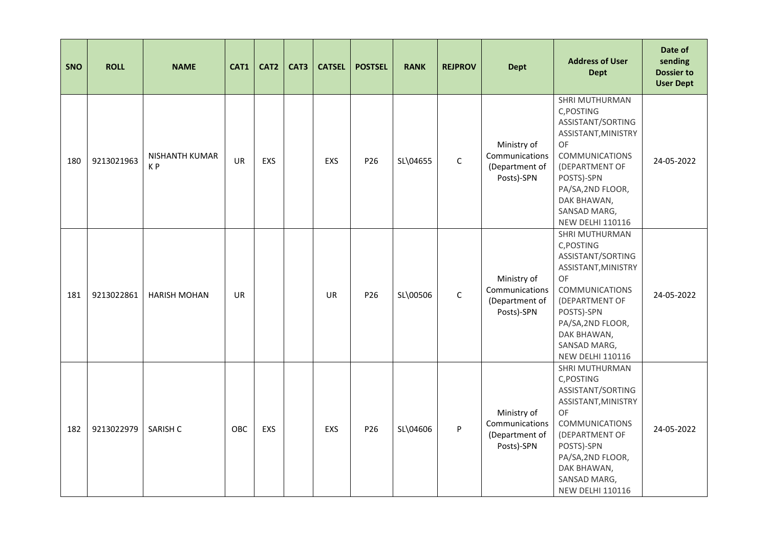| SNO | ROLL | NAME | CAT1 | CAT2 | CAT3 | CATSEL | POSTSEL | RANK | REJPROV | Dept | Address of User Dept | Date of sending Dossier to User Dept |
|---|---|---|---|---|---|---|---|---|---|---|---|---|
| 180 | 9213021963 | NISHANTH KUMAR K P | UR | EXS | | EXS | P26 | SL\04655 | C | Ministry of Communications (Department of Posts)-SPN | SHRI MUTHURMAN C,POSTING ASSISTANT/SORTING ASSISTANT,MINISTRY OF COMMUNICATIONS (DEPARTMENT OF POSTS)-SPN PA/SA,2ND FLOOR, DAK BHAWAN, SANSAD MARG, NEW DELHI 110116 | 24-05-2022 |
| 181 | 9213022861 | HARISH MOHAN | UR | | | UR | P26 | SL\00506 | C | Ministry of Communications (Department of Posts)-SPN | SHRI MUTHURMAN C,POSTING ASSISTANT/SORTING ASSISTANT,MINISTRY OF COMMUNICATIONS (DEPARTMENT OF POSTS)-SPN PA/SA,2ND FLOOR, DAK BHAWAN, SANSAD MARG, NEW DELHI 110116 | 24-05-2022 |
| 182 | 9213022979 | SARISH C | OBC | EXS | | EXS | P26 | SL\04606 | P | Ministry of Communications (Department of Posts)-SPN | SHRI MUTHURMAN C,POSTING ASSISTANT/SORTING ASSISTANT,MINISTRY OF COMMUNICATIONS (DEPARTMENT OF POSTS)-SPN PA/SA,2ND FLOOR, DAK BHAWAN, SANSAD MARG, NEW DELHI 110116 | 24-05-2022 |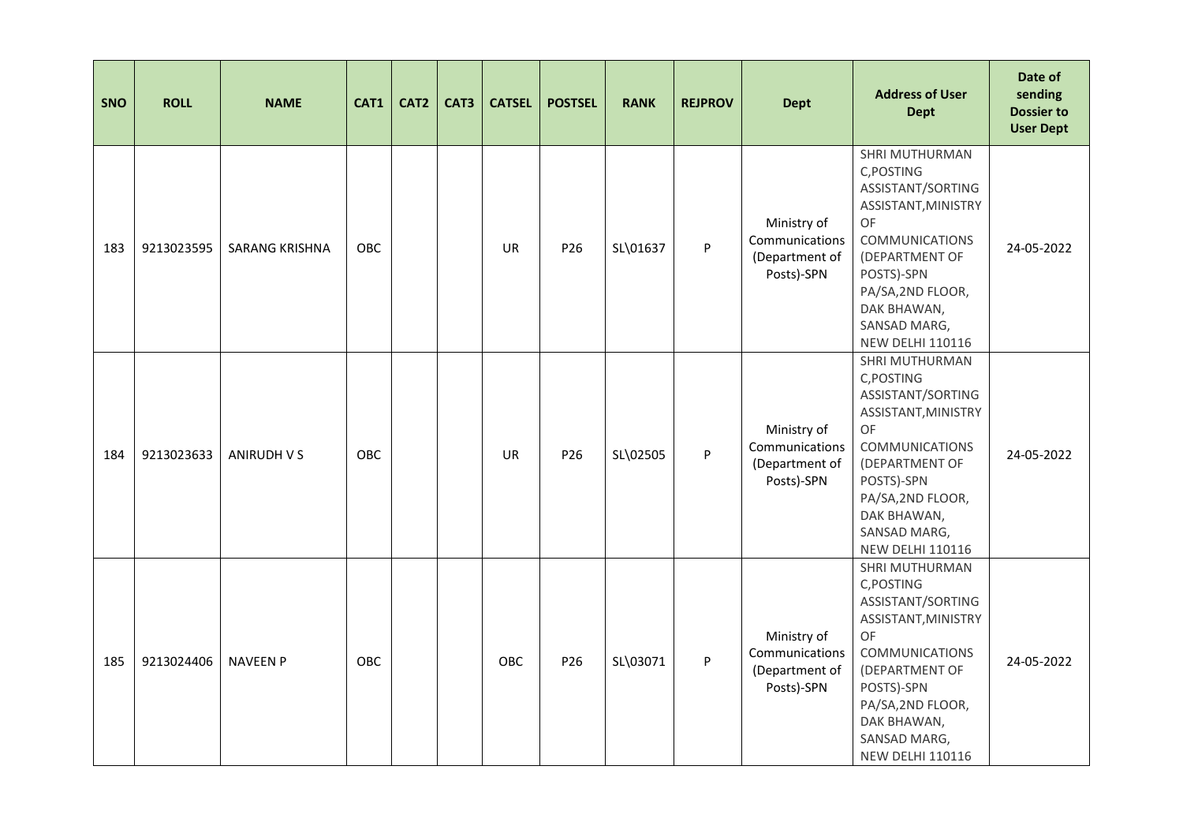| SNO | ROLL | NAME | CAT1 | CAT2 | CAT3 | CATSEL | POSTSEL | RANK | REJPROV | Dept | Address of User Dept | Date of sending Dossier to User Dept |
|---|---|---|---|---|---|---|---|---|---|---|---|---|
| 183 | 9213023595 | SARANG KRISHNA | OBC | | | UR | P26 | SL\01637 | P | Ministry of Communications (Department of Posts)-SPN | SHRI MUTHURMAN C,POSTING ASSISTANT/SORTING ASSISTANT,MINISTRY OF COMMUNICATIONS (DEPARTMENT OF POSTS)-SPN PA/SA,2ND FLOOR, DAK BHAWAN, SANSAD MARG, NEW DELHI 110116 | 24-05-2022 |
| 184 | 9213023633 | ANIRUDH V S | OBC | | | UR | P26 | SL\02505 | P | Ministry of Communications (Department of Posts)-SPN | SHRI MUTHURMAN C,POSTING ASSISTANT/SORTING ASSISTANT,MINISTRY OF COMMUNICATIONS (DEPARTMENT OF POSTS)-SPN PA/SA,2ND FLOOR, DAK BHAWAN, SANSAD MARG, NEW DELHI 110116 | 24-05-2022 |
| 185 | 9213024406 | NAVEEN P | OBC | | | OBC | P26 | SL\03071 | P | Ministry of Communications (Department of Posts)-SPN | SHRI MUTHURMAN C,POSTING ASSISTANT/SORTING ASSISTANT,MINISTRY OF COMMUNICATIONS (DEPARTMENT OF POSTS)-SPN PA/SA,2ND FLOOR, DAK BHAWAN, SANSAD MARG, NEW DELHI 110116 | 24-05-2022 |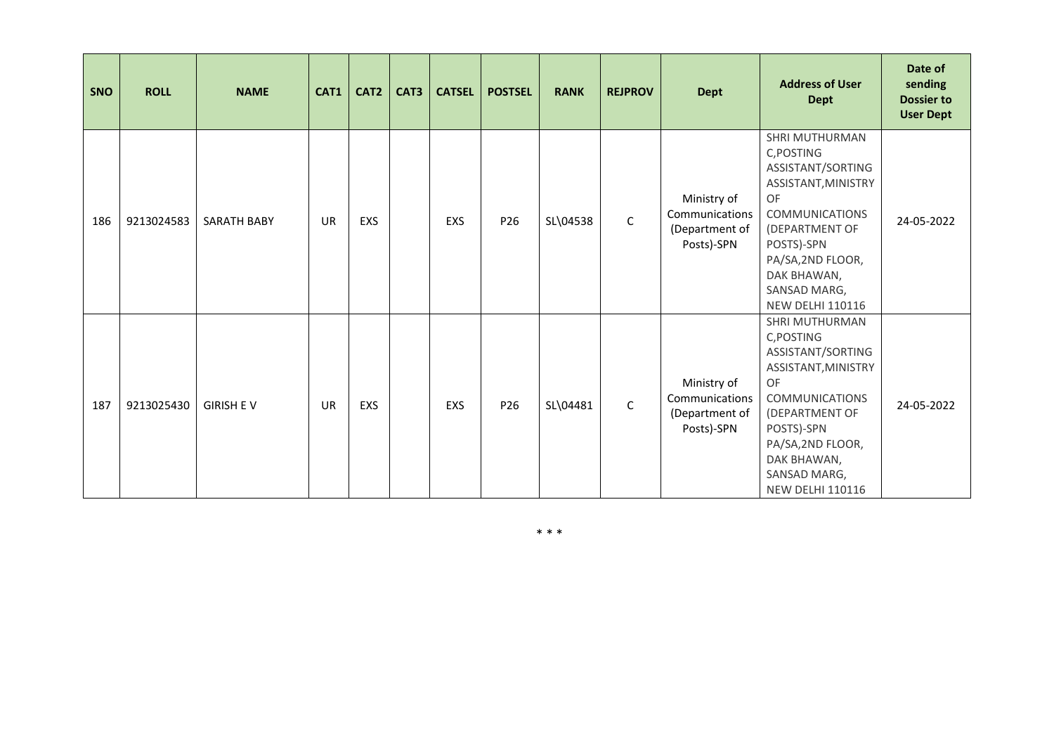| SNO | ROLL | NAME | CAT1 | CAT2 | CAT3 | CATSEL | POSTSEL | RANK | REJPROV | Dept | Address of User Dept | Date of sending Dossier to User Dept |
|---|---|---|---|---|---|---|---|---|---|---|---|---|
| 186 | 9213024583 | SARATH BABY | UR | EXS | | EXS | P26 | SL\04538 | C | Ministry of Communications (Department of Posts)-SPN | SHRI MUTHURMAN C,POSTING ASSISTANT/SORTING ASSISTANT,MINISTRY OF COMMUNICATIONS (DEPARTMENT OF POSTS)-SPN PA/SA,2ND FLOOR, DAK BHAWAN, SANSAD MARG, NEW DELHI 110116 | 24-05-2022 |
| 187 | 9213025430 | GIRISH E V | UR | EXS | | EXS | P26 | SL\04481 | C | Ministry of Communications (Department of Posts)-SPN | SHRI MUTHURMAN C,POSTING ASSISTANT/SORTING ASSISTANT,MINISTRY OF COMMUNICATIONS (DEPARTMENT OF POSTS)-SPN PA/SA,2ND FLOOR, DAK BHAWAN, SANSAD MARG, NEW DELHI 110116 | 24-05-2022 |

* * *